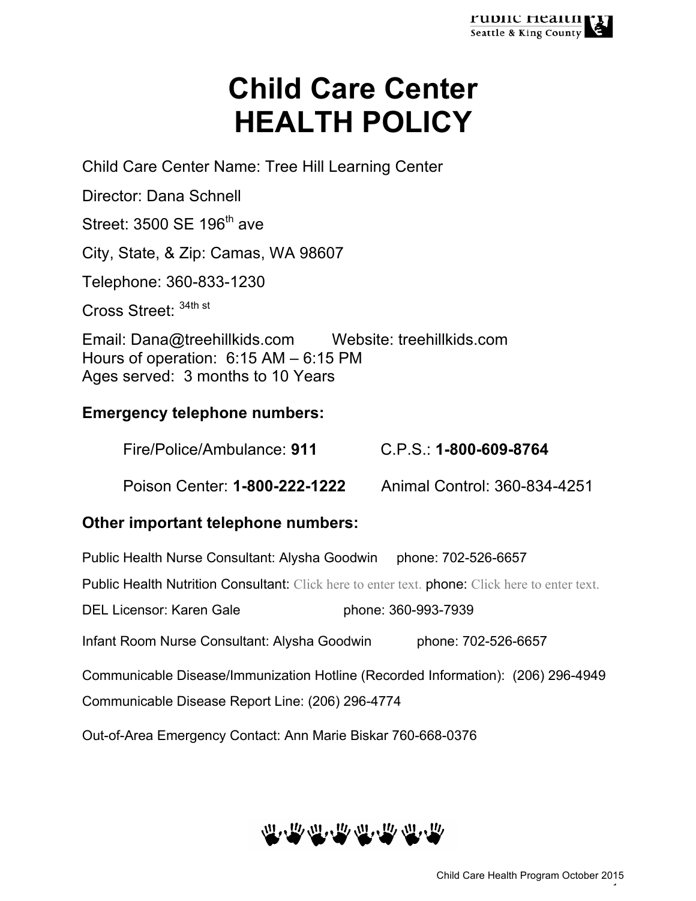# Child Care Center
# HEALTH POLICY

Child Care Center Name: Tree Hill Learning Center

Director: Dana Schnell

Street: 3500 SE 196th ave

City, State, & Zip: Camas, WA 98607

Telephone: 360-833-1230

Cross Street: 34th st

Email: Dana@treehillkids.com Website: treehillkids.com
Hours of operation: 6:15 AM – 6:15 PM
Ages served: 3 months to 10 Years

### Emergency telephone numbers:

Fire/Police/Ambulance: **911** C.P.S.: **1-800-609-8764**

Poison Center: **1-800-222-1222** Animal Control: 360-834-4251

### Other important telephone numbers:

Public Health Nurse Consultant: Alysha Goodwin phone: 702-526-6657

Public Health Nutrition Consultant: Click here to enter text. phone: Click here to enter text.

DEL Licensor: Karen Gale phone: 360-993-7939

Infant Room Nurse Consultant: Alysha Goodwin phone: 702-526-6657

Communicable Disease/Immunization Hotline (Recorded Information): (206) 296-4949

Communicable Disease Report Line: (206) 296-4774

Out-of-Area Emergency Contact: Ann Marie Biskar 760-668-0376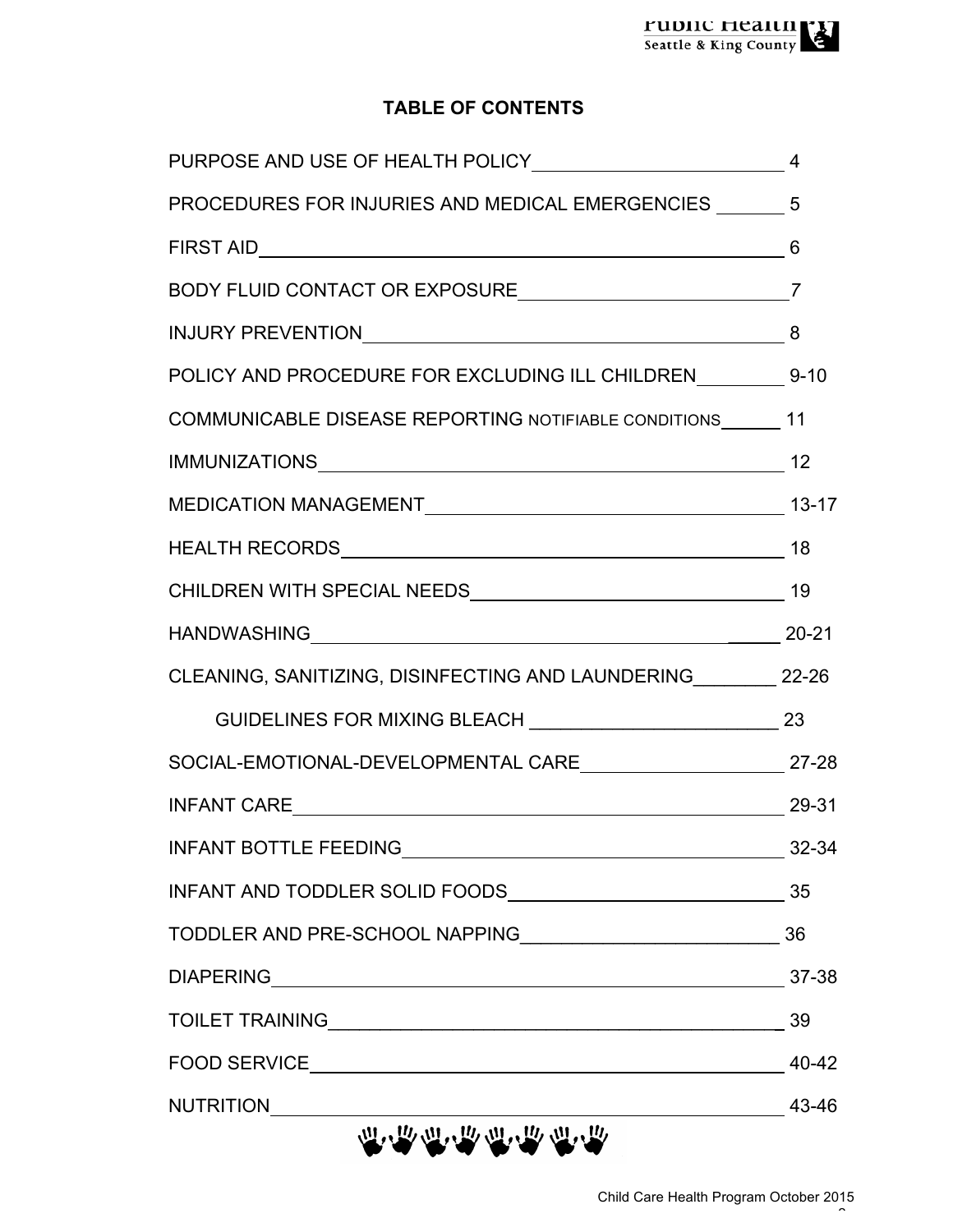# TABLE OF CONTENTS

| Section | Page |
|---|---|
| PURPOSE AND USE OF HEALTH POLICY | 4 |
| PROCEDURES FOR INJURIES AND MEDICAL EMERGENCIES | 5 |
| FIRST AID | 6 |
| BODY FLUID CONTACT OR EXPOSURE | 7 |
| INJURY PREVENTION | 8 |
| POLICY AND PROCEDURE FOR EXCLUDING ILL CHILDREN | 9-10 |
| COMMUNICABLE DISEASE REPORTING NOTIFIABLE CONDITIONS | 11 |
| IMMUNIZATIONS | 12 |
| MEDICATION MANAGEMENT | 13-17 |
| HEALTH RECORDS | 18 |
| CHILDREN WITH SPECIAL NEEDS | 19 |
| HANDWASHING | 20-21 |
| CLEANING, SANITIZING, DISINFECTING AND LAUNDERING | 22-26 |
| GUIDELINES FOR MIXING BLEACH | 23 |
| SOCIAL-EMOTIONAL-DEVELOPMENTAL CARE | 27-28 |
| INFANT CARE | 29-31 |
| INFANT BOTTLE FEEDING | 32-34 |
| INFANT AND TODDLER SOLID FOODS | 35 |
| TODDLER AND PRE-SCHOOL NAPPING | 36 |
| DIAPERING | 37-38 |
| TOILET TRAINING | 39 |
| FOOD SERVICE | 40-42 |
| NUTRITION | 43-46 |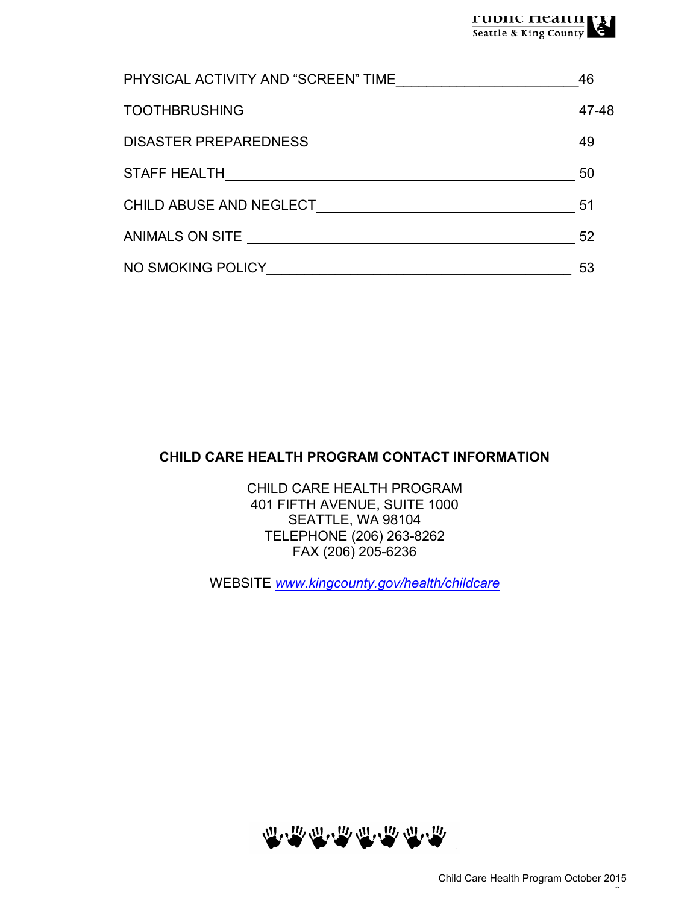| | |
|---|---|
| PHYSICAL ACTIVITY AND "SCREEN" TIME | 46 |
| TOOTHBRUSHING | 47-48 |
| DISASTER PREPAREDNESS | 49 |
| STAFF HEALTH | 50 |
| CHILD ABUSE AND NEGLECT | 51 |
| ANIMALS ON SITE | 52 |
| NO SMOKING POLICY | 53 |

**CHILD CARE HEALTH PROGRAM CONTACT INFORMATION**

CHILD CARE HEALTH PROGRAM
401 FIFTH AVENUE, SUITE 1000
SEATTLE, WA 98104
TELEPHONE (206) 263-8262
FAX (206) 205-6236

WEBSITE *www.kingcounty.gov/health/childcare*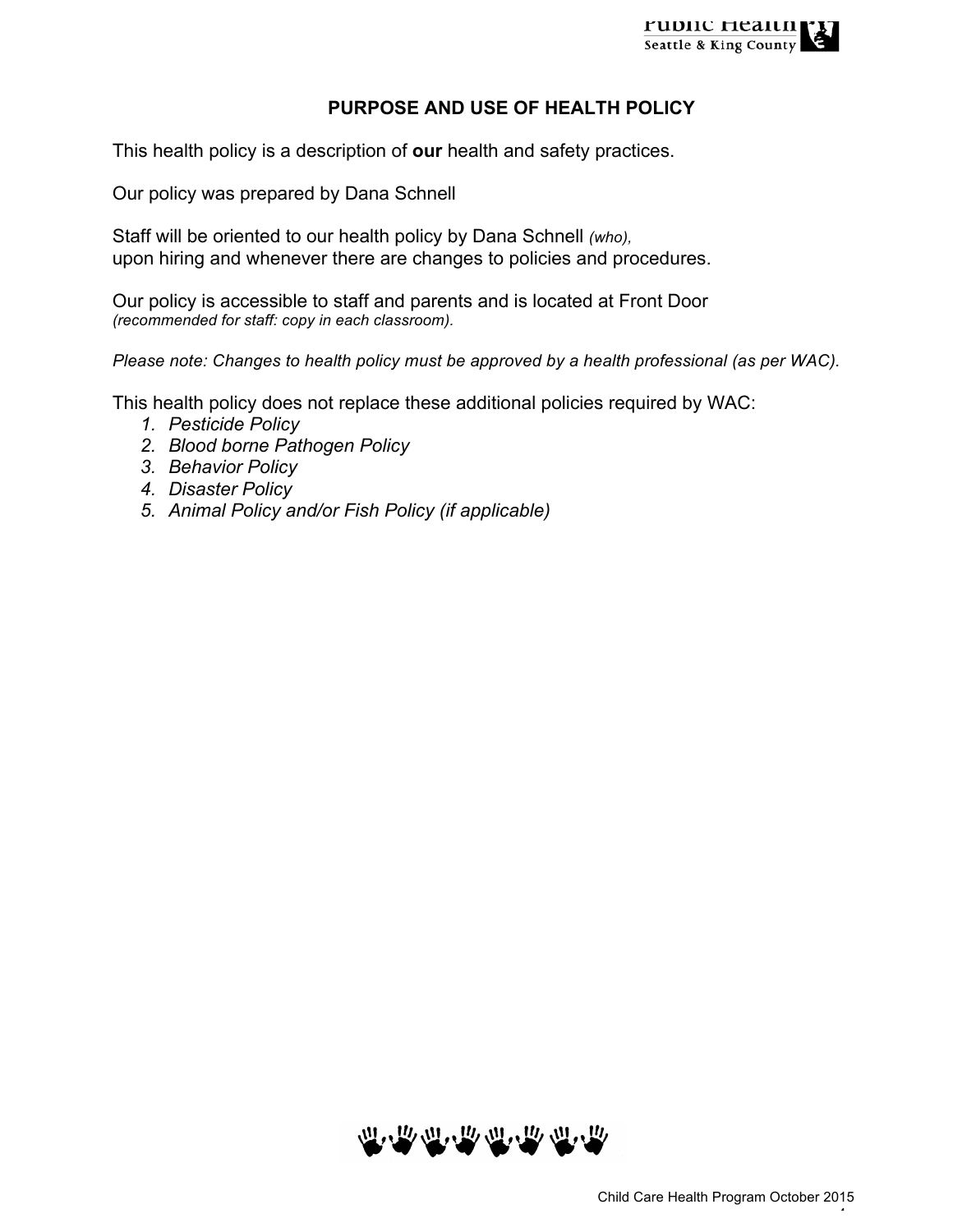## PURPOSE AND USE OF HEALTH POLICY

This health policy is a description of **our** health and safety practices.

Our policy was prepared by Dana Schnell

Staff will be oriented to our health policy by Dana Schnell *(who),*
upon hiring and whenever there are changes to policies and procedures.

Our policy is accessible to staff and parents and is located at Front Door
*(recommended for staff: copy in each classroom).*

*Please note: Changes to health policy must be approved by a health professional (as per WAC).*

This health policy does not replace these additional policies required by WAC:

1. *Pesticide Policy*
2. *Blood borne Pathogen Policy*
3. *Behavior Policy*
4. *Disaster Policy*
5. *Animal Policy and/or Fish Policy (if applicable)*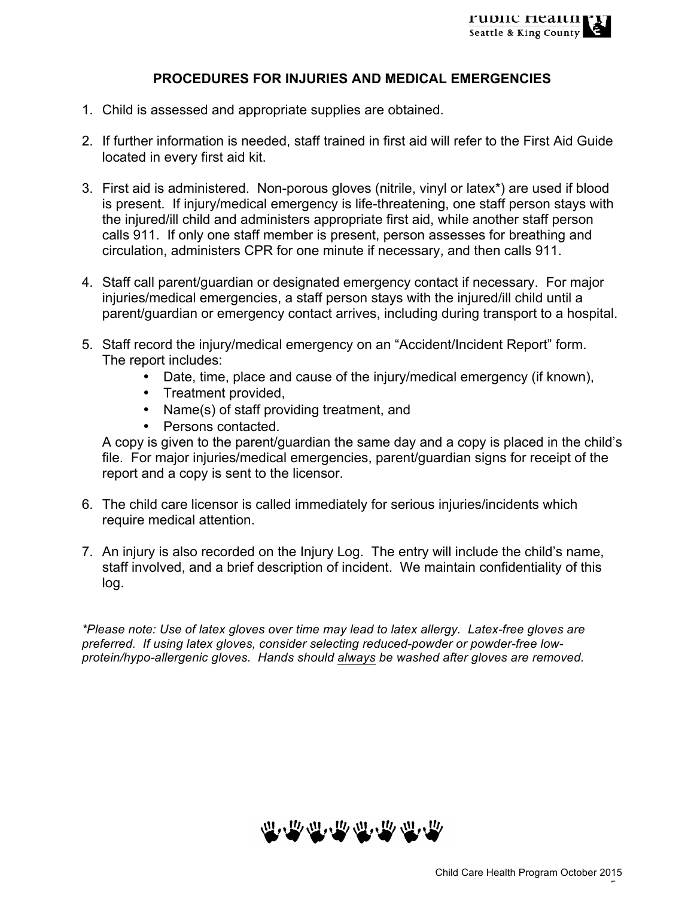## PROCEDURES FOR INJURIES AND MEDICAL EMERGENCIES

1. Child is assessed and appropriate supplies are obtained.

2. If further information is needed, staff trained in first aid will refer to the First Aid Guide located in every first aid kit.

3. First aid is administered. Non-porous gloves (nitrile, vinyl or latex*) are used if blood is present. If injury/medical emergency is life-threatening, one staff person stays with the injured/ill child and administers appropriate first aid, while another staff person calls 911. If only one staff member is present, person assesses for breathing and circulation, administers CPR for one minute if necessary, and then calls 911.

4. Staff call parent/guardian or designated emergency contact if necessary. For major injuries/medical emergencies, a staff person stays with the injured/ill child until a parent/guardian or emergency contact arrives, including during transport to a hospital.

5. Staff record the injury/medical emergency on an "Accident/Incident Report" form. The report includes:
   - Date, time, place and cause of the injury/medical emergency (if known),
   - Treatment provided,
   - Name(s) of staff providing treatment, and
   - Persons contacted.

   A copy is given to the parent/guardian the same day and a copy is placed in the child's file. For major injuries/medical emergencies, parent/guardian signs for receipt of the report and a copy is sent to the licensor.

6. The child care licensor is called immediately for serious injuries/incidents which require medical attention.

7. An injury is also recorded on the Injury Log. The entry will include the child's name, staff involved, and a brief description of incident. We maintain confidentiality of this log.

*\*Please note: Use of latex gloves over time may lead to latex allergy. Latex-free gloves are preferred. If using latex gloves, consider selecting reduced-powder or powder-free low-protein/hypo-allergenic gloves. Hands should <u>always</u> be washed after gloves are removed.*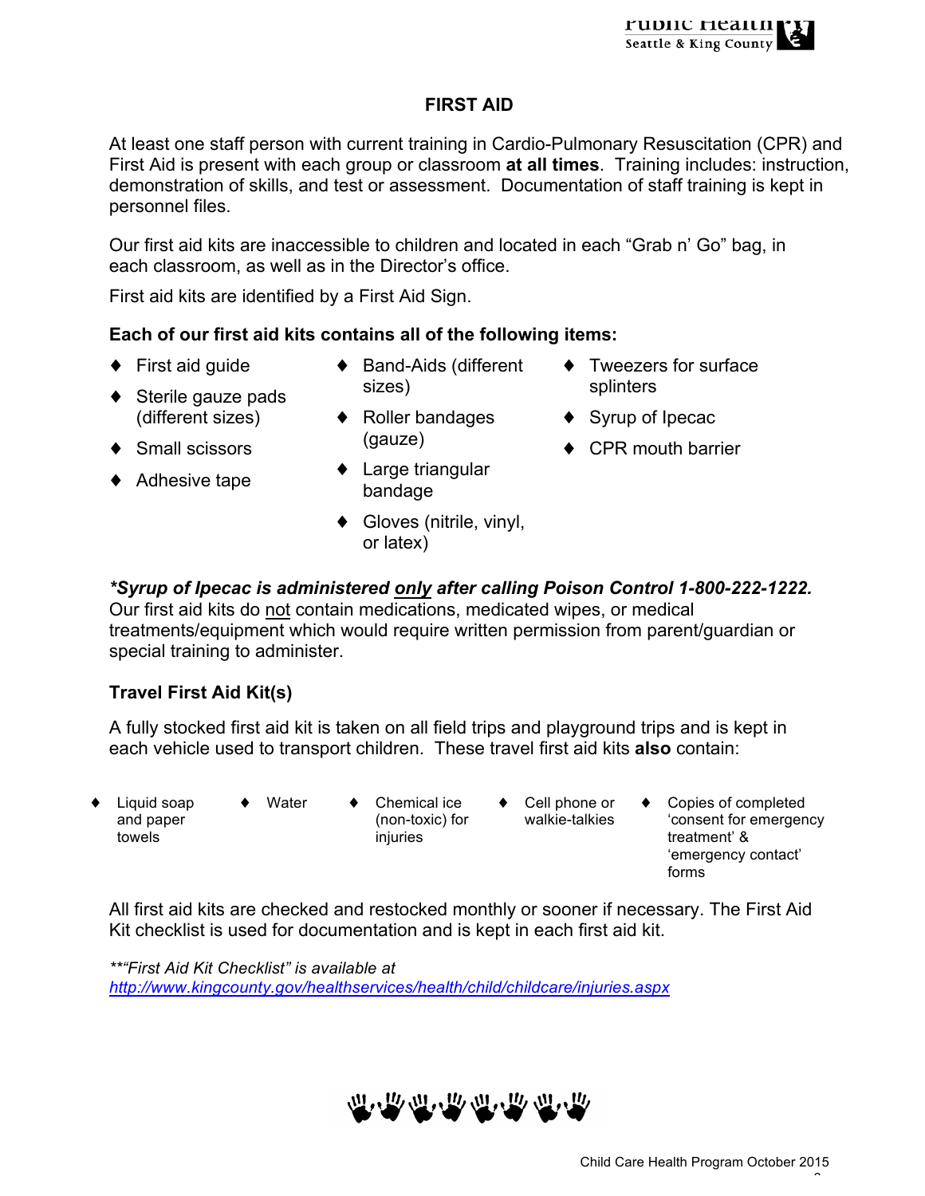## FIRST AID

At least one staff person with current training in Cardio-Pulmonary Resuscitation (CPR) and First Aid is present with each group or classroom **at all times**. Training includes: instruction, demonstration of skills, and test or assessment. Documentation of staff training is kept in personnel files.

Our first aid kits are inaccessible to children and located in each "Grab n' Go" bag, in each classroom, as well as in the Director's office.

First aid kits are identified by a First Aid Sign.

**Each of our first aid kits contains all of the following items:**

- First aid guide
- Sterile gauze pads (different sizes)
- Small scissors
- Adhesive tape
- Band-Aids (different sizes)
- Roller bandages (gauze)
- Large triangular bandage
- Gloves (nitrile, vinyl, or latex)
- Tweezers for surface splinters
- Syrup of Ipecac
- CPR mouth barrier

***Syrup of Ipecac is administered only after calling Poison Control 1-800-222-1222.***
Our first aid kits do not contain medications, medicated wipes, or medical treatments/equipment which would require written permission from parent/guardian or special training to administer.

### Travel First Aid Kit(s)

A fully stocked first aid kit is taken on all field trips and playground trips and is kept in each vehicle used to transport children. These travel first aid kits **also** contain:

- Liquid soap and paper towels
- Water
- Chemical ice (non-toxic) for injuries
- Cell phone or walkie-talkies
- Copies of completed 'consent for emergency treatment' & 'emergency contact' forms

All first aid kits are checked and restocked monthly or sooner if necessary. The First Aid Kit checklist is used for documentation and is kept in each first aid kit.

*\*\*"First Aid Kit Checklist" is available at http://www.kingcounty.gov/healthservices/health/child/childcare/injuries.aspx*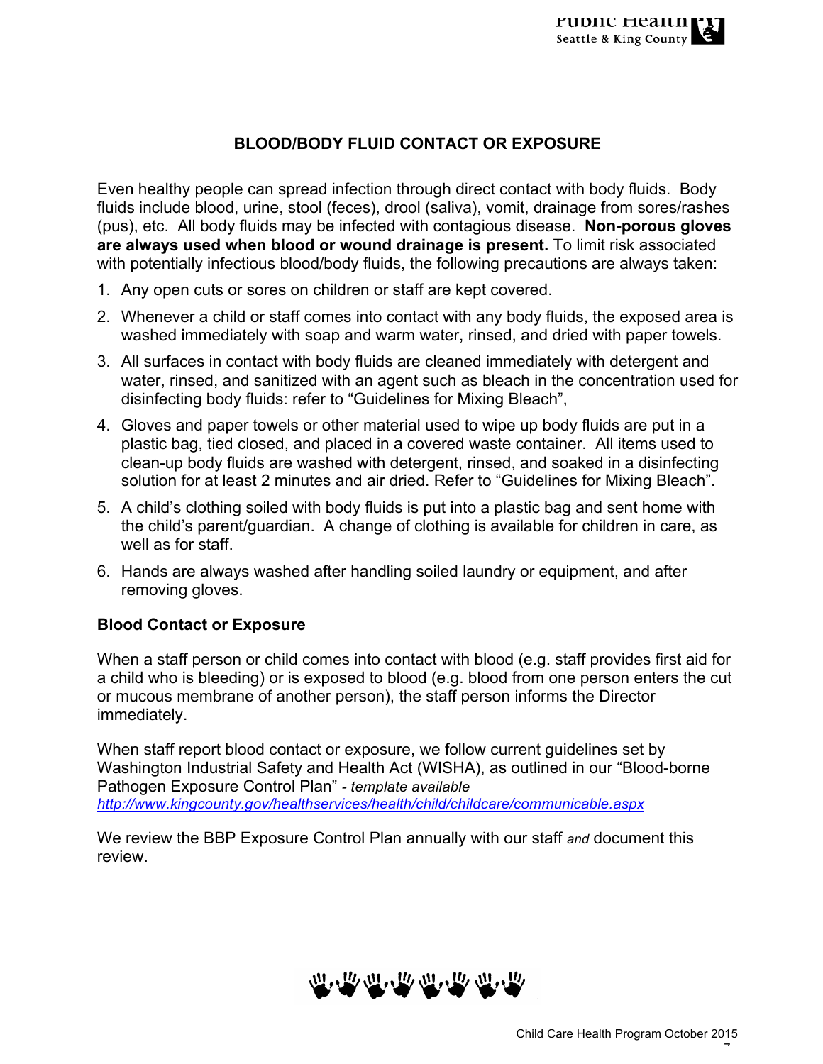# BLOOD/BODY FLUID CONTACT OR EXPOSURE

Even healthy people can spread infection through direct contact with body fluids. Body fluids include blood, urine, stool (feces), drool (saliva), vomit, drainage from sores/rashes (pus), etc. All body fluids may be infected with contagious disease. **Non-porous gloves are always used when blood or wound drainage is present.** To limit risk associated with potentially infectious blood/body fluids, the following precautions are always taken:

1. Any open cuts or sores on children or staff are kept covered.
2. Whenever a child or staff comes into contact with any body fluids, the exposed area is washed immediately with soap and warm water, rinsed, and dried with paper towels.
3. All surfaces in contact with body fluids are cleaned immediately with detergent and water, rinsed, and sanitized with an agent such as bleach in the concentration used for disinfecting body fluids: refer to "Guidelines for Mixing Bleach",
4. Gloves and paper towels or other material used to wipe up body fluids are put in a plastic bag, tied closed, and placed in a covered waste container. All items used to clean-up body fluids are washed with detergent, rinsed, and soaked in a disinfecting solution for at least 2 minutes and air dried. Refer to "Guidelines for Mixing Bleach".
5. A child's clothing soiled with body fluids is put into a plastic bag and sent home with the child's parent/guardian. A change of clothing is available for children in care, as well as for staff.
6. Hands are always washed after handling soiled laundry or equipment, and after removing gloves.

## Blood Contact or Exposure

When a staff person or child comes into contact with blood (e.g. staff provides first aid for a child who is bleeding) or is exposed to blood (e.g. blood from one person enters the cut or mucous membrane of another person), the staff person informs the Director immediately.

When staff report blood contact or exposure, we follow current guidelines set by Washington Industrial Safety and Health Act (WISHA), as outlined in our "Blood-borne Pathogen Exposure Control Plan" *- template available* *http://www.kingcounty.gov/healthservices/health/child/childcare/communicable.aspx*

We review the BBP Exposure Control Plan annually with our staff *and* document this review.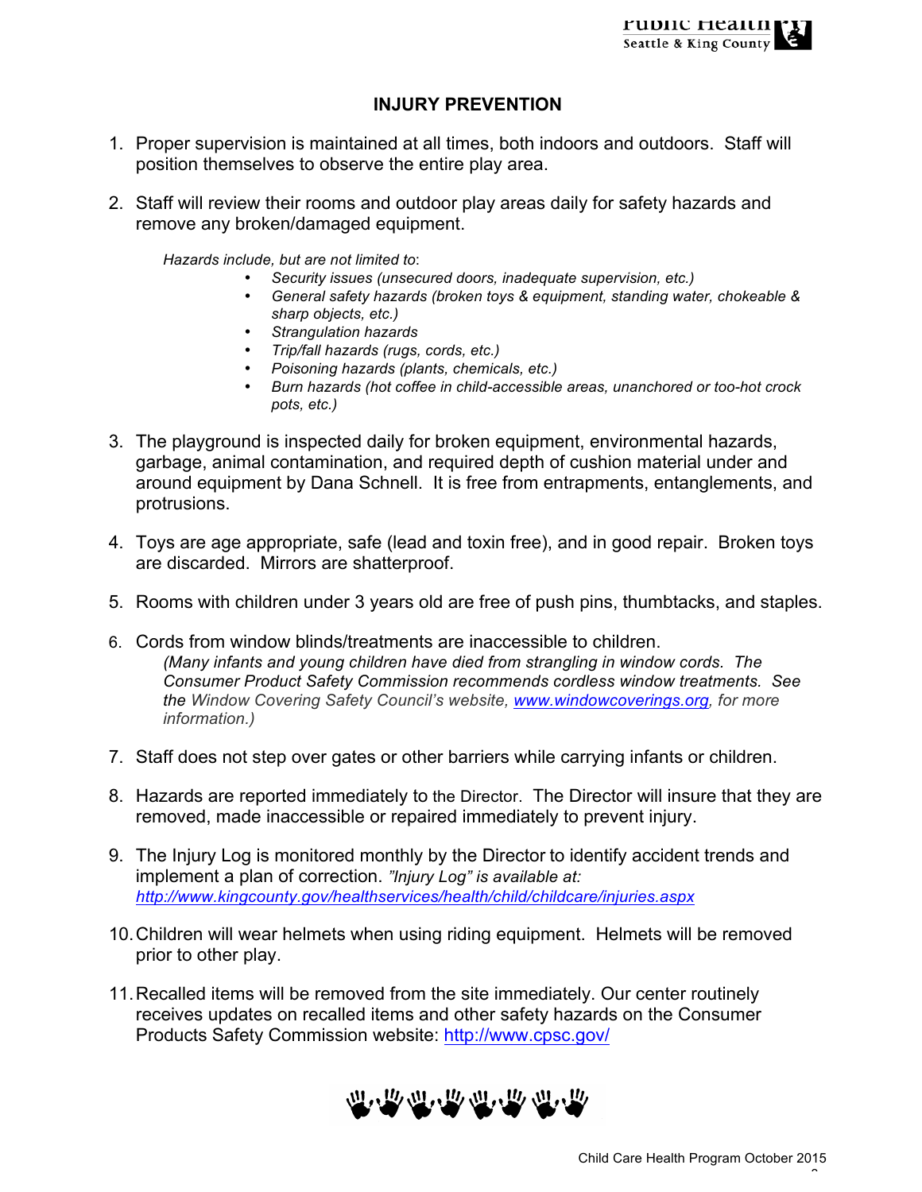# INJURY PREVENTION

1. Proper supervision is maintained at all times, both indoors and outdoors. Staff will position themselves to observe the entire play area.

2. Staff will review their rooms and outdoor play areas daily for safety hazards and remove any broken/damaged equipment.

   *Hazards include, but are not limited to*:
   - *Security issues (unsecured doors, inadequate supervision, etc.)*
   - *General safety hazards (broken toys & equipment, standing water, chokeable & sharp objects, etc.)*
   - *Strangulation hazards*
   - *Trip/fall hazards (rugs, cords, etc.)*
   - *Poisoning hazards (plants, chemicals, etc.)*
   - *Burn hazards (hot coffee in child-accessible areas, unanchored or too-hot crock pots, etc.)*

3. The playground is inspected daily for broken equipment, environmental hazards, garbage, animal contamination, and required depth of cushion material under and around equipment by Dana Schnell. It is free from entrapments, entanglements, and protrusions.

4. Toys are age appropriate, safe (lead and toxin free), and in good repair. Broken toys are discarded. Mirrors are shatterproof.

5. Rooms with children under 3 years old are free of push pins, thumbtacks, and staples.

6. Cords from window blinds/treatments are inaccessible to children.
   *(Many infants and young children have died from strangling in window cords. The Consumer Product Safety Commission recommends cordless window treatments. See the Window Covering Safety Council's website, [www.windowcoverings.org](http://www.windowcoverings.org), for more information.)*

7. Staff does not step over gates or other barriers while carrying infants or children.

8. Hazards are reported immediately to the Director. The Director will insure that they are removed, made inaccessible or repaired immediately to prevent injury.

9. The Injury Log is monitored monthly by the Director to identify accident trends and implement a plan of correction. *"Injury Log" is available at:* [http://www.kingcounty.gov/healthservices/health/child/childcare/injuries.aspx](http://www.kingcounty.gov/healthservices/health/child/childcare/injuries.aspx)

10. Children will wear helmets when using riding equipment. Helmets will be removed prior to other play.

11. Recalled items will be removed from the site immediately. Our center routinely receives updates on recalled items and other safety hazards on the Consumer Products Safety Commission website: [http://www.cpsc.gov/](http://www.cpsc.gov/)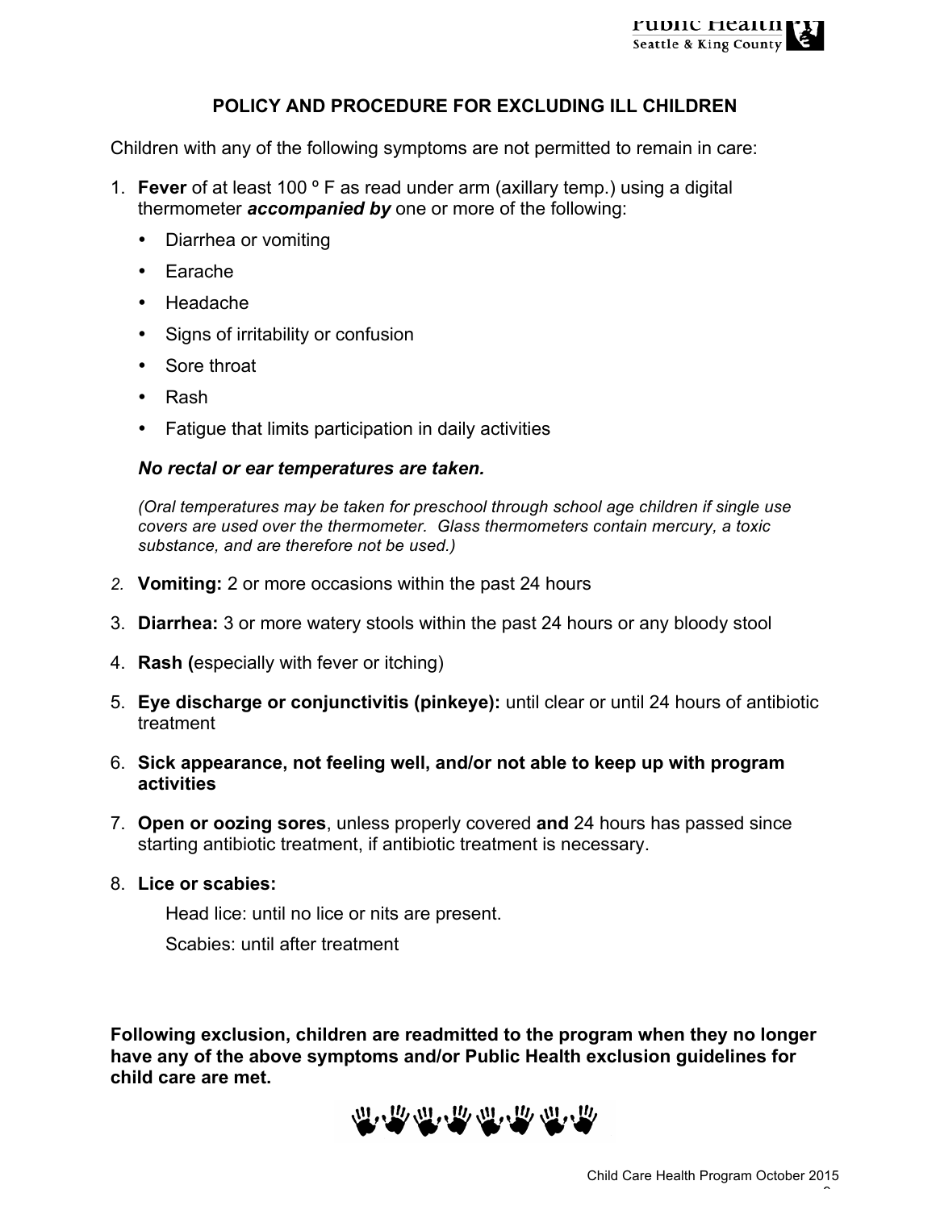## POLICY AND PROCEDURE FOR EXCLUDING ILL CHILDREN

Children with any of the following symptoms are not permitted to remain in care:

1. **Fever** of at least 100 º F as read under arm (axillary temp.) using a digital thermometer ***accompanied by*** one or more of the following:
   - Diarrhea or vomiting
   - Earache
   - Headache
   - Signs of irritability or confusion
   - Sore throat
   - Rash
   - Fatigue that limits participation in daily activities

   ***No rectal or ear temperatures are taken.***

   *(Oral temperatures may be taken for preschool through school age children if single use covers are used over the thermometer. Glass thermometers contain mercury, a toxic substance, and are therefore not be used.)*

2. **Vomiting:** 2 or more occasions within the past 24 hours
3. **Diarrhea:** 3 or more watery stools within the past 24 hours or any bloody stool
4. **Rash (**especially with fever or itching)
5. **Eye discharge or conjunctivitis (pinkeye):** until clear or until 24 hours of antibiotic treatment
6. **Sick appearance, not feeling well, and/or not able to keep up with program activities**
7. **Open or oozing sores**, unless properly covered **and** 24 hours has passed since starting antibiotic treatment, if antibiotic treatment is necessary.
8. **Lice or scabies:**

   Head lice: until no lice or nits are present.

   Scabies: until after treatment

**Following exclusion, children are readmitted to the program when they no longer have any of the above symptoms and/or Public Health exclusion guidelines for child care are met.**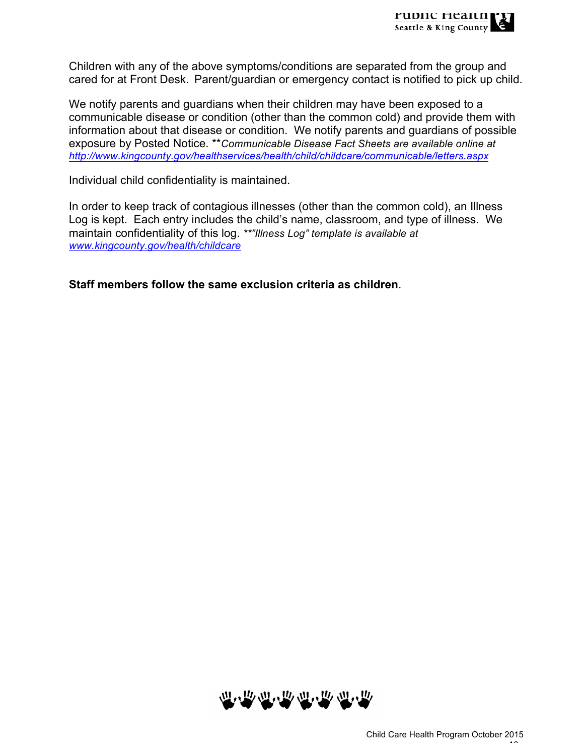Children with any of the above symptoms/conditions are separated from the group and cared for at Front Desk. Parent/guardian or emergency contact is notified to pick up child.

We notify parents and guardians when their children may have been exposed to a communicable disease or condition (other than the common cold) and provide them with information about that disease or condition. We notify parents and guardians of possible exposure by Posted Notice. ***Communicable Disease Fact Sheets are available online at [http://www.kingcounty.gov/healthservices/health/child/childcare/communicable/letters.aspx](http://www.kingcounty.gov/healthservices/health/child/childcare/communicable/letters.aspx)*

Individual child confidentiality is maintained.

In order to keep track of contagious illnesses (other than the common cold), an Illness Log is kept. Each entry includes the child's name, classroom, and type of illness. We maintain confidentiality of this log. *\*\*"Illness Log" template is available at [www.kingcounty.gov/health/childcare](www.kingcounty.gov/health/childcare)*

**Staff members follow the same exclusion criteria as children**.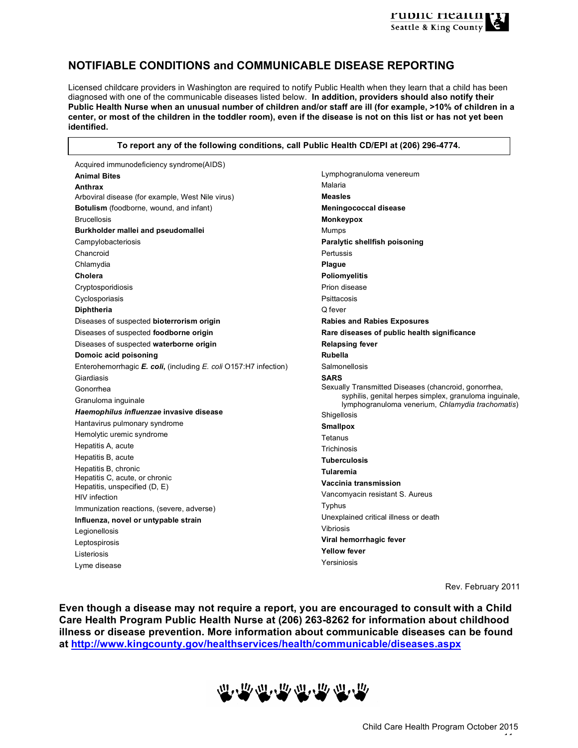## NOTIFIABLE CONDITIONS and COMMUNICABLE DISEASE REPORTING

Licensed childcare providers in Washington are required to notify Public Health when they learn that a child has been diagnosed with one of the communicable diseases listed below. **In addition, providers should also notify their Public Health Nurse when an unusual number of children and/or staff are ill (for example, >10% of children in a center, or most of the children in the toddler room), even if the disease is not on this list or has not yet been identified.**

**To report any of the following conditions, call Public Health CD/EPI at (206) 296-4774.**

Acquired immunodeficiency syndrome(AIDS)
**Animal Bites**
**Anthrax**
Arboviral disease (for example, West Nile virus)
**Botulism** (foodborne, wound, and infant)
Brucellosis
**Burkholder mallei and pseudomallei**
Campylobacteriosis
Chancroid
Chlamydia
**Cholera**
Cryptosporidiosis
Cyclosporiasis
**Diphtheria**
Diseases of suspected **bioterrorism origin**
Diseases of suspected **foodborne origin**
Diseases of suspected **waterborne origin**
**Domoic acid poisoning**
Enterohemorrhagic ***E. coli*****,** (including *E. coli* O157:H7 infection)
Giardiasis
Gonorrhea
Granuloma inguinale
***Haemophilus influenzae*** **invasive disease**
Hantavirus pulmonary syndrome
Hemolytic uremic syndrome
Hepatitis A, acute
Hepatitis B, acute
Hepatitis B, chronic
Hepatitis C, acute, or chronic
Hepatitis, unspecified (D, E)
HIV infection
Immunization reactions, (severe, adverse)
**Influenza, novel or untypable strain**
Legionellosis
Leptospirosis
Listeriosis
Lyme disease
Lymphogranuloma venereum
Malaria
**Measles**
**Meningococcal disease**
**Monkeypox**
Mumps
**Paralytic shellfish poisoning**
Pertussis
**Plague**
**Poliomyelitis**
Prion disease
Psittacosis
Q fever
**Rabies and Rabies Exposures**
**Rare diseases of public health significance**
**Relapsing fever**
**Rubella**
Salmonellosis
**SARS**
Sexually Transmitted Diseases (chancroid, gonorrhea, syphilis, genital herpes simplex, granuloma inguinale, lymphogranuloma venerium, *Chlamydia trachomatis*)
Shigellosis
**Smallpox**
Tetanus
Trichinosis
**Tuberculosis**
**Tularemia**
**Vaccinia transmission**
Vancomyacin resistant S. Aureus
Typhus
Unexplained critical illness or death
Vibriosis
**Viral hemorrhagic fever**
**Yellow fever**
Yersiniosis

Rev. February 2011

**Even though a disease may not require a report, you are encouraged to consult with a Child Care Health Program Public Health Nurse at (206) 263-8262 for information about childhood illness or disease prevention. More information about communicable diseases can be found at [http://www.kingcounty.gov/healthservices/health/communicable/diseases.aspx](http://www.kingcounty.gov/healthservices/health/communicable/diseases.aspx)**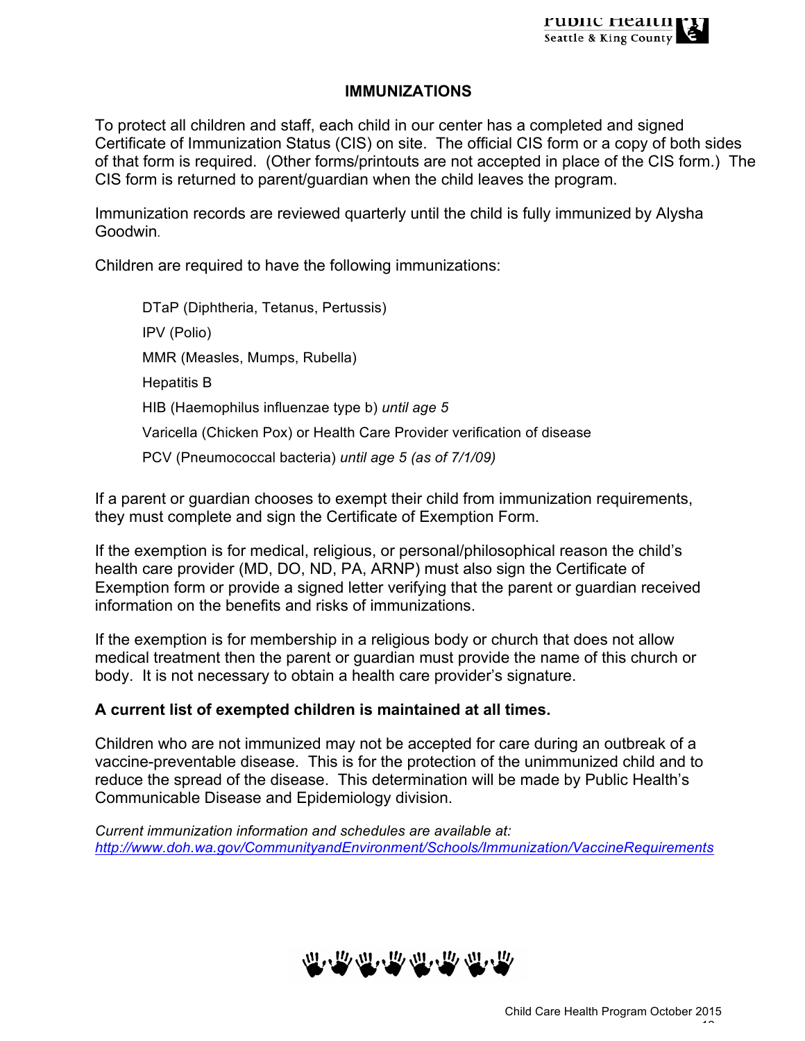# IMMUNIZATIONS

To protect all children and staff, each child in our center has a completed and signed Certificate of Immunization Status (CIS) on site. The official CIS form or a copy of both sides of that form is required. (Other forms/printouts are not accepted in place of the CIS form.) The CIS form is returned to parent/guardian when the child leaves the program.

Immunization records are reviewed quarterly until the child is fully immunized by Alysha Goodwin.

Children are required to have the following immunizations:

- DTaP (Diphtheria, Tetanus, Pertussis)
- IPV (Polio)
- MMR (Measles, Mumps, Rubella)
- Hepatitis B
- HIB (Haemophilus influenzae type b) *until age 5*
- Varicella (Chicken Pox) or Health Care Provider verification of disease
- PCV (Pneumococcal bacteria) *until age 5 (as of 7/1/09)*

If a parent or guardian chooses to exempt their child from immunization requirements, they must complete and sign the Certificate of Exemption Form.

If the exemption is for medical, religious, or personal/philosophical reason the child's health care provider (MD, DO, ND, PA, ARNP) must also sign the Certificate of Exemption form or provide a signed letter verifying that the parent or guardian received information on the benefits and risks of immunizations.

If the exemption is for membership in a religious body or church that does not allow medical treatment then the parent or guardian must provide the name of this church or body. It is not necessary to obtain a health care provider's signature.

**A current list of exempted children is maintained at all times.**

Children who are not immunized may not be accepted for care during an outbreak of a vaccine-preventable disease. This is for the protection of the unimmunized child and to reduce the spread of the disease. This determination will be made by Public Health's Communicable Disease and Epidemiology division.

*Current immunization information and schedules are available at:*
*http://www.doh.wa.gov/CommunityandEnvironment/Schools/Immunization/VaccineRequirements*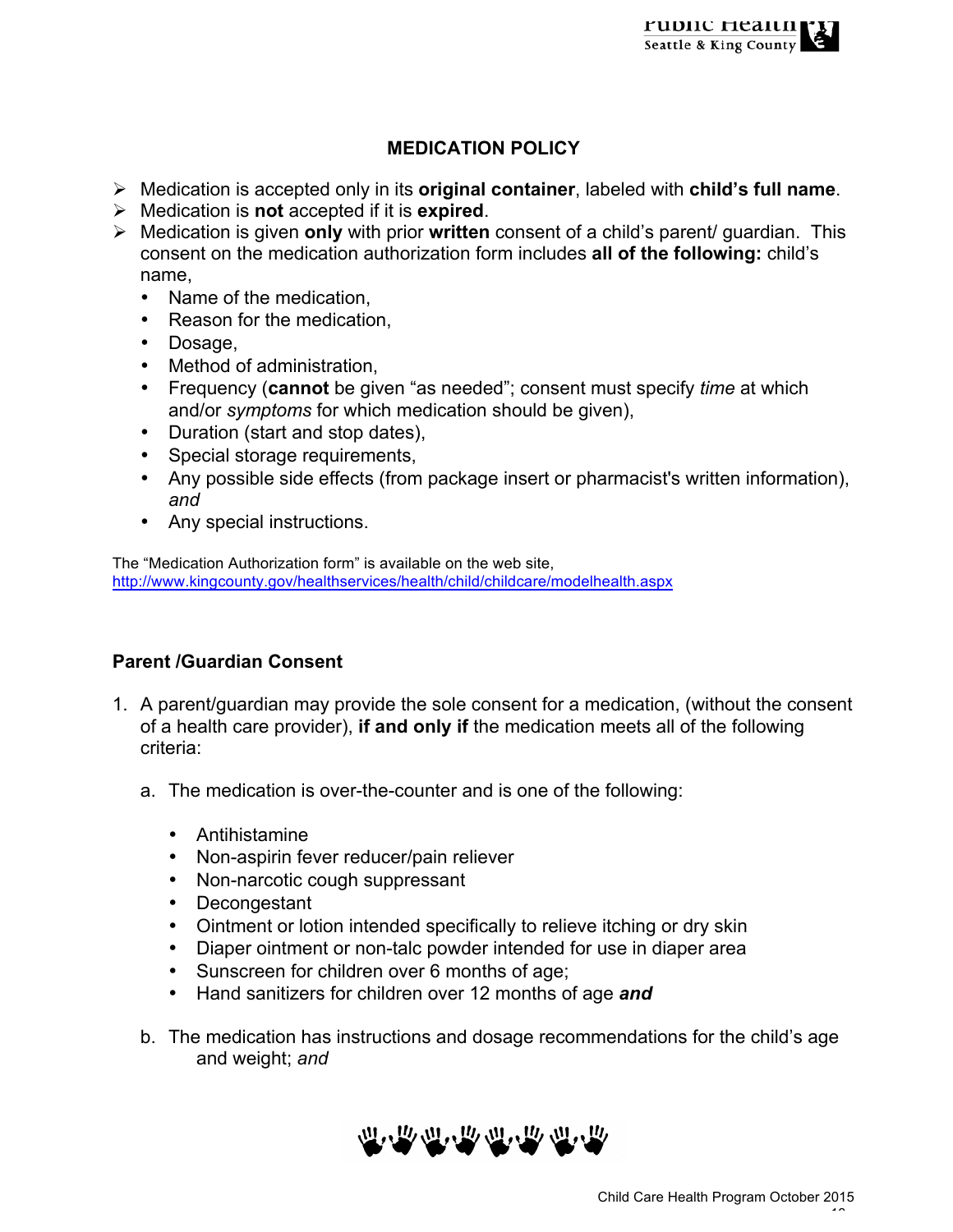## MEDICATION POLICY

- Medication is accepted only in its **original container**, labeled with **child's full name**.
- Medication is **not** accepted if it is **expired**.
- Medication is given **only** with prior **written** consent of a child's parent/ guardian. This consent on the medication authorization form includes **all of the following:** child's name,
  - Name of the medication,
  - Reason for the medication,
  - Dosage,
  - Method of administration,
  - Frequency (**cannot** be given "as needed"; consent must specify *time* at which and/or *symptoms* for which medication should be given),
  - Duration (start and stop dates),
  - Special storage requirements,
  - Any possible side effects (from package insert or pharmacist's written information), *and*
  - Any special instructions.

The "Medication Authorization form" is available on the web site, http://www.kingcounty.gov/healthservices/health/child/childcare/modelhealth.aspx

### Parent /Guardian Consent

1. A parent/guardian may provide the sole consent for a medication, (without the consent of a health care provider), **if and only if** the medication meets all of the following criteria:

   a. The medication is over-the-counter and is one of the following:

      - Antihistamine
      - Non-aspirin fever reducer/pain reliever
      - Non-narcotic cough suppressant
      - Decongestant
      - Ointment or lotion intended specifically to relieve itching or dry skin
      - Diaper ointment or non-talc powder intended for use in diaper area
      - Sunscreen for children over 6 months of age;
      - Hand sanitizers for children over 12 months of age ***and***

   b. The medication has instructions and dosage recommendations for the child's age and weight; *and*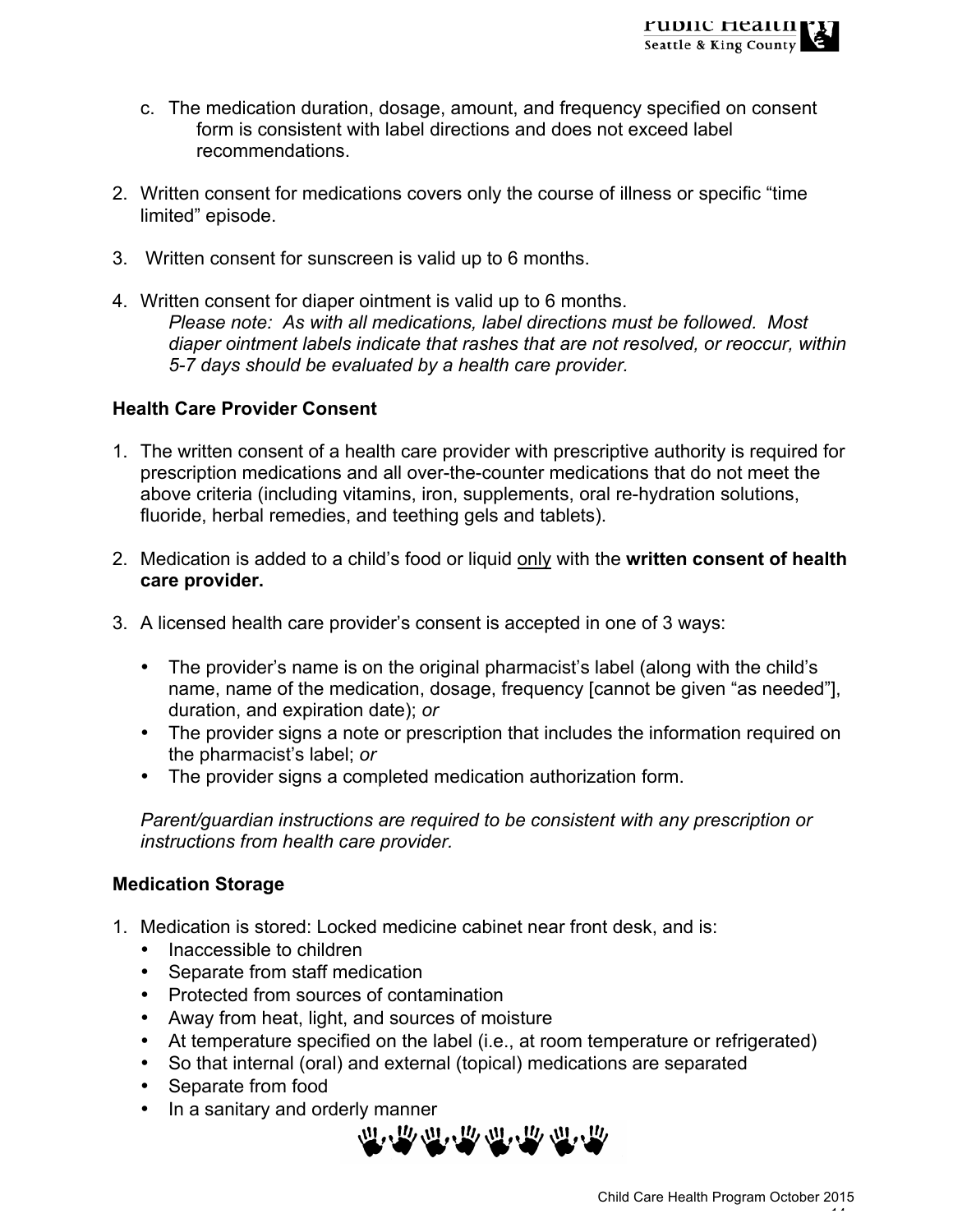c. The medication duration, dosage, amount, and frequency specified on consent form is consistent with label directions and does not exceed label recommendations.

2. Written consent for medications covers only the course of illness or specific "time limited" episode.

3. Written consent for sunscreen is valid up to 6 months.

4. Written consent for diaper ointment is valid up to 6 months.
   *Please note: As with all medications, label directions must be followed. Most diaper ointment labels indicate that rashes that are not resolved, or reoccur, within 5-7 days should be evaluated by a health care provider.*

**Health Care Provider Consent**

1. The written consent of a health care provider with prescriptive authority is required for prescription medications and all over-the-counter medications that do not meet the above criteria (including vitamins, iron, supplements, oral re-hydration solutions, fluoride, herbal remedies, and teething gels and tablets).

2. Medication is added to a child's food or liquid <u>only</u> with the **written consent of health care provider.**

3. A licensed health care provider's consent is accepted in one of 3 ways:

   - The provider's name is on the original pharmacist's label (along with the child's name, name of the medication, dosage, frequency [cannot be given "as needed"], duration, and expiration date); *or*
   - The provider signs a note or prescription that includes the information required on the pharmacist's label; *or*
   - The provider signs a completed medication authorization form.

   *Parent/guardian instructions are required to be consistent with any prescription or instructions from health care provider.*

**Medication Storage**

1. Medication is stored: Locked medicine cabinet near front desk, and is:
   - Inaccessible to children
   - Separate from staff medication
   - Protected from sources of contamination
   - Away from heat, light, and sources of moisture
   - At temperature specified on the label (i.e., at room temperature or refrigerated)
   - So that internal (oral) and external (topical) medications are separated
   - Separate from food
   - In a sanitary and orderly manner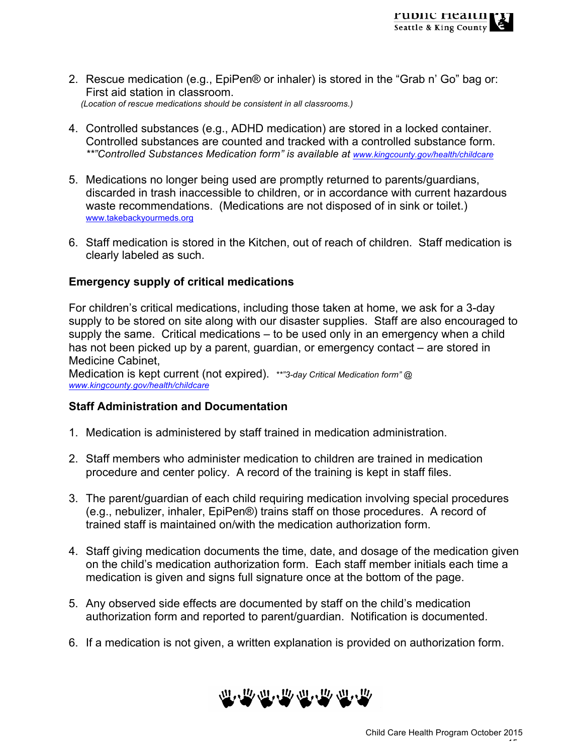2. Rescue medication (e.g., EpiPen® or inhaler) is stored in the “Grab n’ Go” bag or: First aid station in classroom.
   *(Location of rescue medications should be consistent in all classrooms.)*

4. Controlled substances (e.g., ADHD medication) are stored in a locked container. Controlled substances are counted and tracked with a controlled substance form. *\*\*”Controlled Substances Medication form” is available at [www.kingcounty.gov/health/childcare](www.kingcounty.gov/health/childcare)*

5. Medications no longer being used are promptly returned to parents/guardians, discarded in trash inaccessible to children, or in accordance with current hazardous waste recommendations. (Medications are not disposed of in sink or toilet.) [www.takebackyourmeds.org](www.takebackyourmeds.org)

6. Staff medication is stored in the Kitchen, out of reach of children. Staff medication is clearly labeled as such.

### Emergency supply of critical medications

For children’s critical medications, including those taken at home, we ask for a 3-day supply to be stored on site along with our disaster supplies. Staff are also encouraged to supply the same. Critical medications – to be used only in an emergency when a child has not been picked up by a parent, guardian, or emergency contact – are stored in Medicine Cabinet,
Medication is kept current (not expired). *\*\*”3-day Critical Medication form” @ [www.kingcounty.gov/health/childcare](www.kingcounty.gov/health/childcare)*

### Staff Administration and Documentation

1. Medication is administered by staff trained in medication administration.

2. Staff members who administer medication to children are trained in medication procedure and center policy. A record of the training is kept in staff files.

3. The parent/guardian of each child requiring medication involving special procedures (e.g., nebulizer, inhaler, EpiPen®) trains staff on those procedures. A record of trained staff is maintained on/with the medication authorization form.

4. Staff giving medication documents the time, date, and dosage of the medication given on the child’s medication authorization form. Each staff member initials each time a medication is given and signs full signature once at the bottom of the page.

5. Any observed side effects are documented by staff on the child’s medication authorization form and reported to parent/guardian. Notification is documented.

6. If a medication is not given, a written explanation is provided on authorization form.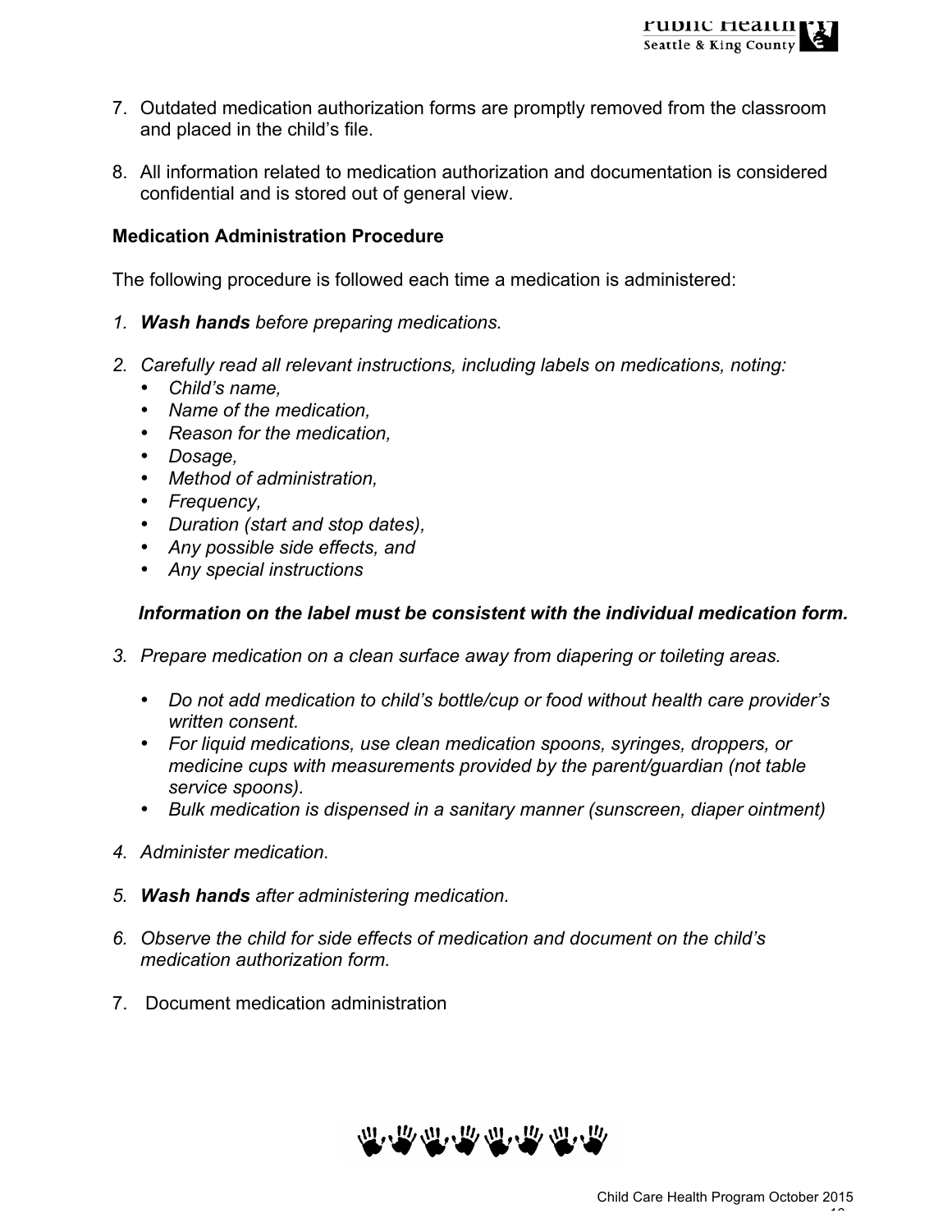7. Outdated medication authorization forms are promptly removed from the classroom and placed in the child's file.

8. All information related to medication authorization and documentation is considered confidential and is stored out of general view.

**Medication Administration Procedure**

The following procedure is followed each time a medication is administered:

1. ***Wash hands*** *before preparing medications.*

2. *Carefully read all relevant instructions, including labels on medications, noting:*
   - *Child's name,*
   - *Name of the medication,*
   - *Reason for the medication,*
   - *Dosage,*
   - *Method of administration,*
   - *Frequency,*
   - *Duration (start and stop dates),*
   - *Any possible side effects, and*
   - *Any special instructions*

   ***Information on the label must be consistent with the individual medication form.***

3. *Prepare medication on a clean surface away from diapering or toileting areas.*

   - *Do not add medication to child's bottle/cup or food without health care provider's written consent.*
   - *For liquid medications, use clean medication spoons, syringes, droppers, or medicine cups with measurements provided by the parent/guardian (not table service spoons).*
   - *Bulk medication is dispensed in a sanitary manner (sunscreen, diaper ointment)*

4. *Administer medication.*

5. ***Wash hands*** *after administering medication.*

6. *Observe the child for side effects of medication and document on the child's medication authorization form.*

7. Document medication administration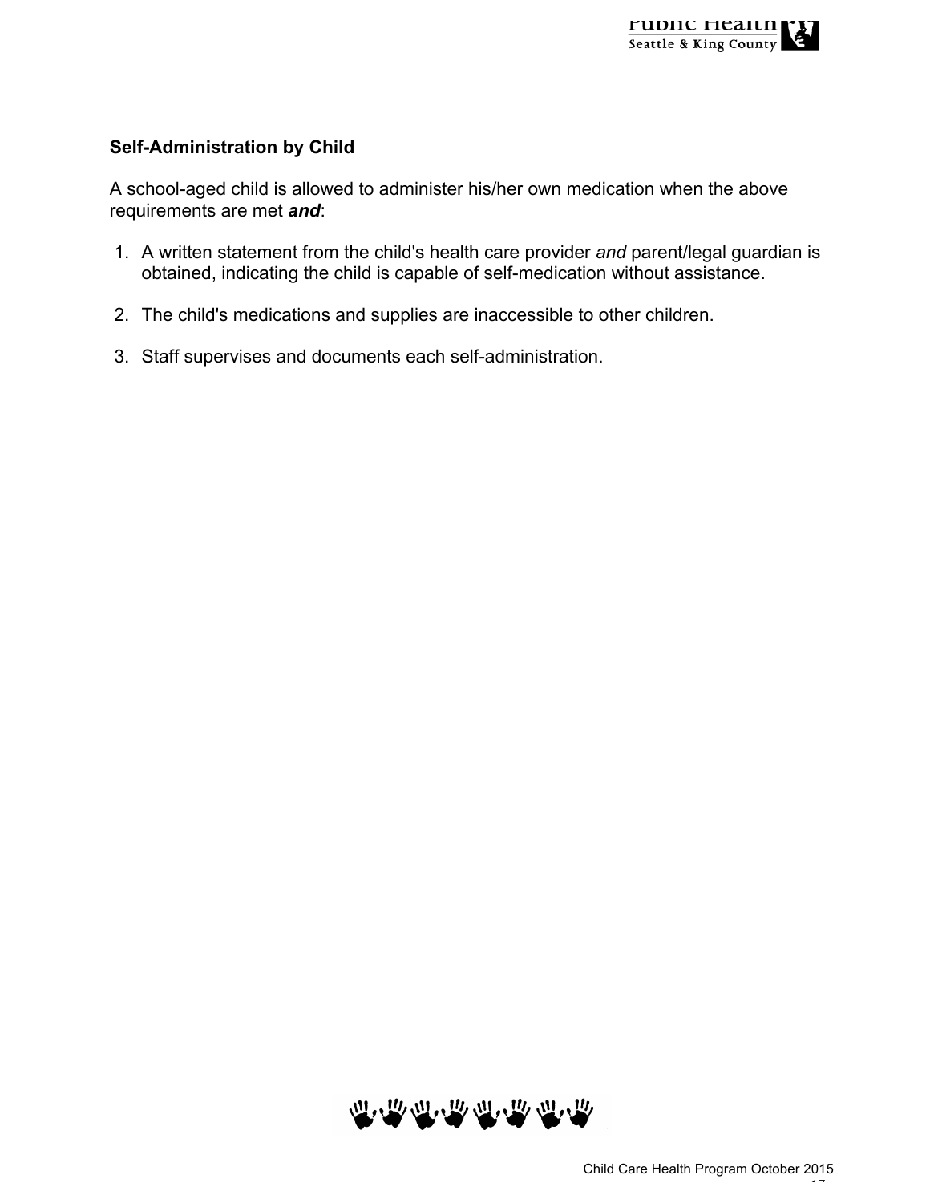### Self-Administration by Child

A school-aged child is allowed to administer his/her own medication when the above requirements are met ***and***:

1. A written statement from the child's health care provider *and* parent/legal guardian is obtained, indicating the child is capable of self-medication without assistance.

2. The child's medications and supplies are inaccessible to other children.

3. Staff supervises and documents each self-administration.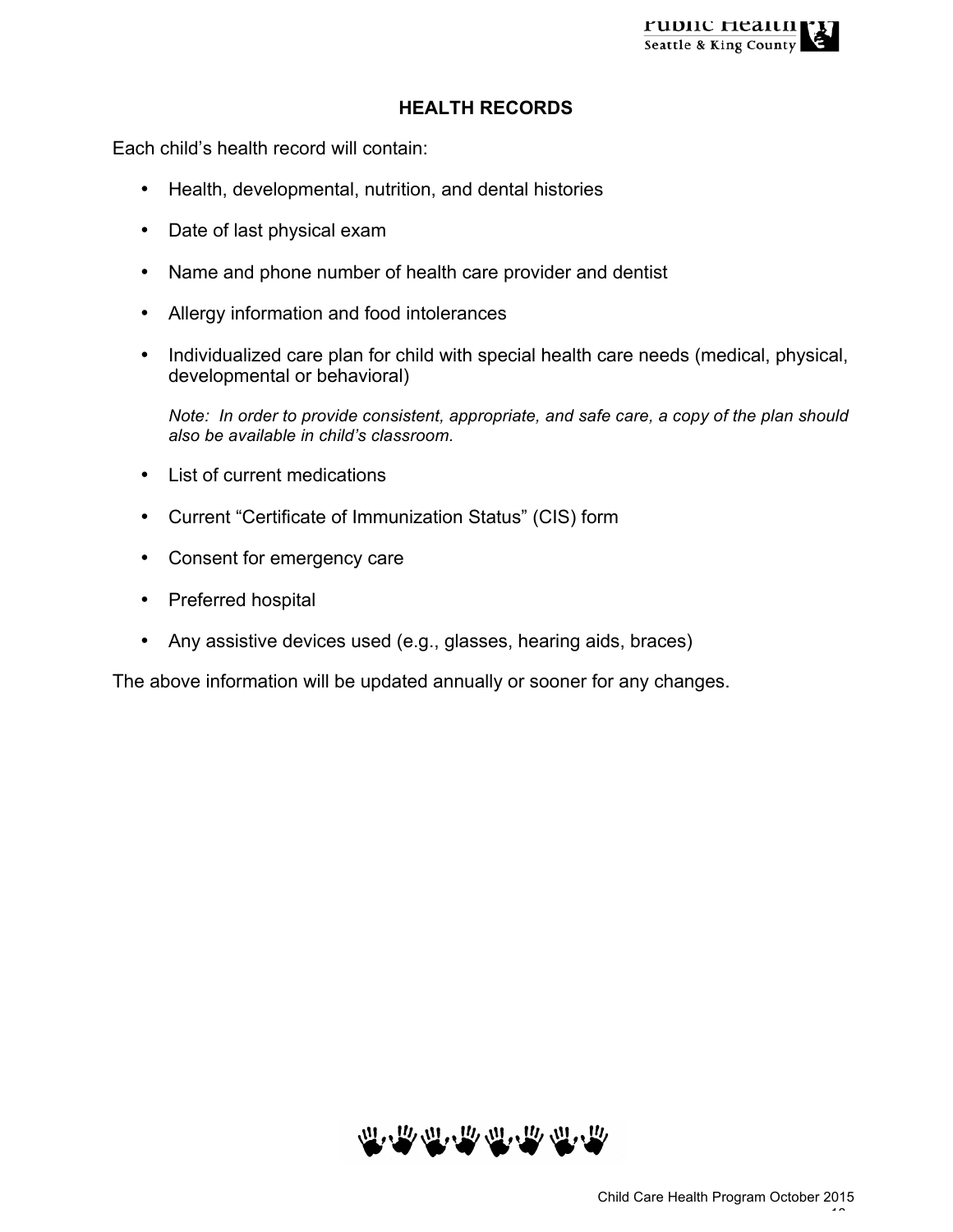## HEALTH RECORDS

Each child's health record will contain:

- Health, developmental, nutrition, and dental histories
- Date of last physical exam
- Name and phone number of health care provider and dentist
- Allergy information and food intolerances
- Individualized care plan for child with special health care needs (medical, physical, developmental or behavioral)

  *Note: In order to provide consistent, appropriate, and safe care, a copy of the plan should also be available in child's classroom.*

- List of current medications
- Current "Certificate of Immunization Status" (CIS) form
- Consent for emergency care
- Preferred hospital
- Any assistive devices used (e.g., glasses, hearing aids, braces)

The above information will be updated annually or sooner for any changes.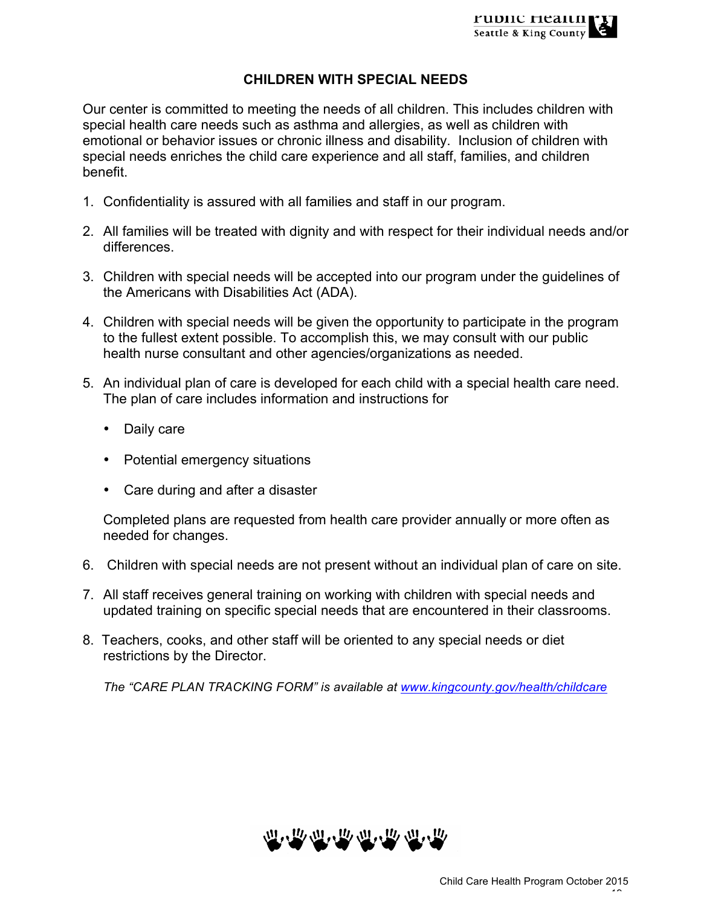## CHILDREN WITH SPECIAL NEEDS

Our center is committed to meeting the needs of all children. This includes children with special health care needs such as asthma and allergies, as well as children with emotional or behavior issues or chronic illness and disability. Inclusion of children with special needs enriches the child care experience and all staff, families, and children benefit.

1. Confidentiality is assured with all families and staff in our program.

2. All families will be treated with dignity and with respect for their individual needs and/or differences.

3. Children with special needs will be accepted into our program under the guidelines of the Americans with Disabilities Act (ADA).

4. Children with special needs will be given the opportunity to participate in the program to the fullest extent possible. To accomplish this, we may consult with our public health nurse consultant and other agencies/organizations as needed.

5. An individual plan of care is developed for each child with a special health care need. The plan of care includes information and instructions for

   - Daily care
   - Potential emergency situations
   - Care during and after a disaster

   Completed plans are requested from health care provider annually or more often as needed for changes.

6. Children with special needs are not present without an individual plan of care on site.

7. All staff receives general training on working with children with special needs and updated training on specific special needs that are encountered in their classrooms.

8. Teachers, cooks, and other staff will be oriented to any special needs or diet restrictions by the Director.

*The "CARE PLAN TRACKING FORM" is available at [www.kingcounty.gov/health/childcare](www.kingcounty.gov/health/childcare)*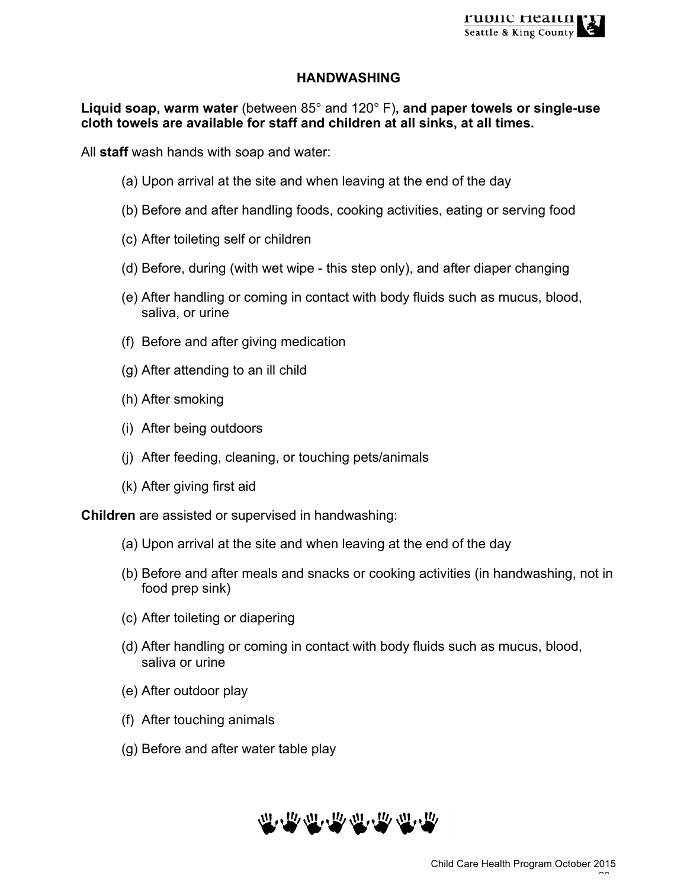# HANDWASHING

**Liquid soap, warm water** (between 85° and 120° F)**, and paper towels or single-use cloth towels are available for staff and children at all sinks, at all times.**

All **staff** wash hands with soap and water:

(a) Upon arrival at the site and when leaving at the end of the day

(b) Before and after handling foods, cooking activities, eating or serving food

(c) After toileting self or children

(d) Before, during (with wet wipe - this step only), and after diaper changing

(e) After handling or coming in contact with body fluids such as mucus, blood, saliva, or urine

(f) Before and after giving medication

(g) After attending to an ill child

(h) After smoking

(i) After being outdoors

(j) After feeding, cleaning, or touching pets/animals

(k) After giving first aid

**Children** are assisted or supervised in handwashing:

(a) Upon arrival at the site and when leaving at the end of the day

(b) Before and after meals and snacks or cooking activities (in handwashing, not in food prep sink)

(c) After toileting or diapering

(d) After handling or coming in contact with body fluids such as mucus, blood, saliva or urine

(e) After outdoor play

(f) After touching animals

(g) Before and after water table play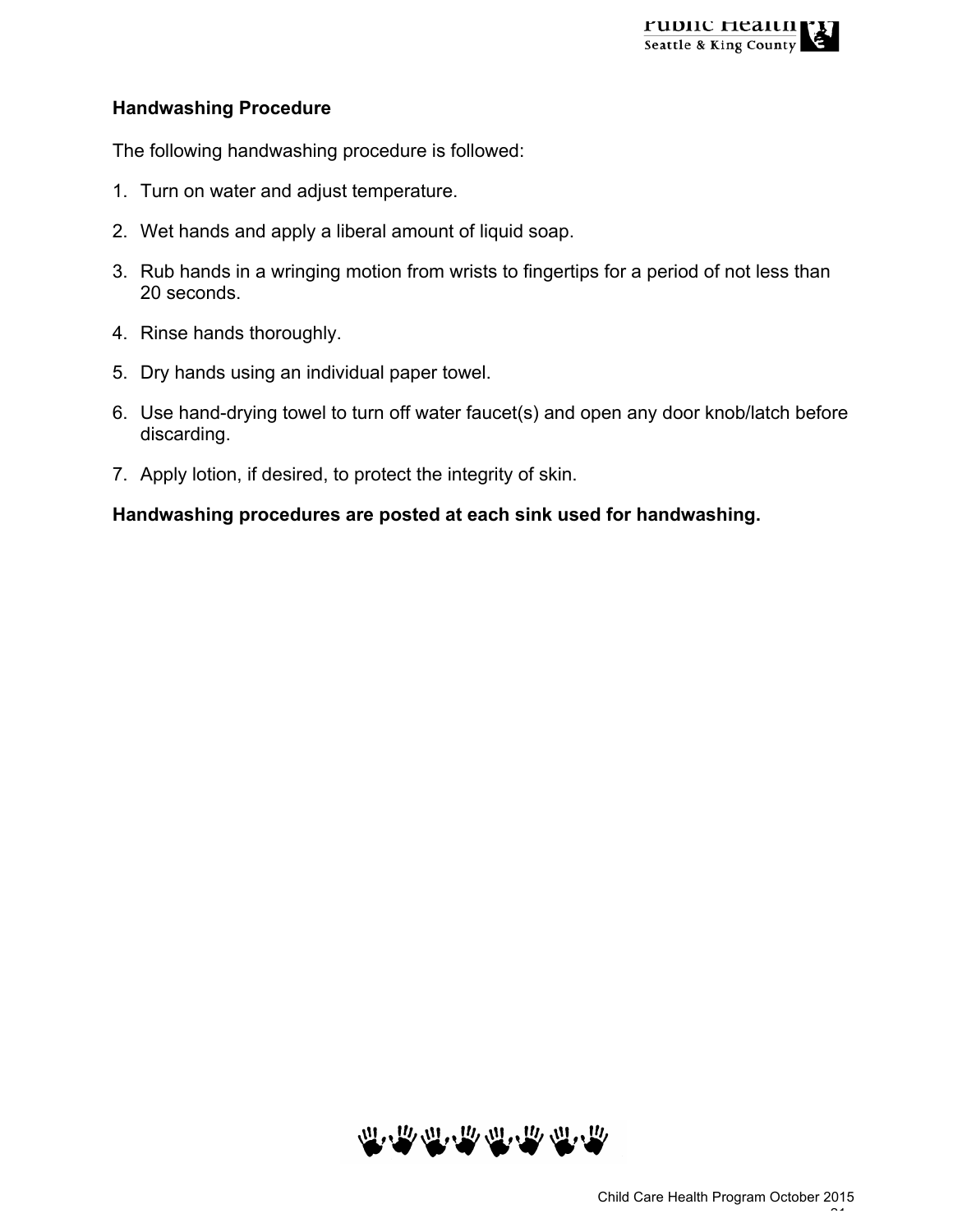**Handwashing Procedure**

The following handwashing procedure is followed:

1. Turn on water and adjust temperature.
2. Wet hands and apply a liberal amount of liquid soap.
3. Rub hands in a wringing motion from wrists to fingertips for a period of not less than 20 seconds.
4. Rinse hands thoroughly.
5. Dry hands using an individual paper towel.
6. Use hand-drying towel to turn off water faucet(s) and open any door knob/latch before discarding.
7. Apply lotion, if desired, to protect the integrity of skin.

**Handwashing procedures are posted at each sink used for handwashing.**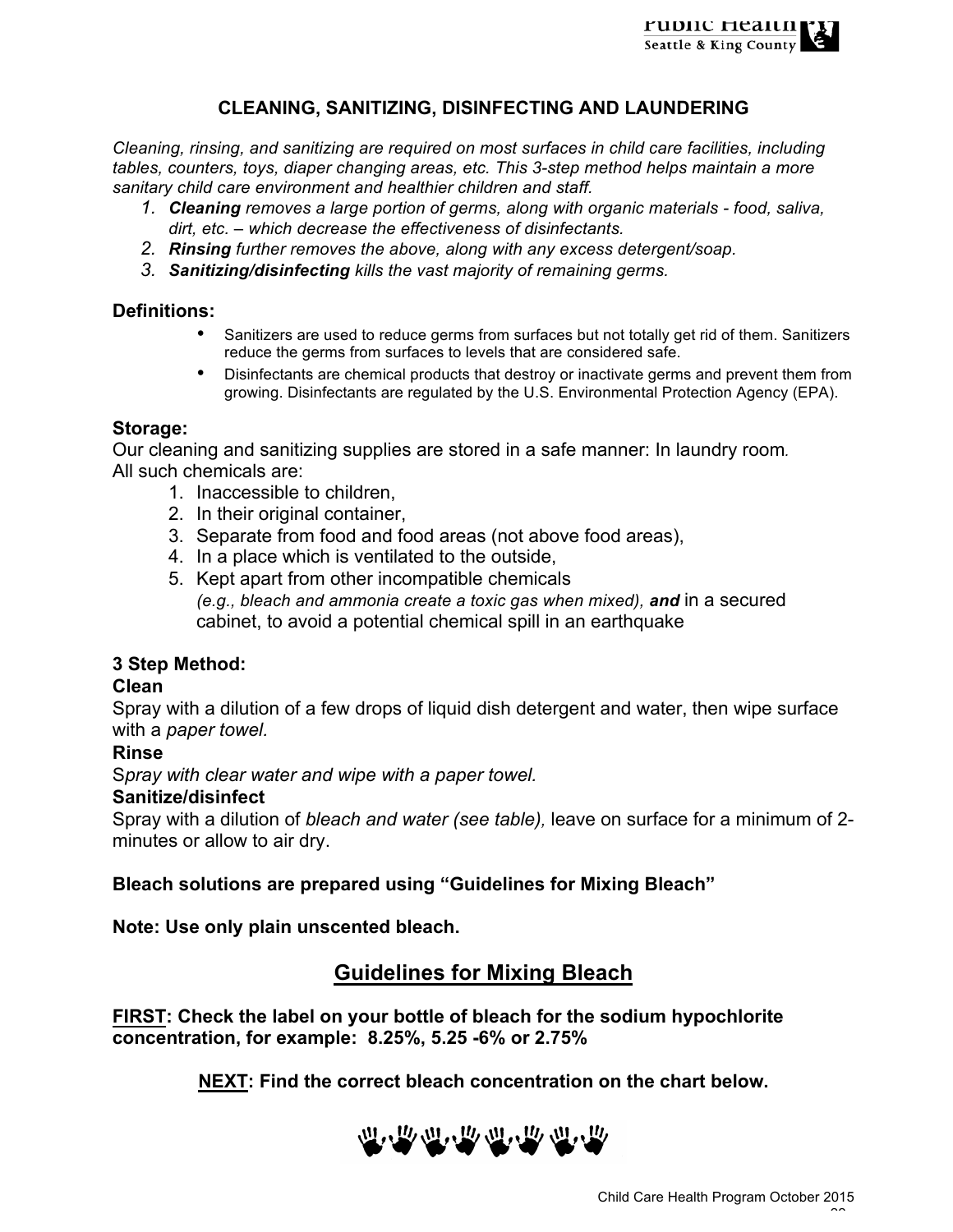## CLEANING, SANITIZING, DISINFECTING AND LAUNDERING

*Cleaning, rinsing, and sanitizing are required on most surfaces in child care facilities, including tables, counters, toys, diaper changing areas, etc. This 3-step method helps maintain a more sanitary child care environment and healthier children and staff.*

1. ***Cleaning*** *removes a large portion of germs, along with organic materials - food, saliva, dirt, etc. – which decrease the effectiveness of disinfectants.*
2. ***Rinsing*** *further removes the above, along with any excess detergent/soap.*
3. ***Sanitizing/disinfecting*** *kills the vast majority of remaining germs.*

### Definitions:

- Sanitizers are used to reduce germs from surfaces but not totally get rid of them. Sanitizers reduce the germs from surfaces to levels that are considered safe.
- Disinfectants are chemical products that destroy or inactivate germs and prevent them from growing. Disinfectants are regulated by the U.S. Environmental Protection Agency (EPA).

### Storage:

Our cleaning and sanitizing supplies are stored in a safe manner: In laundry room.
All such chemicals are:

1. Inaccessible to children,
2. In their original container,
3. Separate from food and food areas (not above food areas),
4. In a place which is ventilated to the outside,
5. Kept apart from other incompatible chemicals *(e.g., bleach and ammonia create a toxic gas when mixed),* ***and*** in a secured cabinet, to avoid a potential chemical spill in an earthquake

**3 Step Method:**

**Clean**

Spray with a dilution of a few drops of liquid dish detergent and water, then wipe surface with a *paper towel.*

**Rinse**

S*pray with clear water and wipe with a paper towel.*

**Sanitize/disinfect**

Spray with a dilution of *bleach and water (see table),* leave on surface for a minimum of 2-minutes or allow to air dry.

**Bleach solutions are prepared using "Guidelines for Mixing Bleach"**

**Note: Use only plain unscented bleach.**

## Guidelines for Mixing Bleach

**FIRST: Check the label on your bottle of bleach for the sodium hypochlorite concentration, for example: 8.25%, 5.25 -6% or 2.75%**

**NEXT: Find the correct bleach concentration on the chart below.**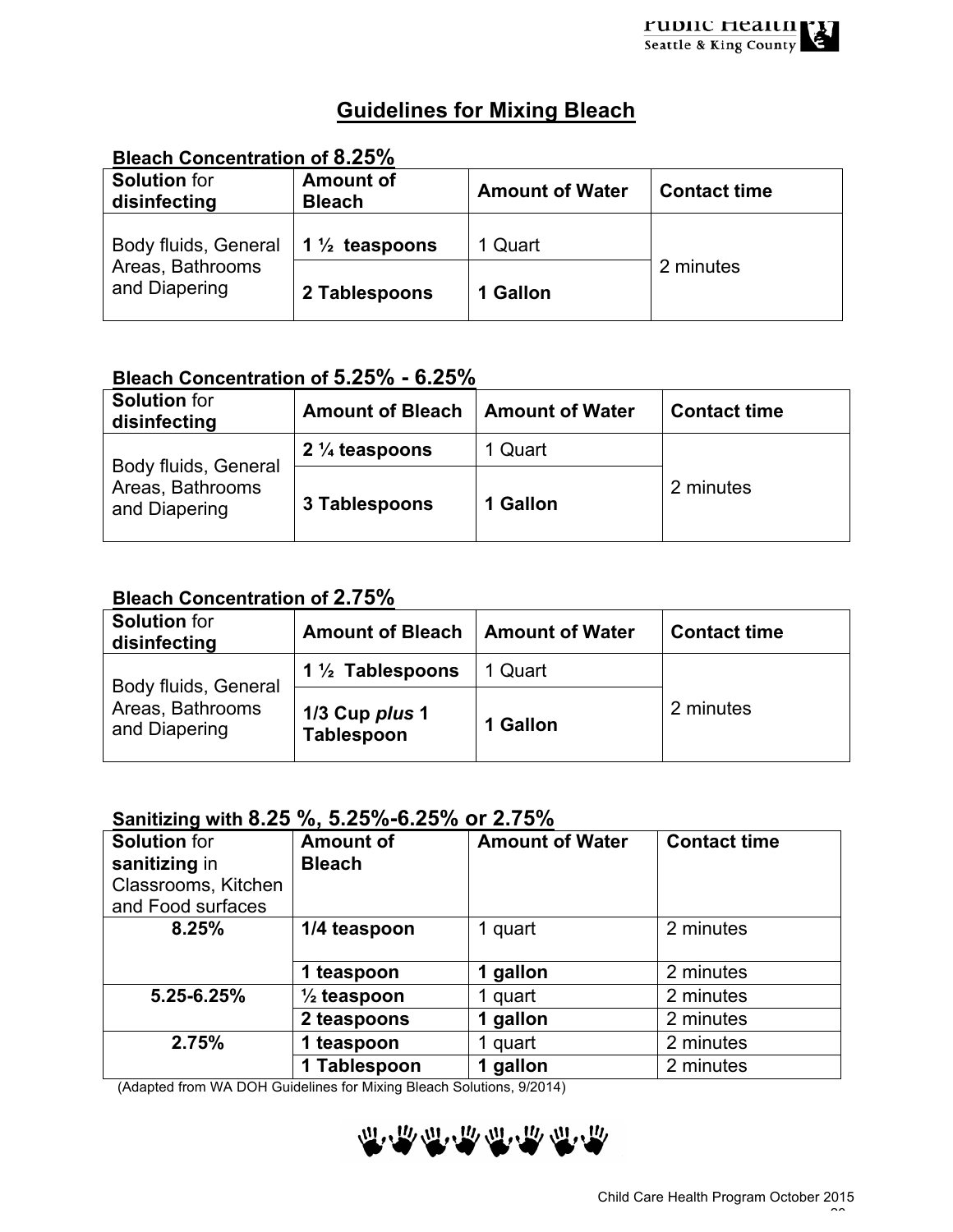## Guidelines for Mixing Bleach

**Bleach Concentration of 8.25%**

| **Solution** for **disinfecting** | **Amount of Bleach** | **Amount of Water** | **Contact time** |
|---|---|---|---|
| Body fluids, General Areas, Bathrooms and Diapering | **1 ½ teaspoons** | 1 Quart | 2 minutes |
| | **2 Tablespoons** | **1 Gallon** | |

**Bleach Concentration of 5.25% - 6.25%**

| **Solution** for **disinfecting** | **Amount of Bleach** | **Amount of Water** | **Contact time** |
|---|---|---|---|
| Body fluids, General Areas, Bathrooms and Diapering | **2 ¼ teaspoons** | 1 Quart | 2 minutes |
| | **3 Tablespoons** | **1 Gallon** | |

**Bleach Concentration of 2.75%**

| **Solution** for **disinfecting** | **Amount of Bleach** | **Amount of Water** | **Contact time** |
|---|---|---|---|
| Body fluids, General Areas, Bathrooms and Diapering | **1 ½ Tablespoons** | 1 Quart | 2 minutes |
| | **1/3 Cup *plus* 1 Tablespoon** | **1 Gallon** | |

**Sanitizing with 8.25 %, 5.25%-6.25% or 2.75%**

| **Solution** for **sanitizing** in Classrooms, Kitchen and Food surfaces | **Amount of Bleach** | **Amount of Water** | **Contact time** |
|---|---|---|---|
| **8.25%** | **1/4 teaspoon** | 1 quart | 2 minutes |
| | **1 teaspoon** | **1 gallon** | 2 minutes |
| **5.25-6.25%** | **½ teaspoon** | 1 quart | 2 minutes |
| | **2 teaspoons** | **1 gallon** | 2 minutes |
| **2.75%** | **1 teaspoon** | 1 quart | 2 minutes |
| | **1 Tablespoon** | **1 gallon** | 2 minutes |

(Adapted from WA DOH Guidelines for Mixing Bleach Solutions, 9/2014)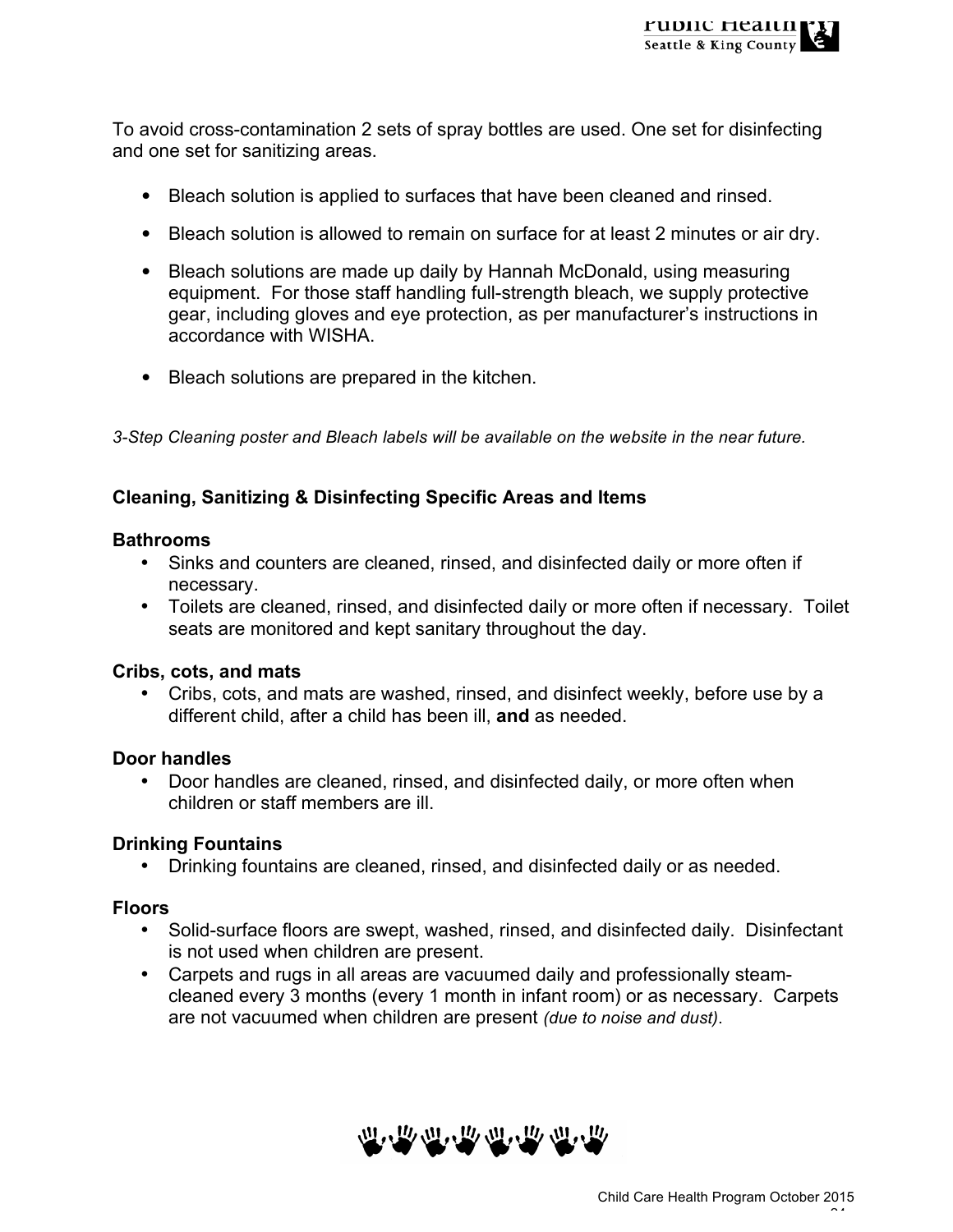To avoid cross-contamination 2 sets of spray bottles are used. One set for disinfecting and one set for sanitizing areas.

- Bleach solution is applied to surfaces that have been cleaned and rinsed.
- Bleach solution is allowed to remain on surface for at least 2 minutes or air dry.
- Bleach solutions are made up daily by Hannah McDonald, using measuring equipment. For those staff handling full-strength bleach, we supply protective gear, including gloves and eye protection, as per manufacturer's instructions in accordance with WISHA.
- Bleach solutions are prepared in the kitchen.

*3-Step Cleaning poster and Bleach labels will be available on the website in the near future.*

**Cleaning, Sanitizing & Disinfecting Specific Areas and Items**

**Bathrooms**

- Sinks and counters are cleaned, rinsed, and disinfected daily or more often if necessary.
- Toilets are cleaned, rinsed, and disinfected daily or more often if necessary. Toilet seats are monitored and kept sanitary throughout the day.

**Cribs, cots, and mats**

- Cribs, cots, and mats are washed, rinsed, and disinfect weekly, before use by a different child, after a child has been ill, **and** as needed.

**Door handles**

- Door handles are cleaned, rinsed, and disinfected daily, or more often when children or staff members are ill.

**Drinking Fountains**

- Drinking fountains are cleaned, rinsed, and disinfected daily or as needed.

**Floors**

- Solid-surface floors are swept, washed, rinsed, and disinfected daily. Disinfectant is not used when children are present.
- Carpets and rugs in all areas are vacuumed daily and professionally steam-cleaned every 3 months (every 1 month in infant room) or as necessary. Carpets are not vacuumed when children are present *(due to noise and dust).*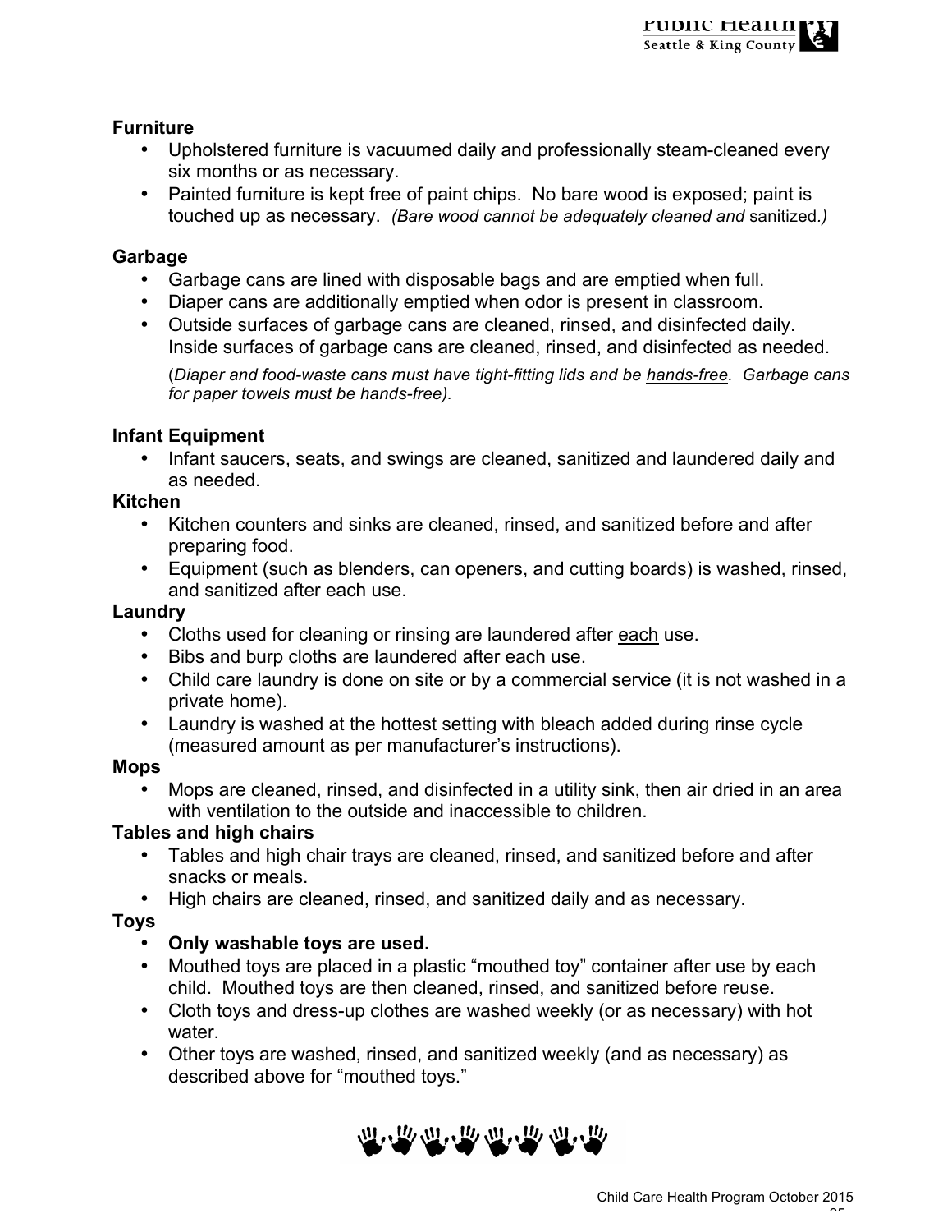**Furniture**

- Upholstered furniture is vacuumed daily and professionally steam-cleaned every six months or as necessary.
- Painted furniture is kept free of paint chips. No bare wood is exposed; paint is touched up as necessary. *(Bare wood cannot be adequately cleaned and* sanitized.*)*

**Garbage**

- Garbage cans are lined with disposable bags and are emptied when full.
- Diaper cans are additionally emptied when odor is present in classroom.
- Outside surfaces of garbage cans are cleaned, rinsed, and disinfected daily. Inside surfaces of garbage cans are cleaned, rinsed, and disinfected as needed.

  (*Diaper and food-waste cans must have tight-fitting lids and be <u>hands-free</u>. Garbage cans for paper towels must be hands-free).*

**Infant Equipment**

- Infant saucers, seats, and swings are cleaned, sanitized and laundered daily and as needed.

**Kitchen**

- Kitchen counters and sinks are cleaned, rinsed, and sanitized before and after preparing food.
- Equipment (such as blenders, can openers, and cutting boards) is washed, rinsed, and sanitized after each use.

**Laundry**

- Cloths used for cleaning or rinsing are laundered after <u>each</u> use.
- Bibs and burp cloths are laundered after each use.
- Child care laundry is done on site or by a commercial service (it is not washed in a private home).
- Laundry is washed at the hottest setting with bleach added during rinse cycle (measured amount as per manufacturer's instructions).

**Mops**

- Mops are cleaned, rinsed, and disinfected in a utility sink, then air dried in an area with ventilation to the outside and inaccessible to children.

**Tables and high chairs**

- Tables and high chair trays are cleaned, rinsed, and sanitized before and after snacks or meals.
- High chairs are cleaned, rinsed, and sanitized daily and as necessary.

**Toys**

- **Only washable toys are used.**
- Mouthed toys are placed in a plastic "mouthed toy" container after use by each child. Mouthed toys are then cleaned, rinsed, and sanitized before reuse.
- Cloth toys and dress-up clothes are washed weekly (or as necessary) with hot water.
- Other toys are washed, rinsed, and sanitized weekly (and as necessary) as described above for "mouthed toys."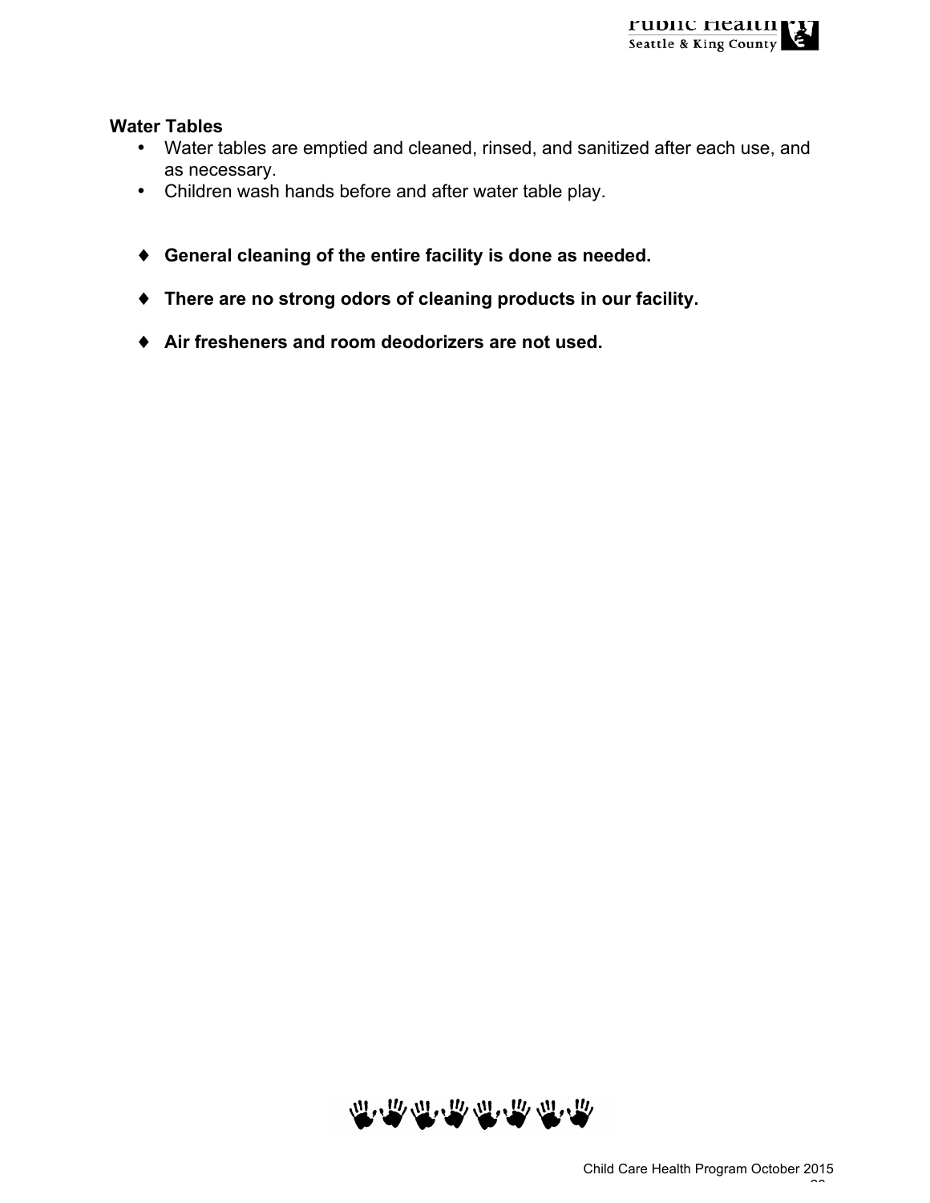**Water Tables**

- Water tables are emptied and cleaned, rinsed, and sanitized after each use, and as necessary.
- Children wash hands before and after water table play.

- ♦ **General cleaning of the entire facility is done as needed.**
- ♦ **There are no strong odors of cleaning products in our facility.**
- ♦ **Air fresheners and room deodorizers are not used.**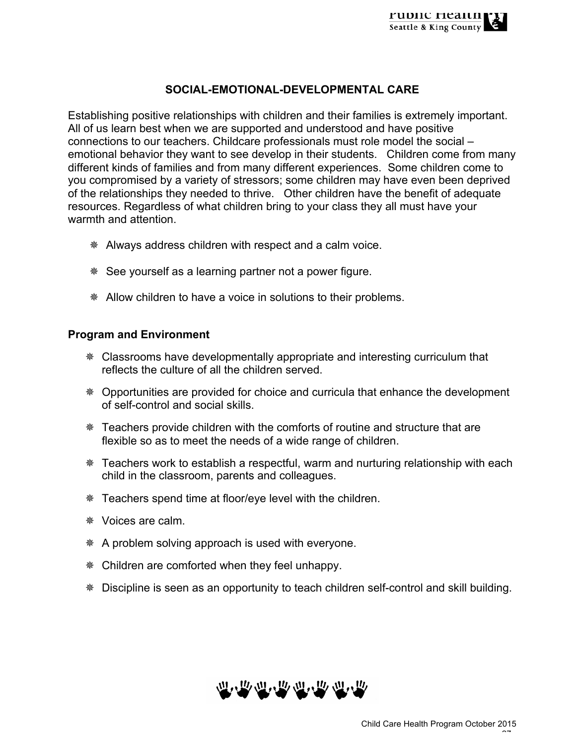## SOCIAL-EMOTIONAL-DEVELOPMENTAL CARE

Establishing positive relationships with children and their families is extremely important. All of us learn best when we are supported and understood and have positive connections to our teachers. Childcare professionals must role model the social – emotional behavior they want to see develop in their students. Children come from many different kinds of families and from many different experiences. Some children come to you compromised by a variety of stressors; some children may have even been deprived of the relationships they needed to thrive. Other children have the benefit of adequate resources. Regardless of what children bring to your class they all must have your warmth and attention.

- Always address children with respect and a calm voice.
- See yourself as a learning partner not a power figure.
- Allow children to have a voice in solutions to their problems.

**Program and Environment**

- Classrooms have developmentally appropriate and interesting curriculum that reflects the culture of all the children served.
- Opportunities are provided for choice and curricula that enhance the development of self-control and social skills.
- Teachers provide children with the comforts of routine and structure that are flexible so as to meet the needs of a wide range of children.
- Teachers work to establish a respectful, warm and nurturing relationship with each child in the classroom, parents and colleagues.
- Teachers spend time at floor/eye level with the children.
- Voices are calm.
- A problem solving approach is used with everyone.
- Children are comforted when they feel unhappy.
- Discipline is seen as an opportunity to teach children self-control and skill building.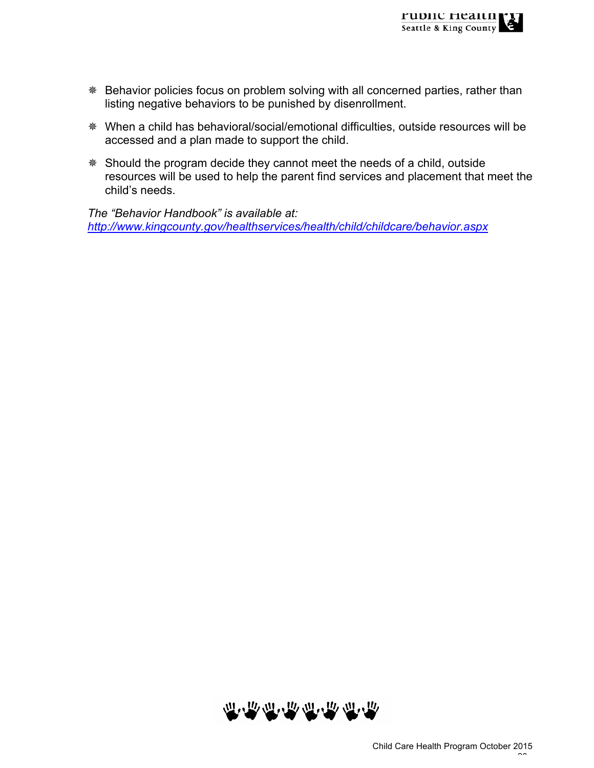- Behavior policies focus on problem solving with all concerned parties, rather than listing negative behaviors to be punished by disenrollment.
- When a child has behavioral/social/emotional difficulties, outside resources will be accessed and a plan made to support the child.
- Should the program decide they cannot meet the needs of a child, outside resources will be used to help the parent find services and placement that meet the child's needs.

*The "Behavior Handbook" is available at:*
*http://www.kingcounty.gov/healthservices/health/child/childcare/behavior.aspx*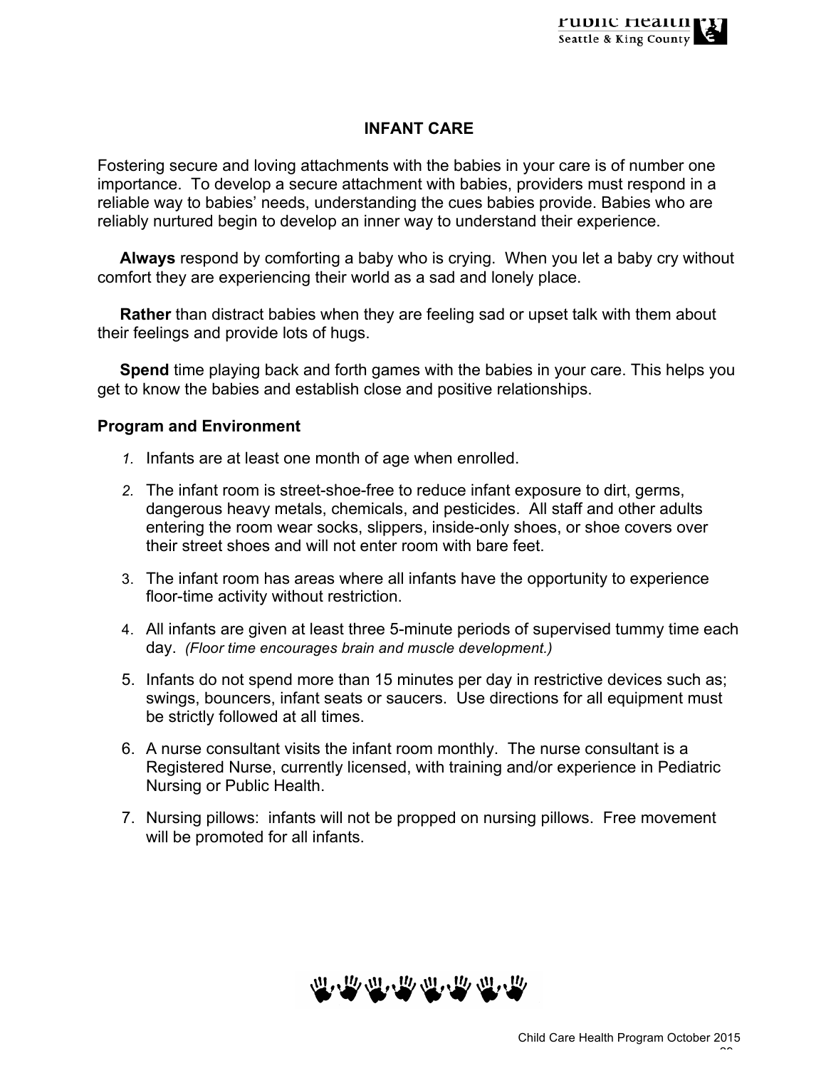# INFANT CARE

Fostering secure and loving attachments with the babies in your care is of number one importance. To develop a secure attachment with babies, providers must respond in a reliable way to babies' needs, understanding the cues babies provide. Babies who are reliably nurtured begin to develop an inner way to understand their experience.

**Always** respond by comforting a baby who is crying. When you let a baby cry without comfort they are experiencing their world as a sad and lonely place.

**Rather** than distract babies when they are feeling sad or upset talk with them about their feelings and provide lots of hugs.

**Spend** time playing back and forth games with the babies in your care. This helps you get to know the babies and establish close and positive relationships.

## Program and Environment

1. Infants are at least one month of age when enrolled.
2. The infant room is street-shoe-free to reduce infant exposure to dirt, germs, dangerous heavy metals, chemicals, and pesticides. All staff and other adults entering the room wear socks, slippers, inside-only shoes, or shoe covers over their street shoes and will not enter room with bare feet.
3. The infant room has areas where all infants have the opportunity to experience floor-time activity without restriction.
4. All infants are given at least three 5-minute periods of supervised tummy time each day. *(Floor time encourages brain and muscle development.)*
5. Infants do not spend more than 15 minutes per day in restrictive devices such as; swings, bouncers, infant seats or saucers. Use directions for all equipment must be strictly followed at all times.
6. A nurse consultant visits the infant room monthly. The nurse consultant is a Registered Nurse, currently licensed, with training and/or experience in Pediatric Nursing or Public Health.
7. Nursing pillows: infants will not be propped on nursing pillows. Free movement will be promoted for all infants.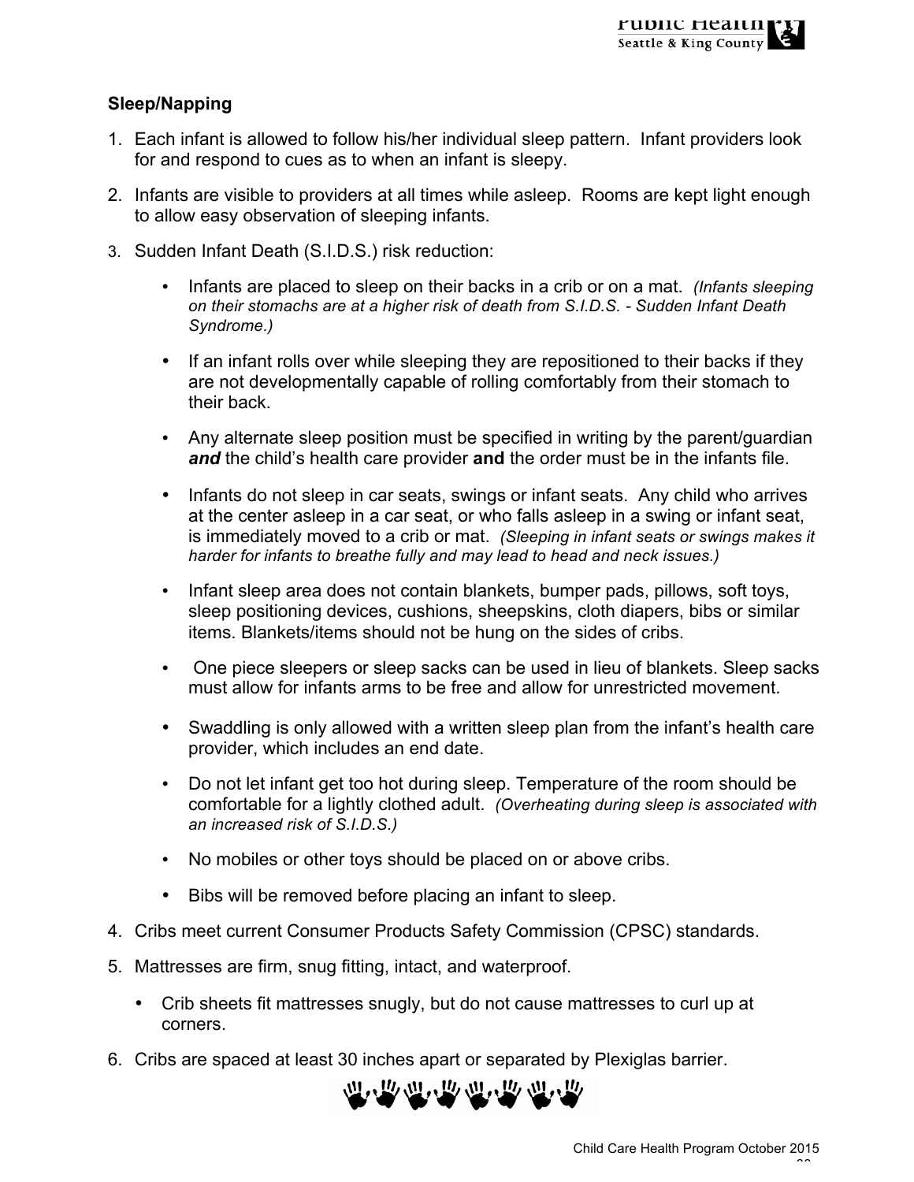### Sleep/Napping

1. Each infant is allowed to follow his/her individual sleep pattern. Infant providers look for and respond to cues as to when an infant is sleepy.

2. Infants are visible to providers at all times while asleep. Rooms are kept light enough to allow easy observation of sleeping infants.

3. Sudden Infant Death (S.I.D.S.) risk reduction:

    - Infants are placed to sleep on their backs in a crib or on a mat. *(Infants sleeping on their stomachs are at a higher risk of death from S.I.D.S. - Sudden Infant Death Syndrome.)*

    - If an infant rolls over while sleeping they are repositioned to their backs if they are not developmentally capable of rolling comfortably from their stomach to their back.

    - Any alternate sleep position must be specified in writing by the parent/guardian ***and*** the child's health care provider **and** the order must be in the infants file.

    - Infants do not sleep in car seats, swings or infant seats. Any child who arrives at the center asleep in a car seat, or who falls asleep in a swing or infant seat, is immediately moved to a crib or mat. *(Sleeping in infant seats or swings makes it harder for infants to breathe fully and may lead to head and neck issues.)*

    - Infant sleep area does not contain blankets, bumper pads, pillows, soft toys, sleep positioning devices, cushions, sheepskins, cloth diapers, bibs or similar items. Blankets/items should not be hung on the sides of cribs.

    - One piece sleepers or sleep sacks can be used in lieu of blankets. Sleep sacks must allow for infants arms to be free and allow for unrestricted movement.

    - Swaddling is only allowed with a written sleep plan from the infant's health care provider, which includes an end date.

    - Do not let infant get too hot during sleep. Temperature of the room should be comfortable for a lightly clothed adult. *(Overheating during sleep is associated with an increased risk of S.I.D.S.)*

    - No mobiles or other toys should be placed on or above cribs.

    - Bibs will be removed before placing an infant to sleep.

4. Cribs meet current Consumer Products Safety Commission (CPSC) standards.

5. Mattresses are firm, snug fitting, intact, and waterproof.

    - Crib sheets fit mattresses snugly, but do not cause mattresses to curl up at corners.

6. Cribs are spaced at least 30 inches apart or separated by Plexiglas barrier.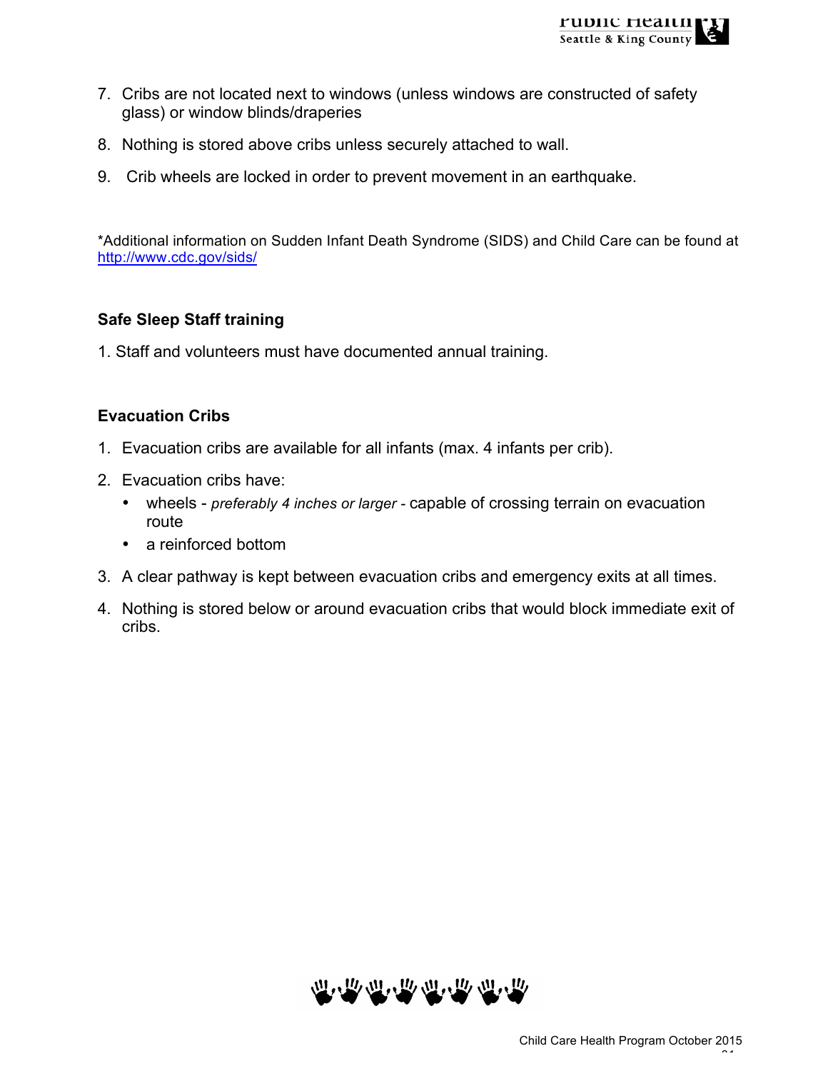7. Cribs are not located next to windows (unless windows are constructed of safety glass) or window blinds/draperies
8. Nothing is stored above cribs unless securely attached to wall.
9. Crib wheels are locked in order to prevent movement in an earthquake.

*Additional information on Sudden Infant Death Syndrome (SIDS) and Child Care can be found at http://www.cdc.gov/sids/

**Safe Sleep Staff training**

1. Staff and volunteers must have documented annual training.

**Evacuation Cribs**

1. Evacuation cribs are available for all infants (max. 4 infants per crib).
2. Evacuation cribs have:
   - wheels - *preferably 4 inches or larger* - capable of crossing terrain on evacuation route
   - a reinforced bottom
3. A clear pathway is kept between evacuation cribs and emergency exits at all times.
4. Nothing is stored below or around evacuation cribs that would block immediate exit of cribs.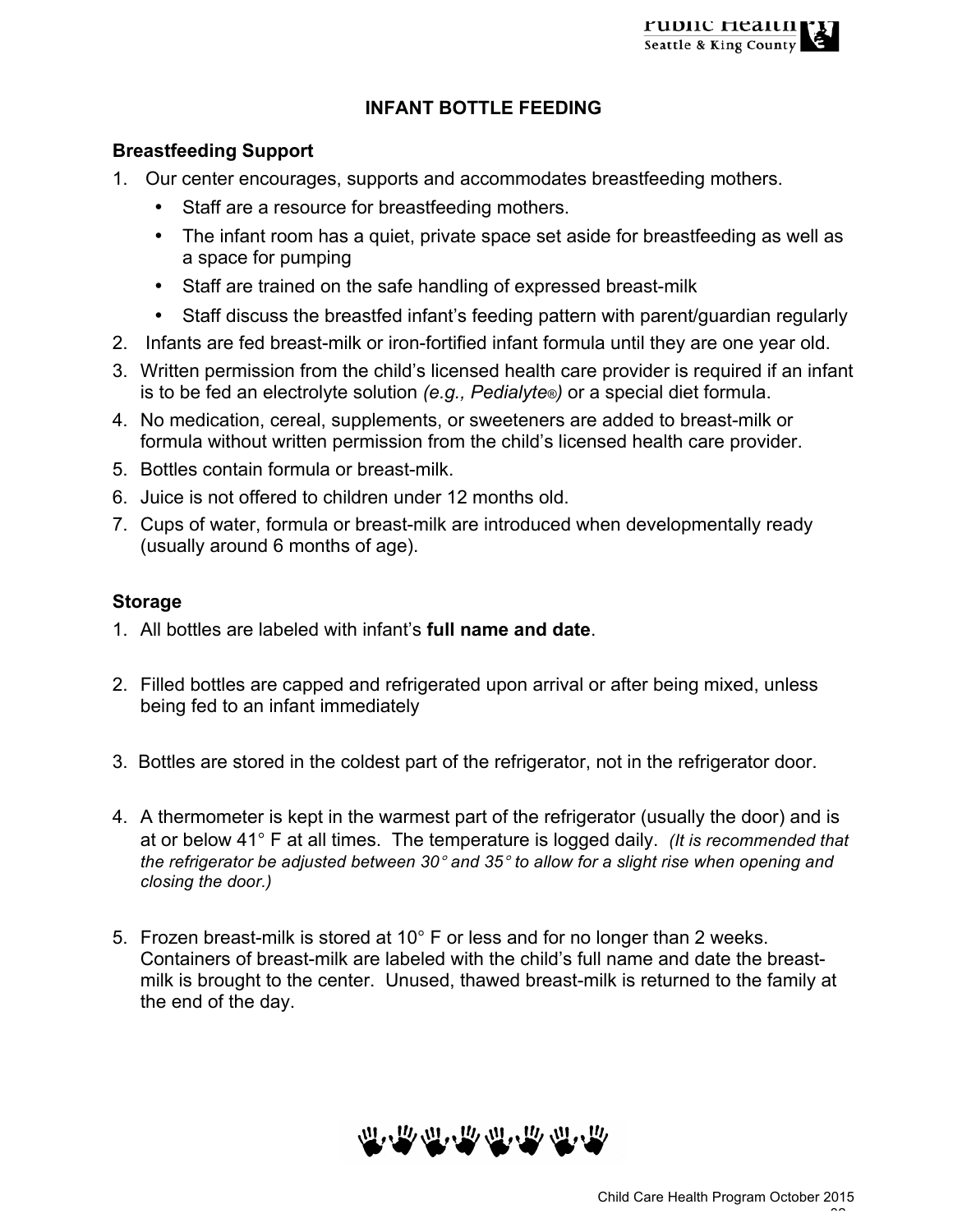# INFANT BOTTLE FEEDING

## Breastfeeding Support

1. Our center encourages, supports and accommodates breastfeeding mothers.
   - Staff are a resource for breastfeeding mothers.
   - The infant room has a quiet, private space set aside for breastfeeding as well as a space for pumping
   - Staff are trained on the safe handling of expressed breast-milk
   - Staff discuss the breastfed infant's feeding pattern with parent/guardian regularly
2. Infants are fed breast-milk or iron-fortified infant formula until they are one year old.
3. Written permission from the child's licensed health care provider is required if an infant is to be fed an electrolyte solution *(e.g., Pedialyte®)* or a special diet formula.
4. No medication, cereal, supplements, or sweeteners are added to breast-milk or formula without written permission from the child's licensed health care provider.
5. Bottles contain formula or breast-milk.
6. Juice is not offered to children under 12 months old.
7. Cups of water, formula or breast-milk are introduced when developmentally ready (usually around 6 months of age).

## Storage

1. All bottles are labeled with infant's **full name and date**.

2. Filled bottles are capped and refrigerated upon arrival or after being mixed, unless being fed to an infant immediately

3. Bottles are stored in the coldest part of the refrigerator, not in the refrigerator door.

4. A thermometer is kept in the warmest part of the refrigerator (usually the door) and is at or below 41° F at all times. The temperature is logged daily. *(It is recommended that the refrigerator be adjusted between 30° and 35° to allow for a slight rise when opening and closing the door.)*

5. Frozen breast-milk is stored at 10° F or less and for no longer than 2 weeks. Containers of breast-milk are labeled with the child's full name and date the breast-milk is brought to the center. Unused, thawed breast-milk is returned to the family at the end of the day.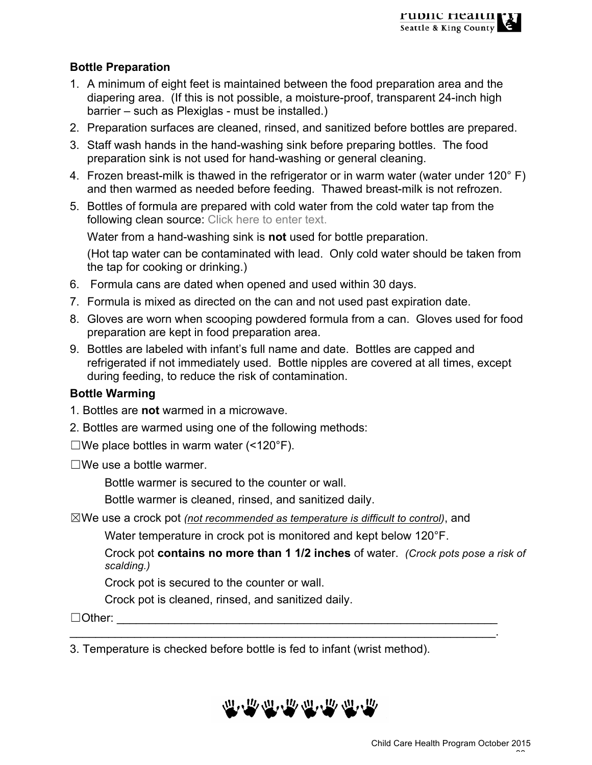**Bottle Preparation**

1. A minimum of eight feet is maintained between the food preparation area and the diapering area. (If this is not possible, a moisture-proof, transparent 24-inch high barrier – such as Plexiglas - must be installed.)
2. Preparation surfaces are cleaned, rinsed, and sanitized before bottles are prepared.
3. Staff wash hands in the hand-washing sink before preparing bottles. The food preparation sink is not used for hand-washing or general cleaning.
4. Frozen breast-milk is thawed in the refrigerator or in warm water (water under 120° F) and then warmed as needed before feeding. Thawed breast-milk is not refrozen.
5. Bottles of formula are prepared with cold water from the cold water tap from the following clean source: Click here to enter text.

   Water from a hand-washing sink is **not** used for bottle preparation.

   (Hot tap water can be contaminated with lead. Only cold water should be taken from the tap for cooking or drinking.)
6. Formula cans are dated when opened and used within 30 days.
7. Formula is mixed as directed on the can and not used past expiration date.
8. Gloves are worn when scooping powdered formula from a can. Gloves used for food preparation are kept in food preparation area.
9. Bottles are labeled with infant's full name and date. Bottles are capped and refrigerated if not immediately used. Bottle nipples are covered at all times, except during feeding, to reduce the risk of contamination.

**Bottle Warming**

1. Bottles are **not** warmed in a microwave.
2. Bottles are warmed using one of the following methods:

☐We place bottles in warm water (<120°F).

☐We use a bottle warmer.

Bottle warmer is secured to the counter or wall.

Bottle warmer is cleaned, rinsed, and sanitized daily.

☒We use a crock pot *(not recommended as temperature is difficult to control)*, and

Water temperature in crock pot is monitored and kept below 120°F.

Crock pot **contains no more than 1 1/2 inches** of water. *(Crock pots pose a risk of scalding.)*

Crock pot is secured to the counter or wall.

Crock pot is cleaned, rinsed, and sanitized daily.

☐Other: ______________________________________________________________
_____________________________________________________________________.

3. Temperature is checked before bottle is fed to infant (wrist method).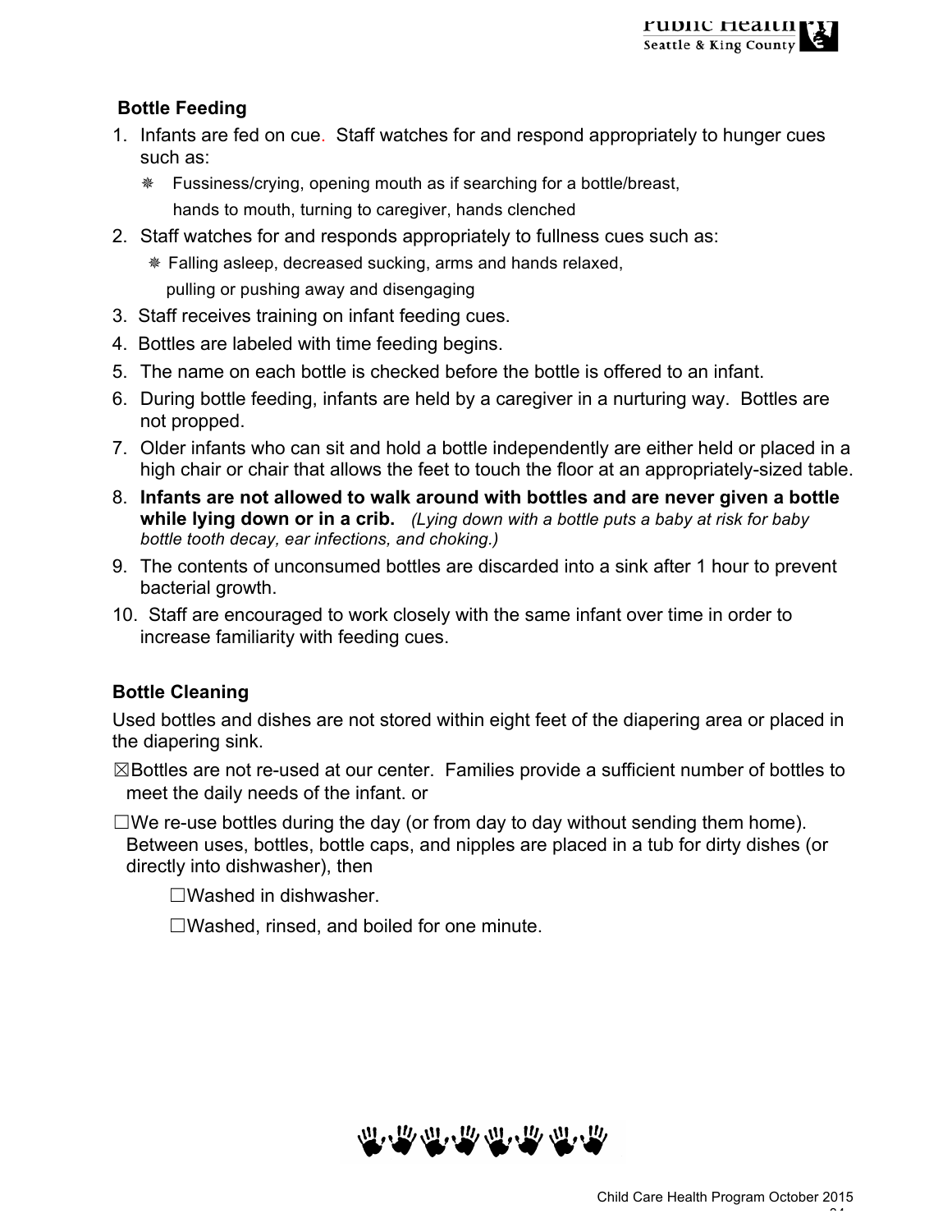**Bottle Feeding**

1. Infants are fed on cue. Staff watches for and respond appropriately to hunger cues such as:
   - Fussiness/crying, opening mouth as if searching for a bottle/breast, hands to mouth, turning to caregiver, hands clenched
2. Staff watches for and responds appropriately to fullness cues such as:
   - Falling asleep, decreased sucking, arms and hands relaxed, pulling or pushing away and disengaging
3. Staff receives training on infant feeding cues.
4. Bottles are labeled with time feeding begins.
5. The name on each bottle is checked before the bottle is offered to an infant.
6. During bottle feeding, infants are held by a caregiver in a nurturing way. Bottles are not propped.
7. Older infants who can sit and hold a bottle independently are either held or placed in a high chair or chair that allows the feet to touch the floor at an appropriately-sized table.
8. **Infants are not allowed to walk around with bottles and are never given a bottle while lying down or in a crib.** *(Lying down with a bottle puts a baby at risk for baby bottle tooth decay, ear infections, and choking.)*
9. The contents of unconsumed bottles are discarded into a sink after 1 hour to prevent bacterial growth.
10. Staff are encouraged to work closely with the same infant over time in order to increase familiarity with feeding cues.

**Bottle Cleaning**

Used bottles and dishes are not stored within eight feet of the diapering area or placed in the diapering sink.

☒Bottles are not re-used at our center. Families provide a sufficient number of bottles to meet the daily needs of the infant. or

☐We re-use bottles during the day (or from day to day without sending them home). Between uses, bottles, bottle caps, and nipples are placed in a tub for dirty dishes (or directly into dishwasher), then

☐Washed in dishwasher.

☐Washed, rinsed, and boiled for one minute.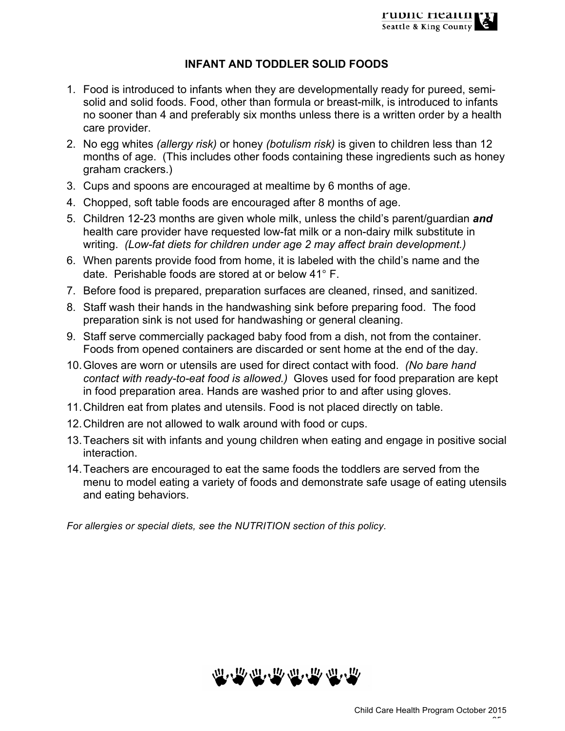# INFANT AND TODDLER SOLID FOODS

1. Food is introduced to infants when they are developmentally ready for pureed, semi-solid and solid foods. Food, other than formula or breast-milk, is introduced to infants no sooner than 4 and preferably six months unless there is a written order by a health care provider.
2. No egg whites *(allergy risk)* or honey *(botulism risk)* is given to children less than 12 months of age. (This includes other foods containing these ingredients such as honey graham crackers.)
3. Cups and spoons are encouraged at mealtime by 6 months of age.
4. Chopped, soft table foods are encouraged after 8 months of age.
5. Children 12-23 months are given whole milk, unless the child's parent/guardian ***and*** health care provider have requested low-fat milk or a non-dairy milk substitute in writing. *(Low-fat diets for children under age 2 may affect brain development.)*
6. When parents provide food from home, it is labeled with the child's name and the date. Perishable foods are stored at or below 41° F.
7. Before food is prepared, preparation surfaces are cleaned, rinsed, and sanitized.
8. Staff wash their hands in the handwashing sink before preparing food. The food preparation sink is not used for handwashing or general cleaning.
9. Staff serve commercially packaged baby food from a dish, not from the container. Foods from opened containers are discarded or sent home at the end of the day.
10. Gloves are worn or utensils are used for direct contact with food. *(No bare hand contact with ready-to-eat food is allowed.)* Gloves used for food preparation are kept in food preparation area. Hands are washed prior to and after using gloves.
11. Children eat from plates and utensils. Food is not placed directly on table.
12. Children are not allowed to walk around with food or cups.
13. Teachers sit with infants and young children when eating and engage in positive social interaction.
14. Teachers are encouraged to eat the same foods the toddlers are served from the menu to model eating a variety of foods and demonstrate safe usage of eating utensils and eating behaviors.

*For allergies or special diets, see the NUTRITION section of this policy.*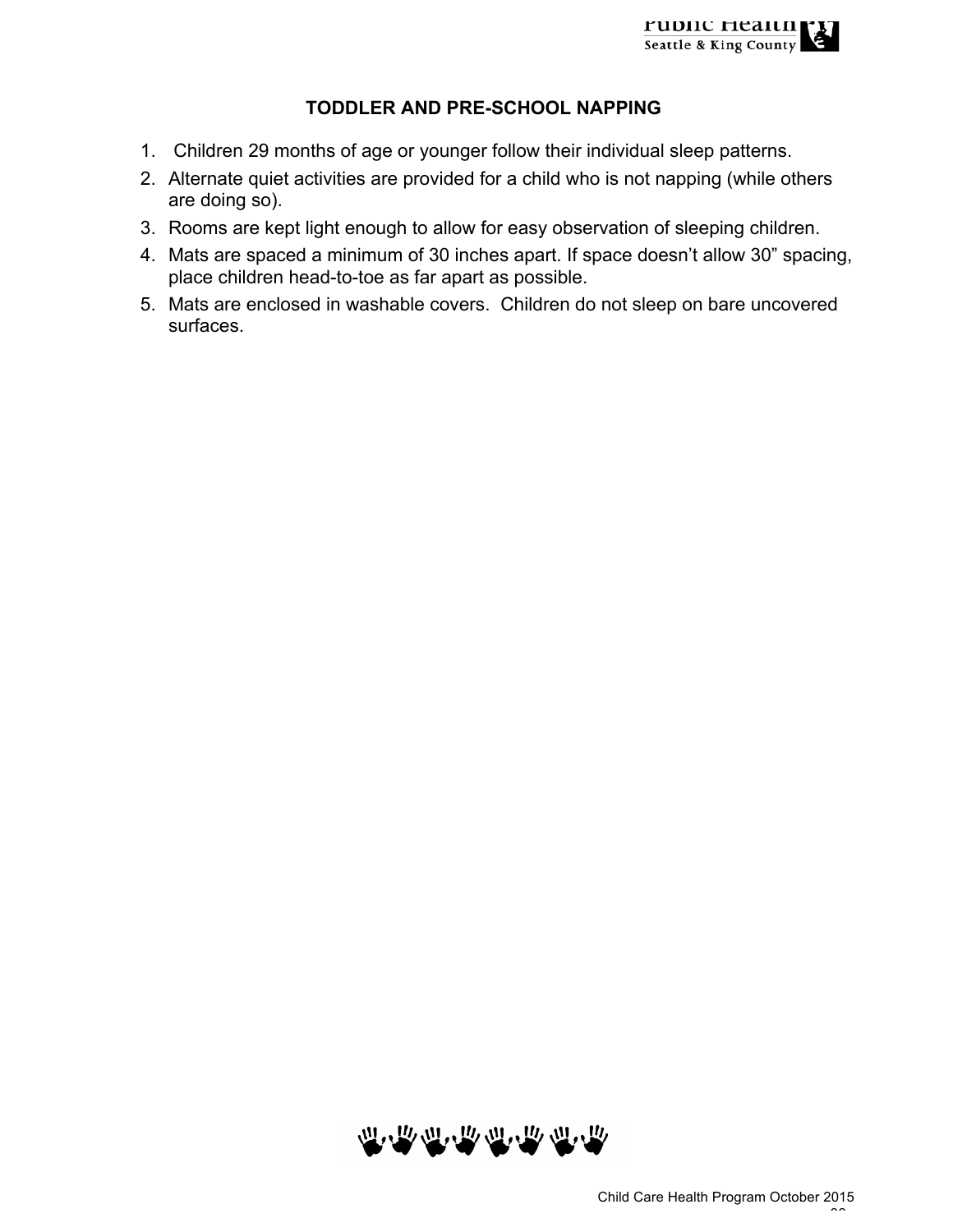## TODDLER AND PRE-SCHOOL NAPPING

1. Children 29 months of age or younger follow their individual sleep patterns.
2. Alternate quiet activities are provided for a child who is not napping (while others are doing so).
3. Rooms are kept light enough to allow for easy observation of sleeping children.
4. Mats are spaced a minimum of 30 inches apart. If space doesn't allow 30" spacing, place children head-to-toe as far apart as possible.
5. Mats are enclosed in washable covers. Children do not sleep on bare uncovered surfaces.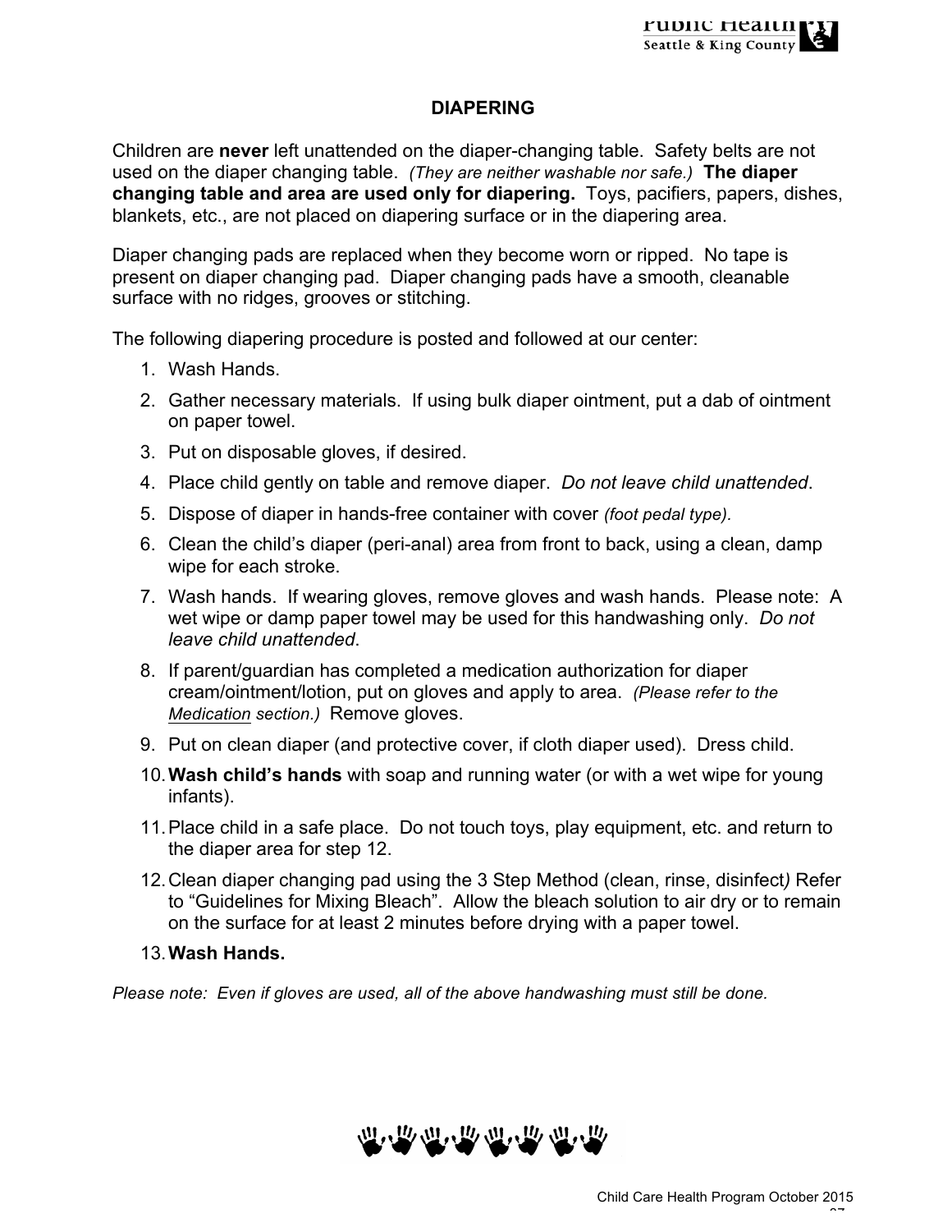# DIAPERING

Children are **never** left unattended on the diaper-changing table. Safety belts are not used on the diaper changing table. *(They are neither washable nor safe.)* **The diaper changing table and area are used only for diapering.** Toys, pacifiers, papers, dishes, blankets, etc., are not placed on diapering surface or in the diapering area.

Diaper changing pads are replaced when they become worn or ripped. No tape is present on diaper changing pad. Diaper changing pads have a smooth, cleanable surface with no ridges, grooves or stitching.

The following diapering procedure is posted and followed at our center:

1. Wash Hands.
2. Gather necessary materials. If using bulk diaper ointment, put a dab of ointment on paper towel.
3. Put on disposable gloves, if desired.
4. Place child gently on table and remove diaper. *Do not leave child unattended*.
5. Dispose of diaper in hands-free container with cover *(foot pedal type).*
6. Clean the child's diaper (peri-anal) area from front to back, using a clean, damp wipe for each stroke.
7. Wash hands. If wearing gloves, remove gloves and wash hands. Please note: A wet wipe or damp paper towel may be used for this handwashing only. *Do not leave child unattended.*
8. If parent/guardian has completed a medication authorization for diaper cream/ointment/lotion, put on gloves and apply to area. *(Please refer to the Medication section.)* Remove gloves.
9. Put on clean diaper (and protective cover, if cloth diaper used). Dress child.
10. **Wash child's hands** with soap and running water (or with a wet wipe for young infants).
11. Place child in a safe place. Do not touch toys, play equipment, etc. and return to the diaper area for step 12.
12. Clean diaper changing pad using the 3 Step Method (clean, rinse, disinfect*)* Refer to "Guidelines for Mixing Bleach". Allow the bleach solution to air dry or to remain on the surface for at least 2 minutes before drying with a paper towel.
13. **Wash Hands.**

*Please note: Even if gloves are used, all of the above handwashing must still be done.*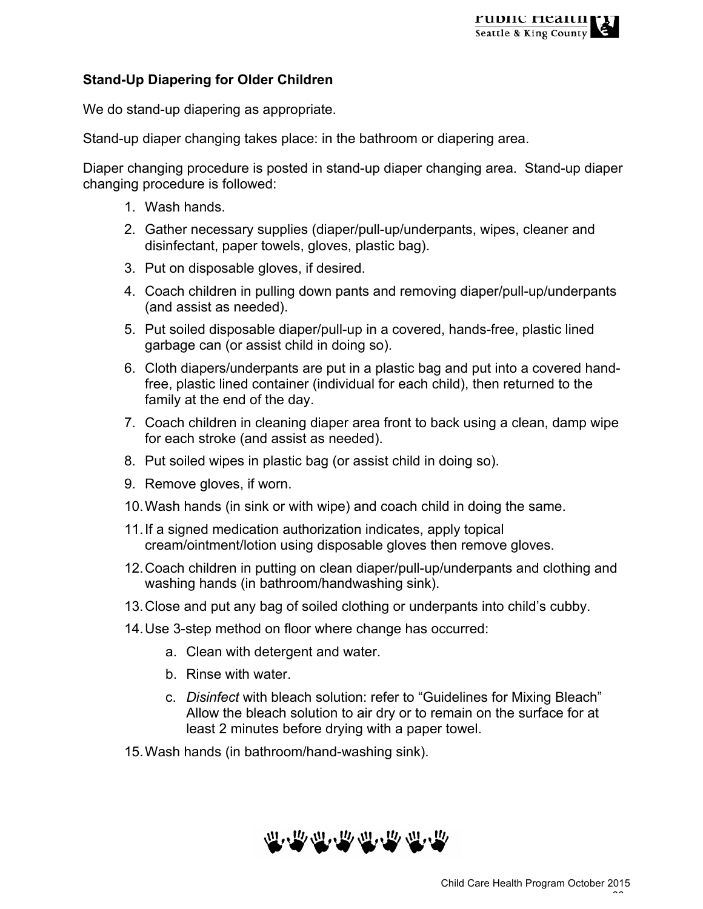### Stand-Up Diapering for Older Children

We do stand-up diapering as appropriate.

Stand-up diaper changing takes place: in the bathroom or diapering area.

Diaper changing procedure is posted in stand-up diaper changing area. Stand-up diaper changing procedure is followed:

1. Wash hands.
2. Gather necessary supplies (diaper/pull-up/underpants, wipes, cleaner and disinfectant, paper towels, gloves, plastic bag).
3. Put on disposable gloves, if desired.
4. Coach children in pulling down pants and removing diaper/pull-up/underpants (and assist as needed).
5. Put soiled disposable diaper/pull-up in a covered, hands-free, plastic lined garbage can (or assist child in doing so).
6. Cloth diapers/underpants are put in a plastic bag and put into a covered hand-free, plastic lined container (individual for each child), then returned to the family at the end of the day.
7. Coach children in cleaning diaper area front to back using a clean, damp wipe for each stroke (and assist as needed).
8. Put soiled wipes in plastic bag (or assist child in doing so).
9. Remove gloves, if worn.
10. Wash hands (in sink or with wipe) and coach child in doing the same.
11. If a signed medication authorization indicates, apply topical cream/ointment/lotion using disposable gloves then remove gloves.
12. Coach children in putting on clean diaper/pull-up/underpants and clothing and washing hands (in bathroom/handwashing sink).
13. Close and put any bag of soiled clothing or underpants into child's cubby.
14. Use 3-step method on floor where change has occurred:
    a. Clean with detergent and water.
    b. Rinse with water.
    c. *Disinfect* with bleach solution: refer to "Guidelines for Mixing Bleach" Allow the bleach solution to air dry or to remain on the surface for at least 2 minutes before drying with a paper towel.
15. Wash hands (in bathroom/hand-washing sink).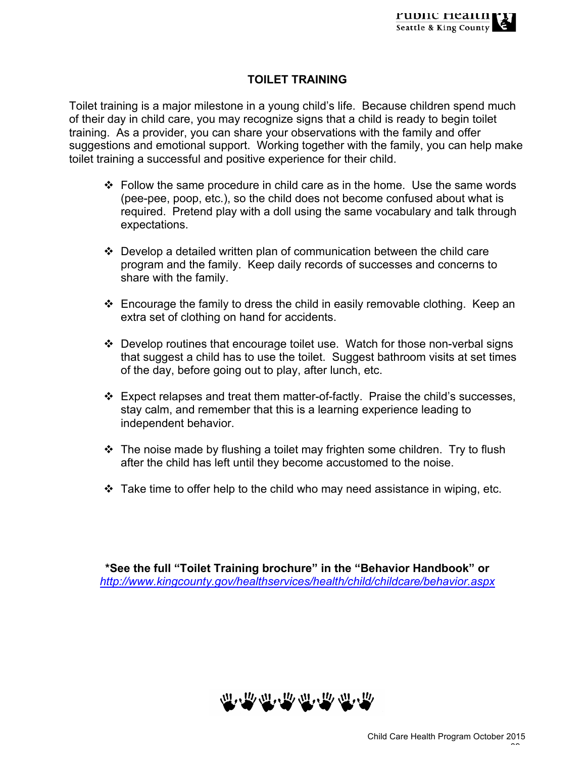# TOILET TRAINING

Toilet training is a major milestone in a young child's life. Because children spend much of their day in child care, you may recognize signs that a child is ready to begin toilet training. As a provider, you can share your observations with the family and offer suggestions and emotional support. Working together with the family, you can help make toilet training a successful and positive experience for their child.

- Follow the same procedure in child care as in the home. Use the same words (pee-pee, poop, etc.), so the child does not become confused about what is required. Pretend play with a doll using the same vocabulary and talk through expectations.

- Develop a detailed written plan of communication between the child care program and the family. Keep daily records of successes and concerns to share with the family.

- Encourage the family to dress the child in easily removable clothing. Keep an extra set of clothing on hand for accidents.

- Develop routines that encourage toilet use. Watch for those non-verbal signs that suggest a child has to use the toilet. Suggest bathroom visits at set times of the day, before going out to play, after lunch, etc.

- Expect relapses and treat them matter-of-factly. Praise the child's successes, stay calm, and remember that this is a learning experience leading to independent behavior.

- The noise made by flushing a toilet may frighten some children. Try to flush after the child has left until they become accustomed to the noise.

- Take time to offer help to the child who may need assistance in wiping, etc.

**\*See the full "Toilet Training brochure" in the "Behavior Handbook" or** [http://www.kingcounty.gov/healthservices/health/child/childcare/behavior.aspx](http://www.kingcounty.gov/healthservices/health/child/childcare/behavior.aspx)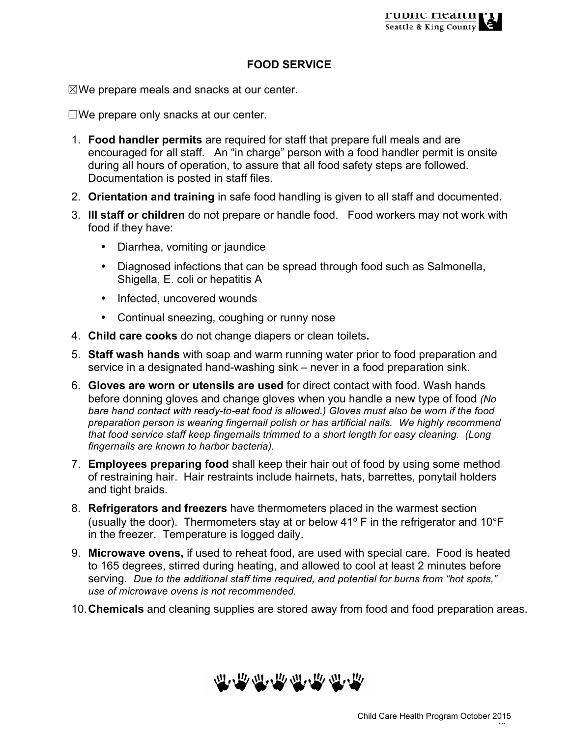## FOOD SERVICE

☒We prepare meals and snacks at our center.

☐We prepare only snacks at our center.

1. **Food handler permits** are required for staff that prepare full meals and are encouraged for all staff. An "in charge" person with a food handler permit is onsite during all hours of operation, to assure that all food safety steps are followed. Documentation is posted in staff files.
2. **Orientation and training** in safe food handling is given to all staff and documented.
3. **Ill staff or children** do not prepare or handle food. Food workers may not work with food if they have:
   - Diarrhea, vomiting or jaundice
   - Diagnosed infections that can be spread through food such as Salmonella, Shigella, E. coli or hepatitis A
   - Infected, uncovered wounds
   - Continual sneezing, coughing or runny nose
4. **Child care cooks** do not change diapers or clean toilets**.**
5. **Staff wash hands** with soap and warm running water prior to food preparation and service in a designated hand-washing sink – never in a food preparation sink.
6. **Gloves are worn or utensils are used** for direct contact with food. Wash hands before donning gloves and change gloves when you handle a new type of food *(No bare hand contact with ready-to-eat food is allowed.) Gloves must also be worn if the food preparation person is wearing fingernail polish or has artificial nails. We highly recommend that food service staff keep fingernails trimmed to a short length for easy cleaning. (Long fingernails are known to harbor bacteria).*
7. **Employees preparing food** shall keep their hair out of food by using some method of restraining hair. Hair restraints include hairnets, hats, barrettes, ponytail holders and tight braids.
8. **Refrigerators and freezers** have thermometers placed in the warmest section (usually the door). Thermometers stay at or below 41º F in the refrigerator and 10°F in the freezer. Temperature is logged daily.
9. **Microwave ovens,** if used to reheat food, are used with special care. Food is heated to 165 degrees, stirred during heating, and allowed to cool at least 2 minutes before serving. *Due to the additional staff time required, and potential for burns from "hot spots," use of microwave ovens is not recommended.*
10. **Chemicals** and cleaning supplies are stored away from food and food preparation areas.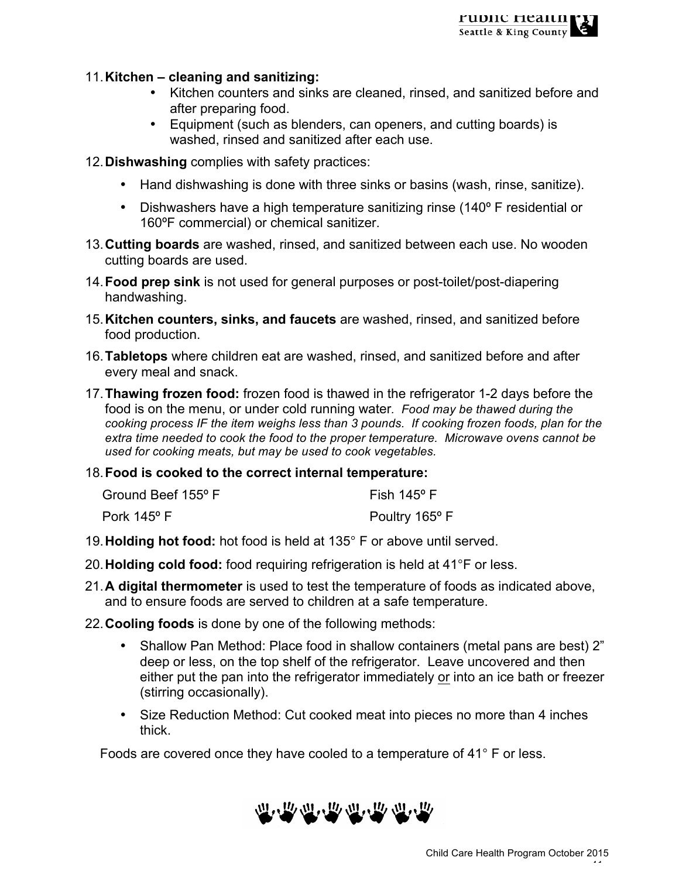11. **Kitchen – cleaning and sanitizing:**
    - Kitchen counters and sinks are cleaned, rinsed, and sanitized before and after preparing food.
    - Equipment (such as blenders, can openers, and cutting boards) is washed, rinsed and sanitized after each use.

12. **Dishwashing** complies with safety practices:
    - Hand dishwashing is done with three sinks or basins (wash, rinse, sanitize).
    - Dishwashers have a high temperature sanitizing rinse (140º F residential or 160ºF commercial) or chemical sanitizer.

13. **Cutting boards** are washed, rinsed, and sanitized between each use. No wooden cutting boards are used.

14. **Food prep sink** is not used for general purposes or post-toilet/post-diapering handwashing.

15. **Kitchen counters, sinks, and faucets** are washed, rinsed, and sanitized before food production.

16. **Tabletops** where children eat are washed, rinsed, and sanitized before and after every meal and snack.

17. **Thawing frozen food:** frozen food is thawed in the refrigerator 1-2 days before the food is on the menu, or under cold running water. *Food may be thawed during the cooking process IF the item weighs less than 3 pounds. If cooking frozen foods, plan for the extra time needed to cook the food to the proper temperature. Microwave ovens cannot be used for cooking meats, but may be used to cook vegetables.*

18. **Food is cooked to the correct internal temperature:**

| | |
|---|---|
| Ground Beef 155º F | Fish 145º F |
| Pork 145º F | Poultry 165º F |

19. **Holding hot food:** hot food is held at 135° F or above until served.

20. **Holding cold food:** food requiring refrigeration is held at 41°F or less.

21. **A digital thermometer** is used to test the temperature of foods as indicated above, and to ensure foods are served to children at a safe temperature.

22. **Cooling foods** is done by one of the following methods:
    - Shallow Pan Method: Place food in shallow containers (metal pans are best) 2" deep or less, on the top shelf of the refrigerator. Leave uncovered and then either put the pan into the refrigerator immediately or into an ice bath or freezer (stirring occasionally).
    - Size Reduction Method: Cut cooked meat into pieces no more than 4 inches thick.

    Foods are covered once they have cooled to a temperature of 41° F or less.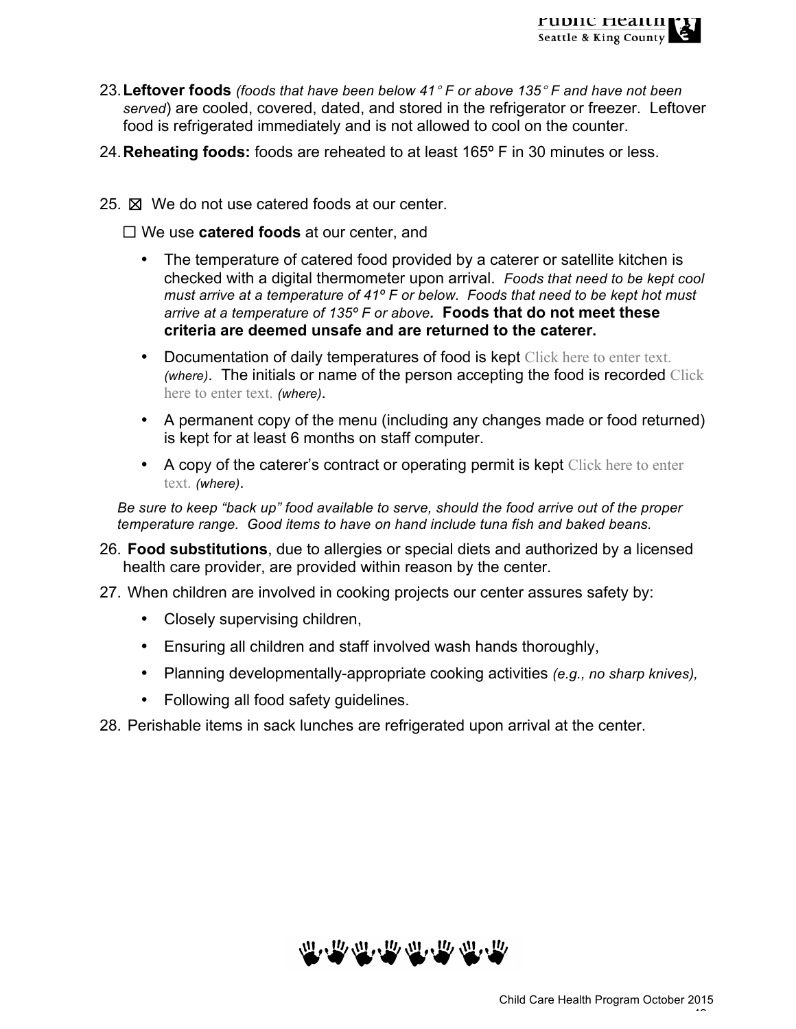23. **Leftover foods** *(foods that have been below 41° F or above 135° F and have not been served*) are cooled, covered, dated, and stored in the refrigerator or freezer. Leftover food is refrigerated immediately and is not allowed to cool on the counter.

24. **Reheating foods:** foods are reheated to at least 165º F in 30 minutes or less.

25. ☒ We do not use catered foods at our center.

    ☐ We use **catered foods** at our center, and

    - The temperature of catered food provided by a caterer or satellite kitchen is checked with a digital thermometer upon arrival. *Foods that need to be kept cool must arrive at a temperature of 41º F or below. Foods that need to be kept hot must arrive at a temperature of 135º F or above.* **Foods that do not meet these criteria are deemed unsafe and are returned to the caterer.**
    - Documentation of daily temperatures of food is kept Click here to enter text. *(where)*. The initials or name of the person accepting the food is recorded Click here to enter text. *(where)*.
    - A permanent copy of the menu (including any changes made or food returned) is kept for at least 6 months on staff computer.
    - A copy of the caterer's contract or operating permit is kept Click here to enter text. *(where)*.

    *Be sure to keep "back up" food available to serve, should the food arrive out of the proper temperature range. Good items to have on hand include tuna fish and baked beans.*

26. **Food substitutions**, due to allergies or special diets and authorized by a licensed health care provider, are provided within reason by the center.

27. When children are involved in cooking projects our center assures safety by:

    - Closely supervising children,
    - Ensuring all children and staff involved wash hands thoroughly,
    - Planning developmentally-appropriate cooking activities *(e.g., no sharp knives),*
    - Following all food safety guidelines.

28. Perishable items in sack lunches are refrigerated upon arrival at the center.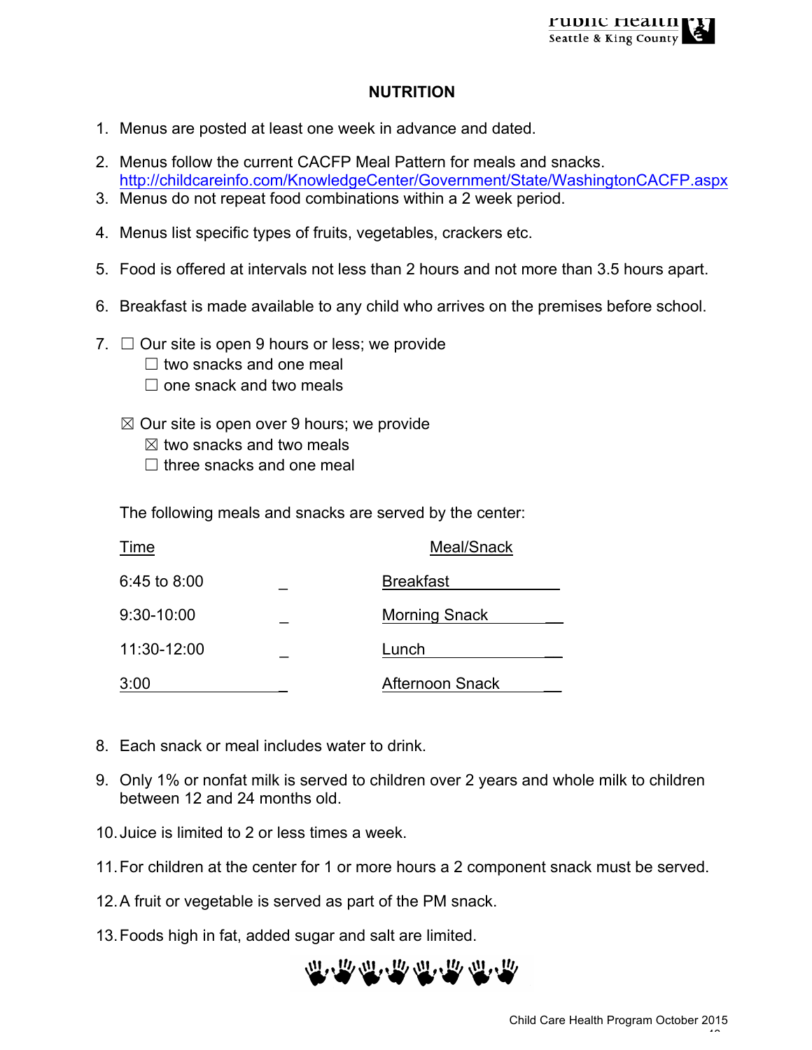## NUTRITION

1. Menus are posted at least one week in advance and dated.
2. Menus follow the current CACFP Meal Pattern for meals and snacks. http://childcareinfo.com/KnowledgeCenter/Government/State/WashingtonCACFP.aspx
3. Menus do not repeat food combinations within a 2 week period.
4. Menus list specific types of fruits, vegetables, crackers etc.
5. Food is offered at intervals not less than 2 hours and not more than 3.5 hours apart.
6. Breakfast is made available to any child who arrives on the premises before school.
7. ☐ Our site is open 9 hours or less; we provide
   - ☐ two snacks and one meal
   - ☐ one snack and two meals

   ☒ Our site is open over 9 hours; we provide
   - ☒ two snacks and two meals
   - ☐ three snacks and one meal

   The following meals and snacks are served by the center:

   | Time | Meal/Snack |
   | --- | --- |
   | 6:45 to 8:00 | Breakfast |
   | 9:30-10:00 | Morning Snack |
   | 11:30-12:00 | Lunch |
   | 3:00 | Afternoon Snack |

8. Each snack or meal includes water to drink.
9. Only 1% or nonfat milk is served to children over 2 years and whole milk to children between 12 and 24 months old.
10. Juice is limited to 2 or less times a week.
11. For children at the center for 1 or more hours a 2 component snack must be served.
12. A fruit or vegetable is served as part of the PM snack.
13. Foods high in fat, added sugar and salt are limited.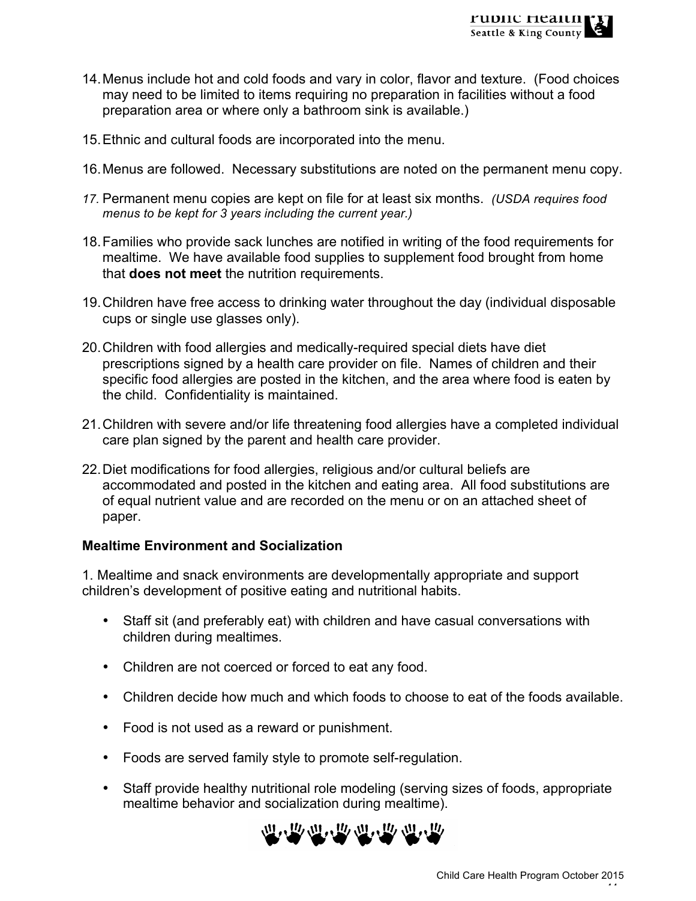14. Menus include hot and cold foods and vary in color, flavor and texture. (Food choices may need to be limited to items requiring no preparation in facilities without a food preparation area or where only a bathroom sink is available.)

15. Ethnic and cultural foods are incorporated into the menu.

16. Menus are followed. Necessary substitutions are noted on the permanent menu copy.

17. Permanent menu copies are kept on file for at least six months. *(USDA requires food menus to be kept for 3 years including the current year.)*

18. Families who provide sack lunches are notified in writing of the food requirements for mealtime. We have available food supplies to supplement food brought from home that **does not meet** the nutrition requirements.

19. Children have free access to drinking water throughout the day (individual disposable cups or single use glasses only).

20. Children with food allergies and medically-required special diets have diet prescriptions signed by a health care provider on file. Names of children and their specific food allergies are posted in the kitchen, and the area where food is eaten by the child. Confidentiality is maintained.

21. Children with severe and/or life threatening food allergies have a completed individual care plan signed by the parent and health care provider.

22. Diet modifications for food allergies, religious and/or cultural beliefs are accommodated and posted in the kitchen and eating area. All food substitutions are of equal nutrient value and are recorded on the menu or on an attached sheet of paper.

**Mealtime Environment and Socialization**

1. Mealtime and snack environments are developmentally appropriate and support children's development of positive eating and nutritional habits.

- Staff sit (and preferably eat) with children and have casual conversations with children during mealtimes.
- Children are not coerced or forced to eat any food.
- Children decide how much and which foods to choose to eat of the foods available.
- Food is not used as a reward or punishment.
- Foods are served family style to promote self-regulation.
- Staff provide healthy nutritional role modeling (serving sizes of foods, appropriate mealtime behavior and socialization during mealtime).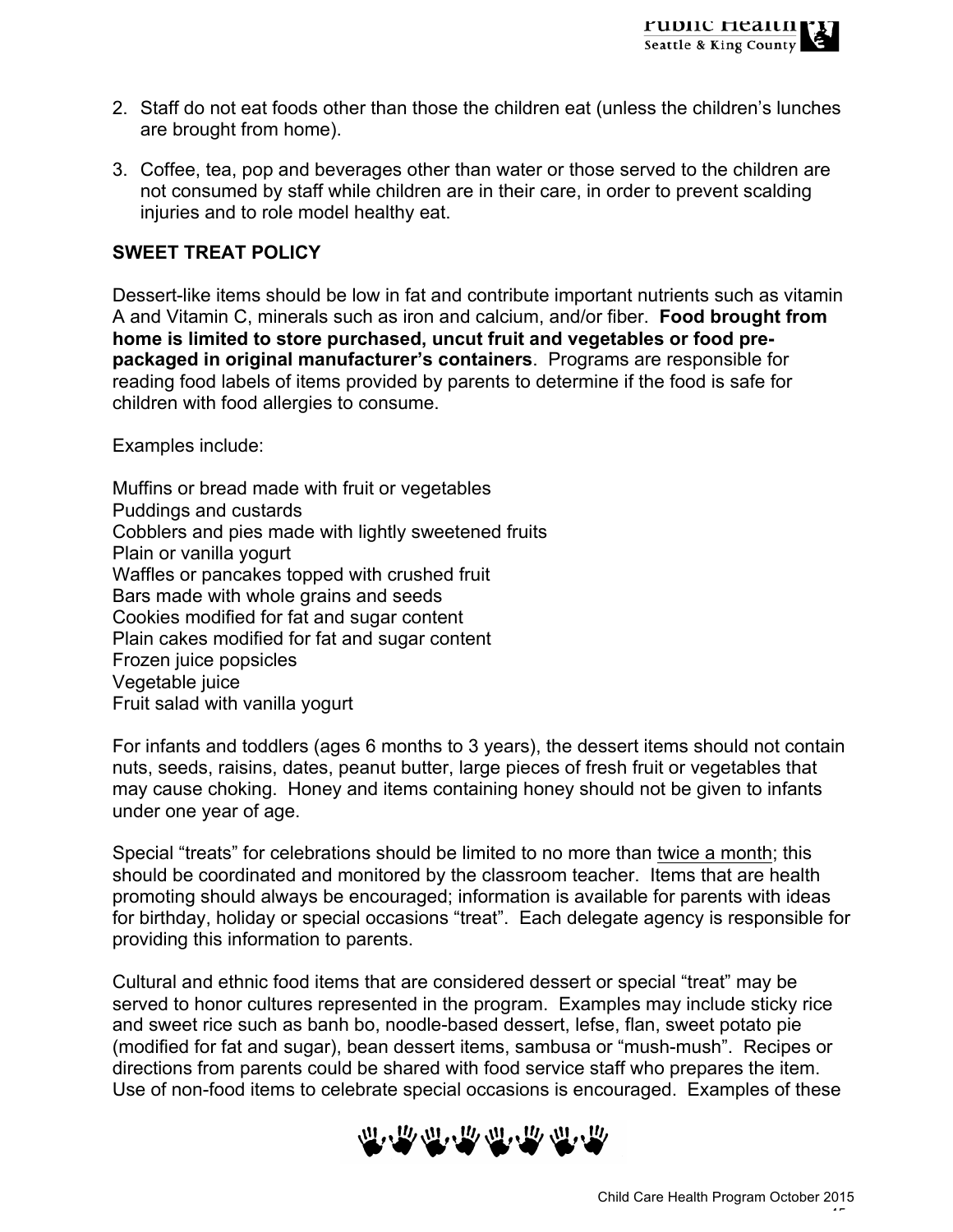2. Staff do not eat foods other than those the children eat (unless the children's lunches are brought from home).

3. Coffee, tea, pop and beverages other than water or those served to the children are not consumed by staff while children are in their care, in order to prevent scalding injuries and to role model healthy eat.

**SWEET TREAT POLICY**

Dessert-like items should be low in fat and contribute important nutrients such as vitamin A and Vitamin C, minerals such as iron and calcium, and/or fiber. **Food brought from home is limited to store purchased, uncut fruit and vegetables or food pre-packaged in original manufacturer's containers**. Programs are responsible for reading food labels of items provided by parents to determine if the food is safe for children with food allergies to consume.

Examples include:

Muffins or bread made with fruit or vegetables
Puddings and custards
Cobblers and pies made with lightly sweetened fruits
Plain or vanilla yogurt
Waffles or pancakes topped with crushed fruit
Bars made with whole grains and seeds
Cookies modified for fat and sugar content
Plain cakes modified for fat and sugar content
Frozen juice popsicles
Vegetable juice
Fruit salad with vanilla yogurt

For infants and toddlers (ages 6 months to 3 years), the dessert items should not contain nuts, seeds, raisins, dates, peanut butter, large pieces of fresh fruit or vegetables that may cause choking. Honey and items containing honey should not be given to infants under one year of age.

Special "treats" for celebrations should be limited to no more than twice a month; this should be coordinated and monitored by the classroom teacher. Items that are health promoting should always be encouraged; information is available for parents with ideas for birthday, holiday or special occasions "treat". Each delegate agency is responsible for providing this information to parents.

Cultural and ethnic food items that are considered dessert or special "treat" may be served to honor cultures represented in the program. Examples may include sticky rice and sweet rice such as banh bo, noodle-based dessert, lefse, flan, sweet potato pie (modified for fat and sugar), bean dessert items, sambusa or "mush-mush". Recipes or directions from parents could be shared with food service staff who prepares the item. Use of non-food items to celebrate special occasions is encouraged. Examples of these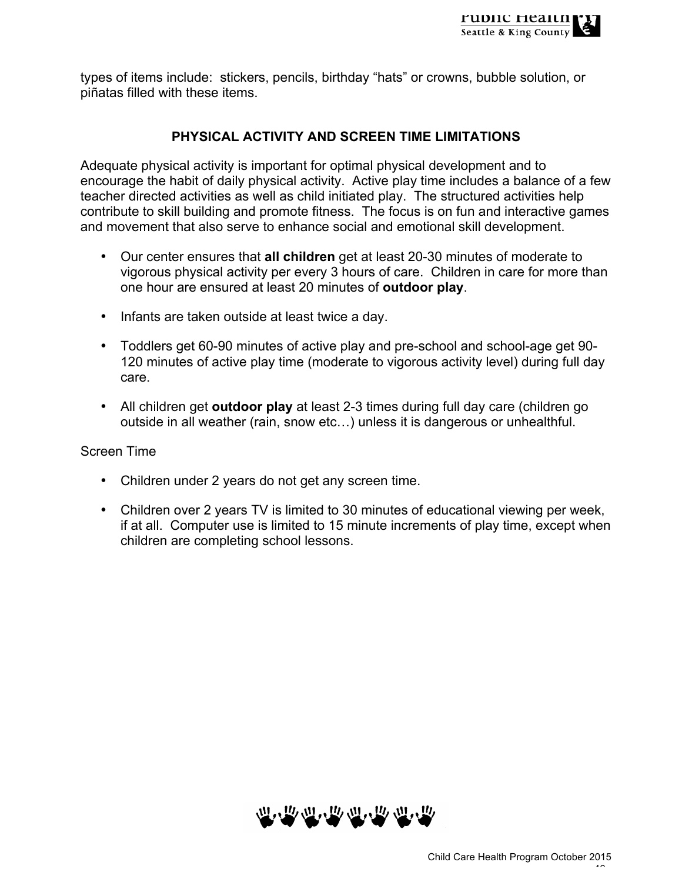types of items include: stickers, pencils, birthday “hats” or crowns, bubble solution, or piñatas filled with these items.

## PHYSICAL ACTIVITY AND SCREEN TIME LIMITATIONS

Adequate physical activity is important for optimal physical development and to encourage the habit of daily physical activity. Active play time includes a balance of a few teacher directed activities as well as child initiated play. The structured activities help contribute to skill building and promote fitness. The focus is on fun and interactive games and movement that also serve to enhance social and emotional skill development.

- Our center ensures that **all children** get at least 20-30 minutes of moderate to vigorous physical activity per every 3 hours of care. Children in care for more than one hour are ensured at least 20 minutes of **outdoor play**.
- Infants are taken outside at least twice a day.
- Toddlers get 60-90 minutes of active play and pre-school and school-age get 90-120 minutes of active play time (moderate to vigorous activity level) during full day care.
- All children get **outdoor play** at least 2-3 times during full day care (children go outside in all weather (rain, snow etc…) unless it is dangerous or unhealthful.

Screen Time

- Children under 2 years do not get any screen time.
- Children over 2 years TV is limited to 30 minutes of educational viewing per week, if at all. Computer use is limited to 15 minute increments of play time, except when children are completing school lessons.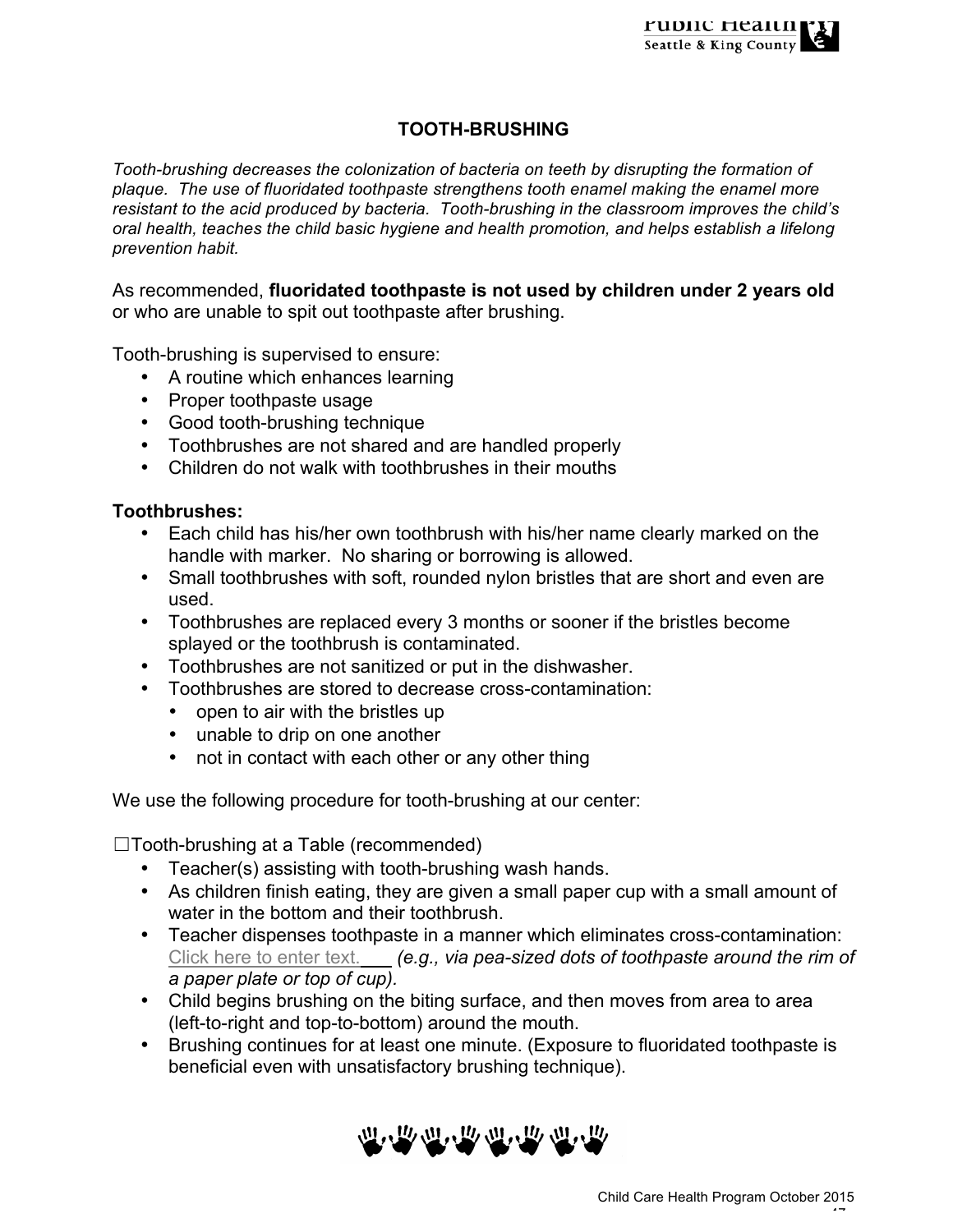# TOOTH-BRUSHING

*Tooth-brushing decreases the colonization of bacteria on teeth by disrupting the formation of plaque. The use of fluoridated toothpaste strengthens tooth enamel making the enamel more resistant to the acid produced by bacteria. Tooth-brushing in the classroom improves the child's oral health, teaches the child basic hygiene and health promotion, and helps establish a lifelong prevention habit.*

As recommended, **fluoridated toothpaste is not used by children under 2 years old** or who are unable to spit out toothpaste after brushing.

Tooth-brushing is supervised to ensure:

- A routine which enhances learning
- Proper toothpaste usage
- Good tooth-brushing technique
- Toothbrushes are not shared and are handled properly
- Children do not walk with toothbrushes in their mouths

**Toothbrushes:**

- Each child has his/her own toothbrush with his/her name clearly marked on the handle with marker. No sharing or borrowing is allowed.
- Small toothbrushes with soft, rounded nylon bristles that are short and even are used.
- Toothbrushes are replaced every 3 months or sooner if the bristles become splayed or the toothbrush is contaminated.
- Toothbrushes are not sanitized or put in the dishwasher.
- Toothbrushes are stored to decrease cross-contamination:
  - open to air with the bristles up
  - unable to drip on one another
  - not in contact with each other or any other thing

We use the following procedure for tooth-brushing at our center:

☐Tooth-brushing at a Table (recommended)

- Teacher(s) assisting with tooth-brushing wash hands.
- As children finish eating, they are given a small paper cup with a small amount of water in the bottom and their toothbrush.
- Teacher dispenses toothpaste in a manner which eliminates cross-contamination: Click here to enter text.___ *(e.g., via pea-sized dots of toothpaste around the rim of a paper plate or top of cup).*
- Child begins brushing on the biting surface, and then moves from area to area (left-to-right and top-to-bottom) around the mouth.
- Brushing continues for at least one minute. (Exposure to fluoridated toothpaste is beneficial even with unsatisfactory brushing technique).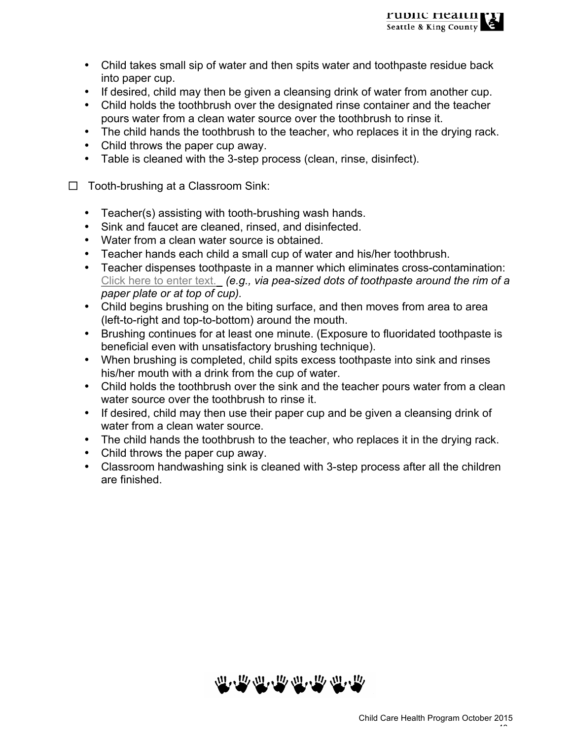- Child takes small sip of water and then spits water and toothpaste residue back into paper cup.
- If desired, child may then be given a cleansing drink of water from another cup.
- Child holds the toothbrush over the designated rinse container and the teacher pours water from a clean water source over the toothbrush to rinse it.
- The child hands the toothbrush to the teacher, who replaces it in the drying rack.
- Child throws the paper cup away.
- Table is cleaned with the 3-step process (clean, rinse, disinfect).

☐ Tooth-brushing at a Classroom Sink:

- Teacher(s) assisting with tooth-brushing wash hands.
- Sink and faucet are cleaned, rinsed, and disinfected.
- Water from a clean water source is obtained.
- Teacher hands each child a small cup of water and his/her toothbrush.
- Teacher dispenses toothpaste in a manner which eliminates cross-contamination: Click here to enter text. *(e.g., via pea-sized dots of toothpaste around the rim of a paper plate or at top of cup).*
- Child begins brushing on the biting surface, and then moves from area to area (left-to-right and top-to-bottom) around the mouth.
- Brushing continues for at least one minute. (Exposure to fluoridated toothpaste is beneficial even with unsatisfactory brushing technique).
- When brushing is completed, child spits excess toothpaste into sink and rinses his/her mouth with a drink from the cup of water.
- Child holds the toothbrush over the sink and the teacher pours water from a clean water source over the toothbrush to rinse it.
- If desired, child may then use their paper cup and be given a cleansing drink of water from a clean water source.
- The child hands the toothbrush to the teacher, who replaces it in the drying rack.
- Child throws the paper cup away.
- Classroom handwashing sink is cleaned with 3-step process after all the children are finished.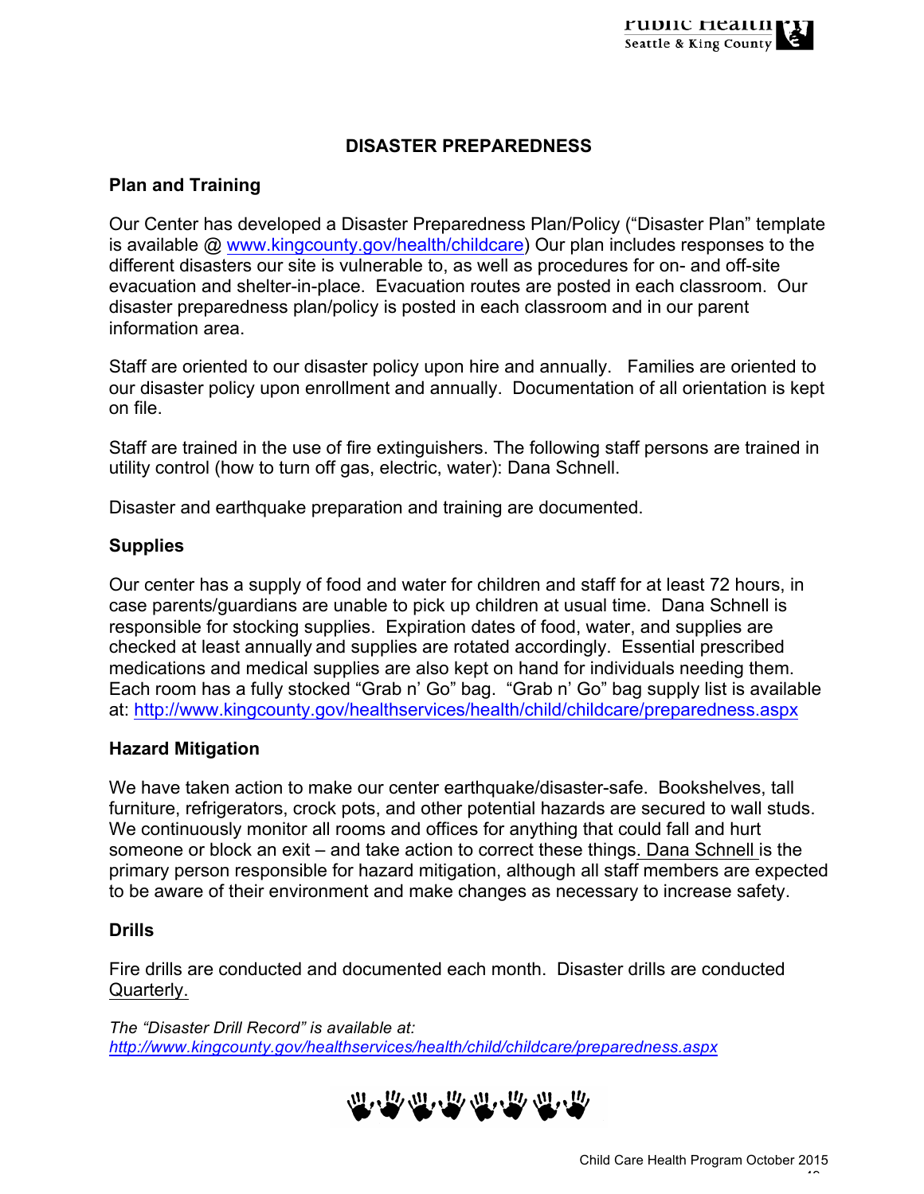# DISASTER PREPAREDNESS

## Plan and Training

Our Center has developed a Disaster Preparedness Plan/Policy ("Disaster Plan" template is available @ www.kingcounty.gov/health/childcare) Our plan includes responses to the different disasters our site is vulnerable to, as well as procedures for on- and off-site evacuation and shelter-in-place. Evacuation routes are posted in each classroom. Our disaster preparedness plan/policy is posted in each classroom and in our parent information area.

Staff are oriented to our disaster policy upon hire and annually. Families are oriented to our disaster policy upon enrollment and annually. Documentation of all orientation is kept on file.

Staff are trained in the use of fire extinguishers. The following staff persons are trained in utility control (how to turn off gas, electric, water): Dana Schnell.

Disaster and earthquake preparation and training are documented.

## Supplies

Our center has a supply of food and water for children and staff for at least 72 hours, in case parents/guardians are unable to pick up children at usual time. Dana Schnell is responsible for stocking supplies. Expiration dates of food, water, and supplies are checked at least annually and supplies are rotated accordingly. Essential prescribed medications and medical supplies are also kept on hand for individuals needing them. Each room has a fully stocked "Grab n' Go" bag. "Grab n' Go" bag supply list is available at: http://www.kingcounty.gov/healthservices/health/child/childcare/preparedness.aspx

## Hazard Mitigation

We have taken action to make our center earthquake/disaster-safe. Bookshelves, tall furniture, refrigerators, crock pots, and other potential hazards are secured to wall studs. We continuously monitor all rooms and offices for anything that could fall and hurt someone or block an exit – and take action to correct these things. Dana Schnell is the primary person responsible for hazard mitigation, although all staff members are expected to be aware of their environment and make changes as necessary to increase safety.

## Drills

Fire drills are conducted and documented each month. Disaster drills are conducted Quarterly.

*The "Disaster Drill Record" is available at: http://www.kingcounty.gov/healthservices/health/child/childcare/preparedness.aspx*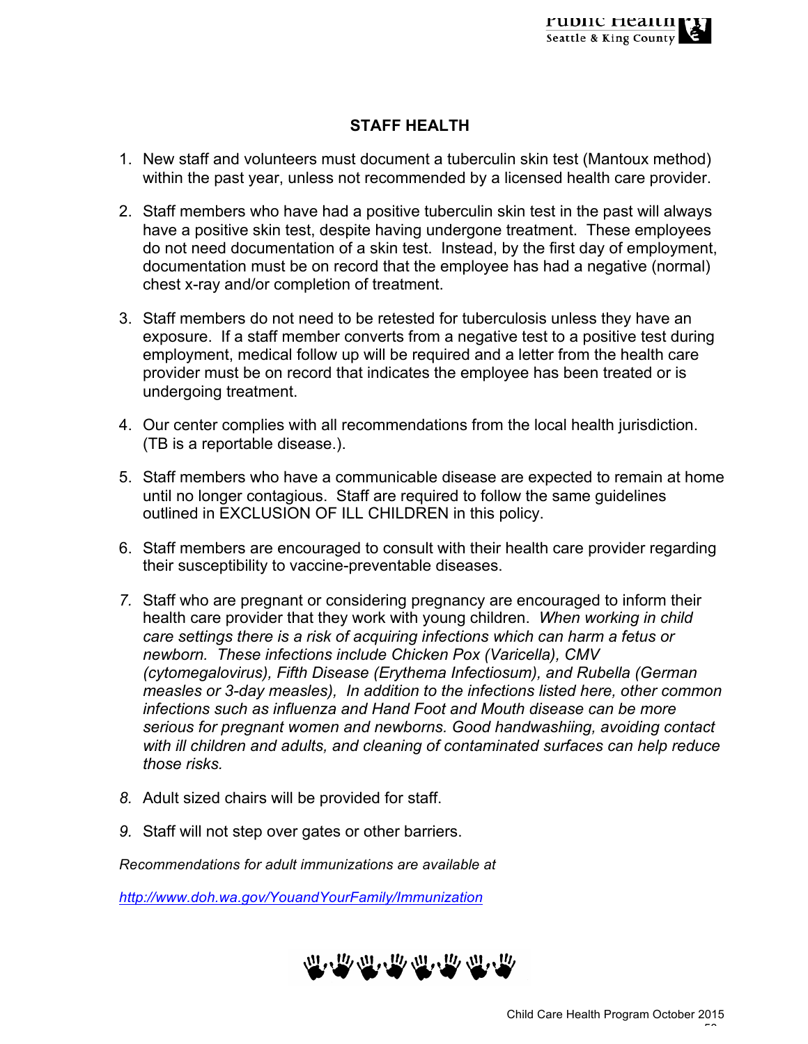## STAFF HEALTH

1. New staff and volunteers must document a tuberculin skin test (Mantoux method) within the past year, unless not recommended by a licensed health care provider.

2. Staff members who have had a positive tuberculin skin test in the past will always have a positive skin test, despite having undergone treatment. These employees do not need documentation of a skin test. Instead, by the first day of employment, documentation must be on record that the employee has had a negative (normal) chest x-ray and/or completion of treatment.

3. Staff members do not need to be retested for tuberculosis unless they have an exposure. If a staff member converts from a negative test to a positive test during employment, medical follow up will be required and a letter from the health care provider must be on record that indicates the employee has been treated or is undergoing treatment.

4. Our center complies with all recommendations from the local health jurisdiction. (TB is a reportable disease.).

5. Staff members who have a communicable disease are expected to remain at home until no longer contagious. Staff are required to follow the same guidelines outlined in EXCLUSION OF ILL CHILDREN in this policy.

6. Staff members are encouraged to consult with their health care provider regarding their susceptibility to vaccine-preventable diseases.

7. Staff who are pregnant or considering pregnancy are encouraged to inform their health care provider that they work with young children. *When working in child care settings there is a risk of acquiring infections which can harm a fetus or newborn. These infections include Chicken Pox (Varicella), CMV (cytomegalovirus), Fifth Disease (Erythema Infectiosum), and Rubella (German measles or 3-day measles), In addition to the infections listed here, other common infections such as influenza and Hand Foot and Mouth disease can be more serious for pregnant women and newborns. Good handwashiing, avoiding contact with ill children and adults, and cleaning of contaminated surfaces can help reduce those risks.*

8. Adult sized chairs will be provided for staff.

9. Staff will not step over gates or other barriers.

*Recommendations for adult immunizations are available at*

*http://www.doh.wa.gov/YouandYourFamily/Immunization*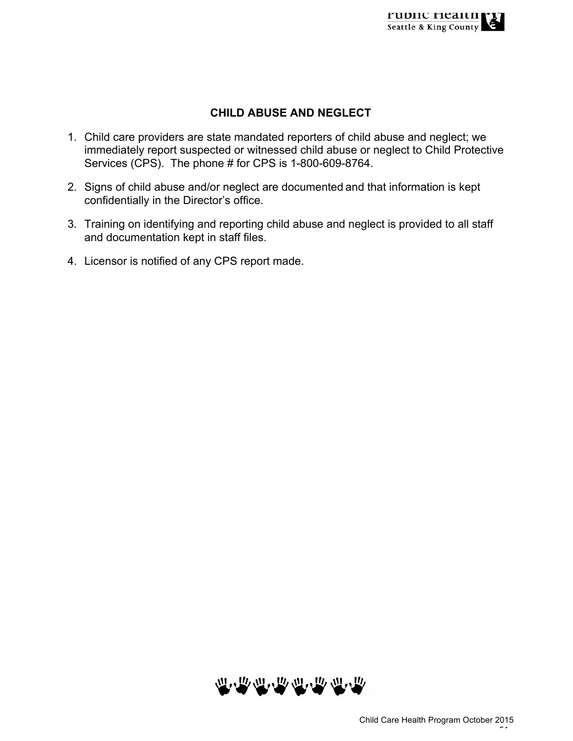# CHILD ABUSE AND NEGLECT

1. Child care providers are state mandated reporters of child abuse and neglect; we immediately report suspected or witnessed child abuse or neglect to Child Protective Services (CPS). The phone # for CPS is 1-800-609-8764.
2. Signs of child abuse and/or neglect are documented and that information is kept confidentially in the Director's office.
3. Training on identifying and reporting child abuse and neglect is provided to all staff and documentation kept in staff files.
4. Licensor is notified of any CPS report made.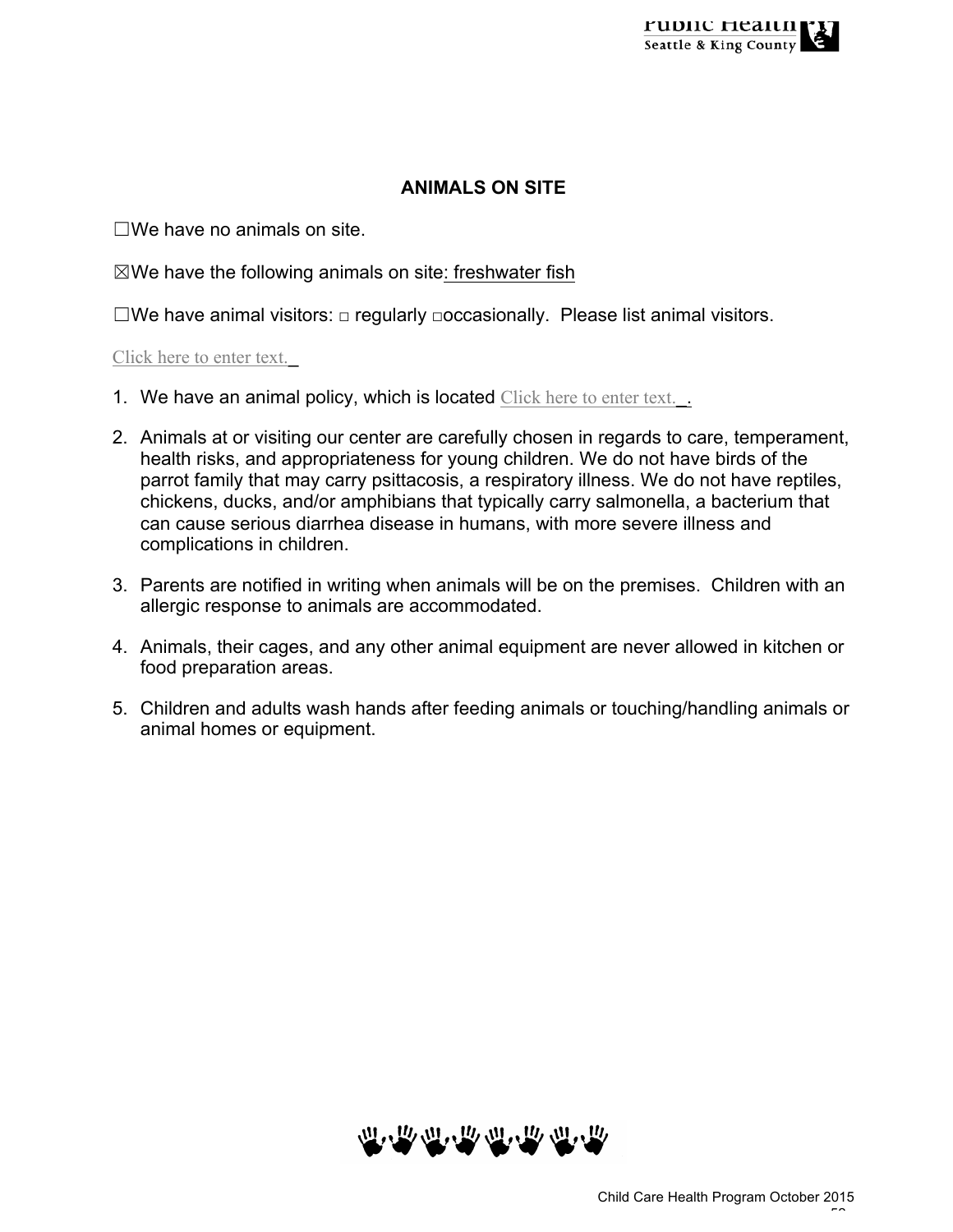## ANIMALS ON SITE

☐We have no animals on site.

☒We have the following animals on site: freshwater fish

☐We have animal visitors: □ regularly □occasionally. Please list animal visitors.

Click here to enter text._

1. We have an animal policy, which is located Click here to enter text._.
2. Animals at or visiting our center are carefully chosen in regards to care, temperament, health risks, and appropriateness for young children. We do not have birds of the parrot family that may carry psittacosis, a respiratory illness. We do not have reptiles, chickens, ducks, and/or amphibians that typically carry salmonella, a bacterium that can cause serious diarrhea disease in humans, with more severe illness and complications in children.
3. Parents are notified in writing when animals will be on the premises. Children with an allergic response to animals are accommodated.
4. Animals, their cages, and any other animal equipment are never allowed in kitchen or food preparation areas.
5. Children and adults wash hands after feeding animals or touching/handling animals or animal homes or equipment.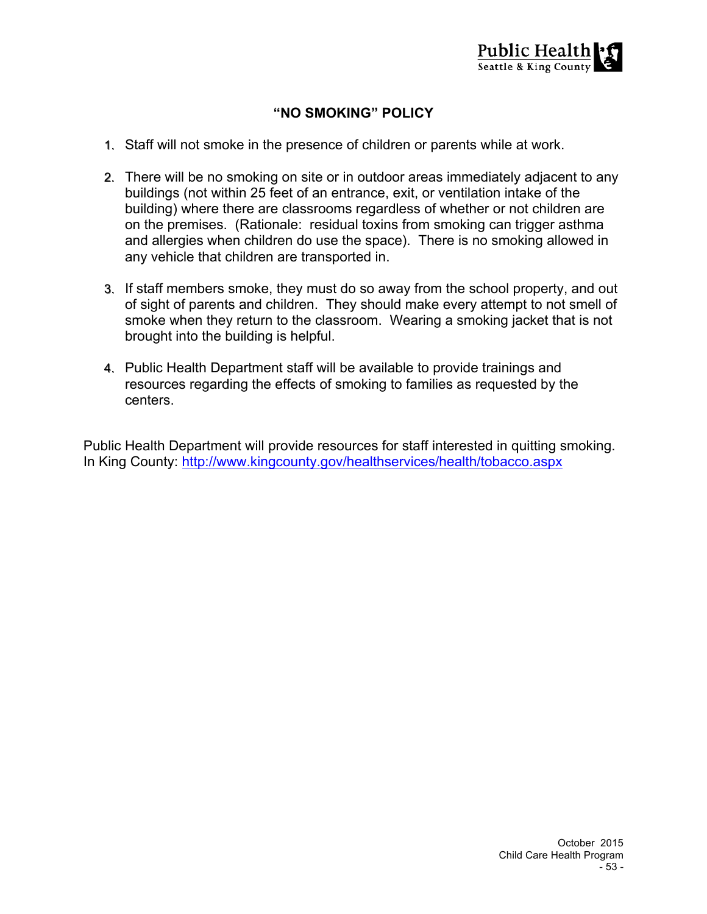## "NO SMOKING" POLICY

1. Staff will not smoke in the presence of children or parents while at work.

2. There will be no smoking on site or in outdoor areas immediately adjacent to any buildings (not within 25 feet of an entrance, exit, or ventilation intake of the building) where there are classrooms regardless of whether or not children are on the premises. (Rationale: residual toxins from smoking can trigger asthma and allergies when children do use the space). There is no smoking allowed in any vehicle that children are transported in.

3. If staff members smoke, they must do so away from the school property, and out of sight of parents and children. They should make every attempt to not smell of smoke when they return to the classroom. Wearing a smoking jacket that is not brought into the building is helpful.

4. Public Health Department staff will be available to provide trainings and resources regarding the effects of smoking to families as requested by the centers.

Public Health Department will provide resources for staff interested in quitting smoking.
In King County: http://www.kingcounty.gov/healthservices/health/tobacco.aspx